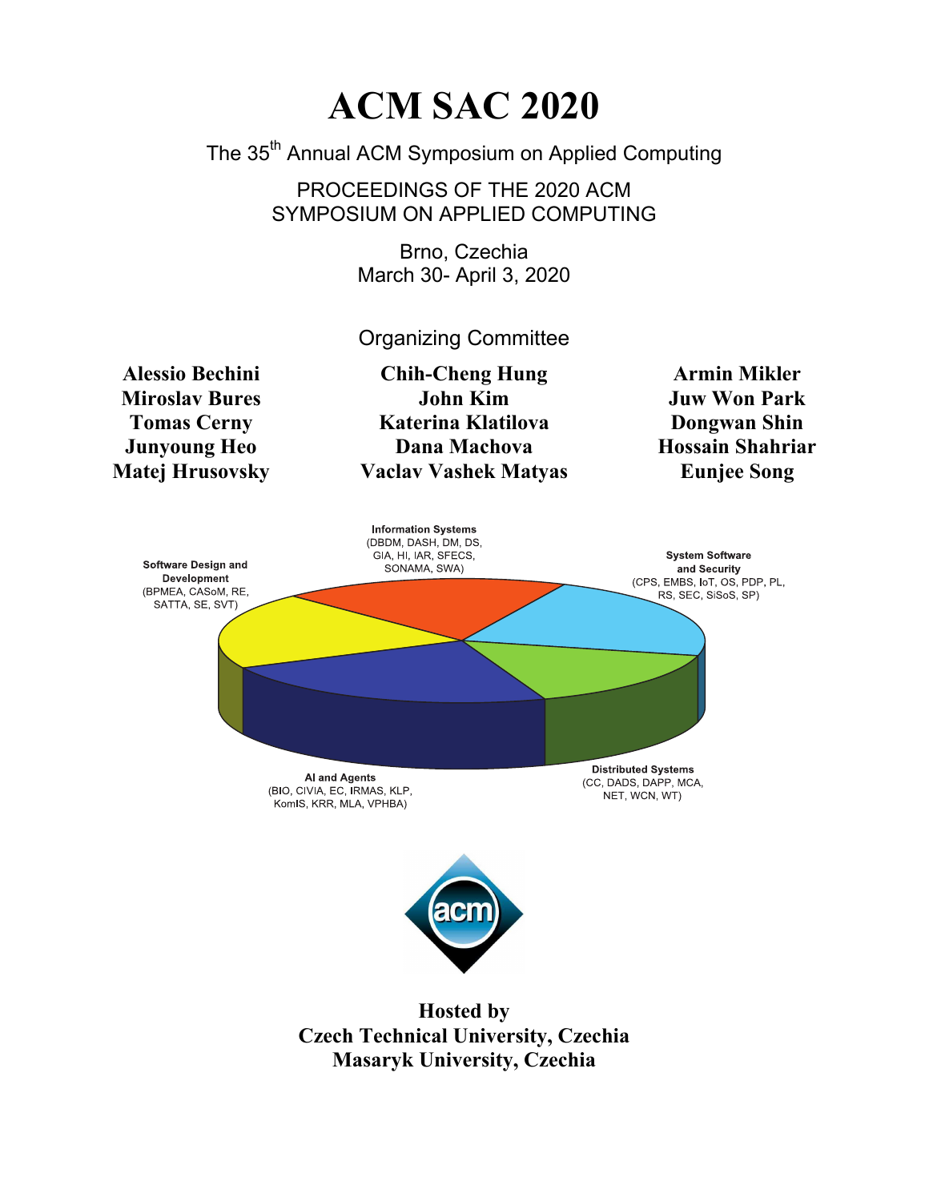# ACM SAC 2020

The 35th Annual ACM Symposium on Applied Computing

PROCEEDINGS OF THE 2020 ACM SYMPOSIUM ON APPLIED COMPUTING

Brno, Czechia
March 30- April 3, 2020

## Organizing Committee

**Alessio Bechini**
**Miroslav Bures**
**Tomas Cerny**
**Junyoung Heo**
**Matej Hrusovsky**
**Chih-Cheng Hung**
**John Kim**
**Katerina Klatilova**
**Dana Machova**
**Vaclav Vashek Matyas**
**Armin Mikler**
**Juw Won Park**
**Dongwan Shin**
**Hossain Shahriar**
**Eunjee Song**

**Information Systems**
(DBDM, DASH, DM, DS, GIA, HI, IAR, SFECS, SONAMA, SWA)

**Software Design and Development**
(BPMEA, CASoM, RE, SATTA, SE, SVT)

**System Software and Security**
(CPS, EMBS, IoT, OS, PDP, PL, RS, SEC, SiSoS, SP)

**AI and Agents**
(BIO, CIVIA, EC, IRMAS, KLP, KomIS, KRR, MLA, VPHBA)

**Distributed Systems**
(CC, DADS, DAPP, MCA, NET, WCN, WT)

**Hosted by**
**Czech Technical University, Czechia**
**Masaryk University, Czechia**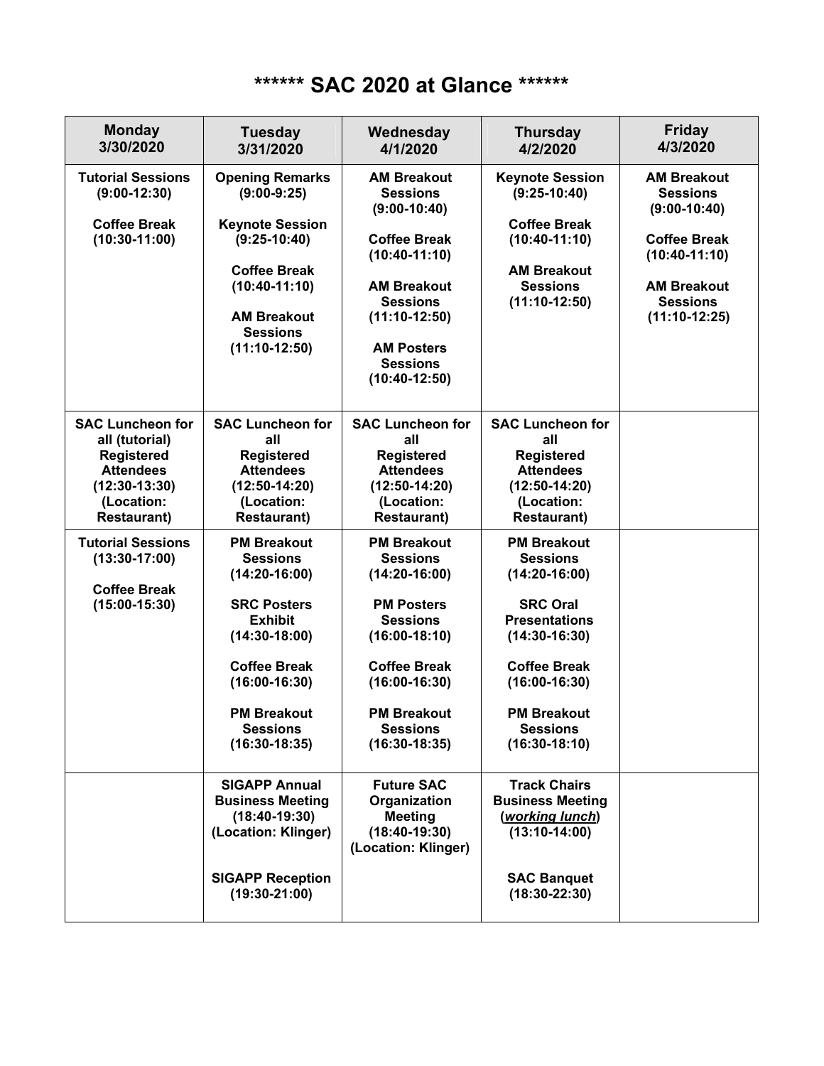# ****** SAC 2020 at Glance ******

| **Monday 3/30/2020** | **Tuesday 3/31/2020** | **Wednesday 4/1/2020** | **Thursday 4/2/2020** | **Friday 4/3/2020** |
|---|---|---|---|---|
| **Tutorial Sessions (9:00-12:30)**<br><br>**Coffee Break (10:30-11:00)** | **Opening Remarks (9:00-9:25)**<br><br>**Keynote Session (9:25-10:40)**<br><br>**Coffee Break (10:40-11:10)**<br><br>**AM Breakout Sessions (11:10-12:50)** | **AM Breakout Sessions (9:00-10:40)**<br><br>**Coffee Break (10:40-11:10)**<br><br>**AM Breakout Sessions (11:10-12:50)**<br><br>**AM Posters Sessions (10:40-12:50)** | **Keynote Session (9:25-10:40)**<br><br>**Coffee Break (10:40-11:10)**<br><br>**AM Breakout Sessions (11:10-12:50)** | **AM Breakout Sessions (9:00-10:40)**<br><br>**Coffee Break (10:40-11:10)**<br><br>**AM Breakout Sessions (11:10-12:25)** |
| **SAC Luncheon for all (tutorial) Registered Attendees (12:30-13:30) (Location: Restaurant)** | **SAC Luncheon for all Registered Attendees (12:50-14:20) (Location: Restaurant)** | **SAC Luncheon for all Registered Attendees (12:50-14:20) (Location: Restaurant)** | **SAC Luncheon for all Registered Attendees (12:50-14:20) (Location: Restaurant)** | |
| **Tutorial Sessions (13:30-17:00)**<br><br>**Coffee Break (15:00-15:30)** | **PM Breakout Sessions (14:20-16:00)**<br><br>**SRC Posters Exhibit (14:30-18:00)**<br><br>**Coffee Break (16:00-16:30)**<br><br>**PM Breakout Sessions (16:30-18:35)** | **PM Breakout Sessions (14:20-16:00)**<br><br>**PM Posters Sessions (16:00-18:10)**<br><br>**Coffee Break (16:00-16:30)**<br><br>**PM Breakout Sessions (16:30-18:35)** | **PM Breakout Sessions (14:20-16:00)**<br><br>**SRC Oral Presentations (14:30-16:30)**<br><br>**Coffee Break (16:00-16:30)**<br><br>**PM Breakout Sessions (16:30-18:10)** | |
| | **SIGAPP Annual Business Meeting (18:40-19:30) (Location: Klinger)**<br><br>**SIGAPP Reception (19:30-21:00)** | **Future SAC Organization Meeting (18:40-19:30) (Location: Klinger)** | **Track Chairs Business Meeting (*working lunch*) (13:10-14:00)**<br><br>**SAC Banquet (18:30-22:30)** | |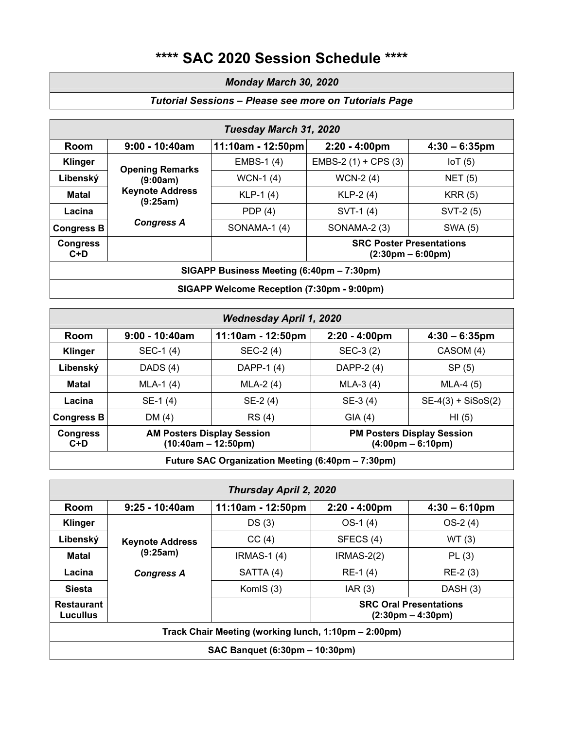# **** SAC 2020 Session Schedule ****

| *Monday March 30, 2020* |
|---|
| *Tutorial Sessions – Please see more on Tutorials Page* |

| *Tuesday March 31, 2020* | | | | |
|---|---|---|---|---|
| **Room** | **9:00 - 10:40am** | **11:10am - 12:50pm** | **2:20 - 4:00pm** | **4:30 – 6:35pm** |
| **Klinger** | **Opening Remarks (9:00am) Keynote Address (9:25am) *Congress A*** | EMBS-1 (4) | EMBS-2 (1) + CPS (3) | IoT (5) |
| **Libenský** | | WCN-1 (4) | WCN-2 (4) | NET (5) |
| **Matal** | | KLP-1 (4) | KLP-2 (4) | KRR (5) |
| **Lacina** | | PDP (4) | SVT-1 (4) | SVT-2 (5) |
| **Congress B** | | SONAMA-1 (4) | SONAMA-2 (3) | SWA (5) |
| **Congress C+D** | | | **SRC Poster Presentations (2:30pm – 6:00pm)** | |
| **SIGAPP Business Meeting (6:40pm – 7:30pm)** | | | | |
| **SIGAPP Welcome Reception (7:30pm - 9:00pm)** | | | | |

| *Wednesday April 1, 2020* | | | | |
|---|---|---|---|---|
| **Room** | **9:00 - 10:40am** | **11:10am - 12:50pm** | **2:20 - 4:00pm** | **4:30 – 6:35pm** |
| **Klinger** | SEC-1 (4) | SEC-2 (4) | SEC-3 (2) | CASOM (4) |
| **Libenský** | DADS (4) | DAPP-1 (4) | DAPP-2 (4) | SP (5) |
| **Matal** | MLA-1 (4) | MLA-2 (4) | MLA-3 (4) | MLA-4 (5) |
| **Lacina** | SE-1 (4) | SE-2 (4) | SE-3 (4) | SE-4(3) + SiSoS(2) |
| **Congress B** | DM (4) | RS (4) | GIA (4) | HI (5) |
| **Congress C+D** | **AM Posters Display Session (10:40am – 12:50pm)** | | **PM Posters Display Session (4:00pm – 6:10pm)** | |
| **Future SAC Organization Meeting (6:40pm – 7:30pm)** | | | | |

| *Thursday April 2, 2020* | | | | |
|---|---|---|---|---|
| **Room** | **9:25 - 10:40am** | **11:10am - 12:50pm** | **2:20 - 4:00pm** | **4:30 – 6:10pm** |
| **Klinger** | **Keynote Address (9:25am) *Congress A*** | DS (3) | OS-1 (4) | OS-2 (4) |
| **Libenský** | | CC (4) | SFECS (4) | WT (3) |
| **Matal** | | IRMAS-1 (4) | IRMAS-2(2) | PL (3) |
| **Lacina** | | SATTA (4) | RE-1 (4) | RE-2 (3) |
| **Siesta** | | KomIS (3) | IAR (3) | DASH (3) |
| **Restaurant Lucullus** | | | **SRC Oral Presentations (2:30pm – 4:30pm)** | |
| **Track Chair Meeting (working lunch, 1:10pm – 2:00pm)** | | | | |
| **SAC Banquet (6:30pm – 10:30pm)** | | | | |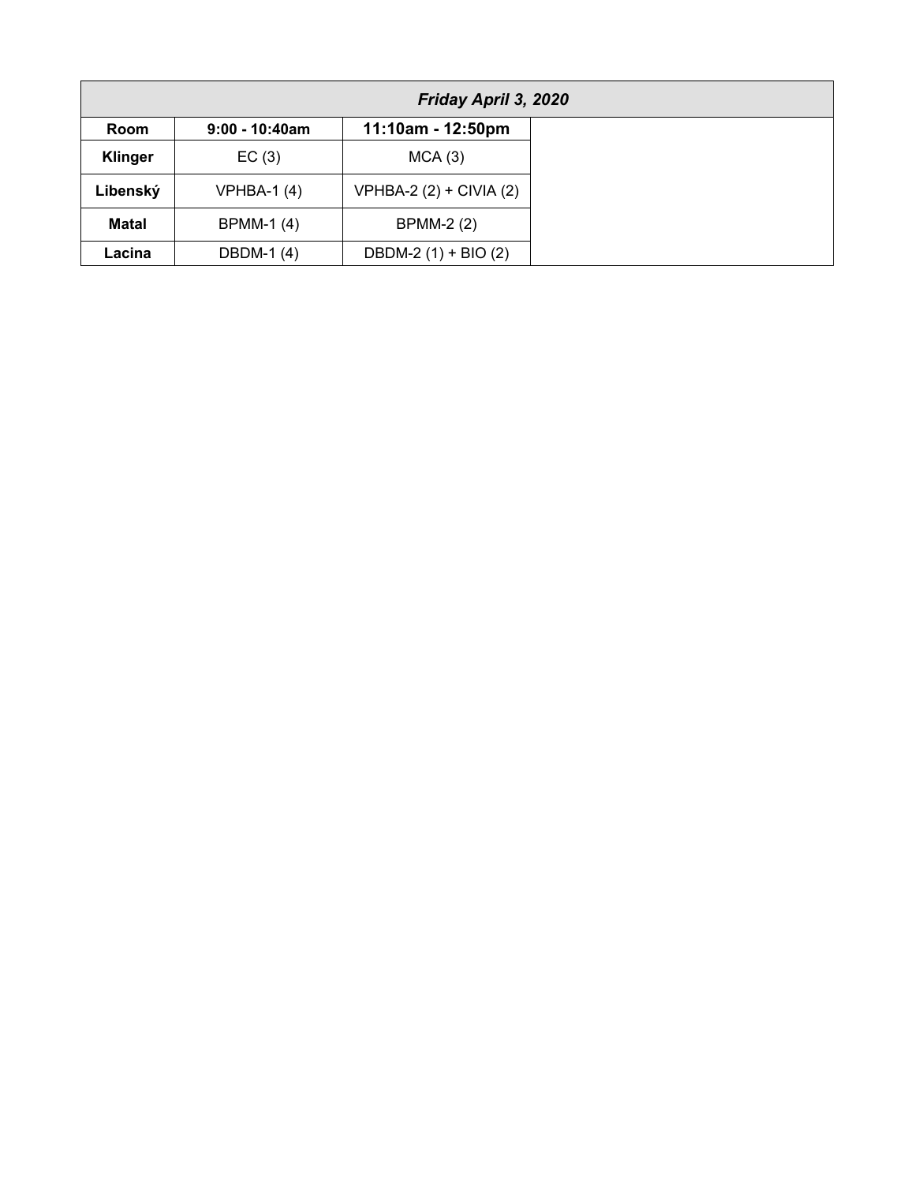| *Friday April 3, 2020* | | | |
|---|---|---|---|
| **Room** | **9:00 - 10:40am** | **11:10am - 12:50pm** | |
| **Klinger** | EC (3) | MCA (3) | |
| **Libenský** | VPHBA-1 (4) | VPHBA-2 (2) + CIVIA (2) | |
| **Matal** | BPMM-1 (4) | BPMM-2 (2) | |
| **Lacina** | DBDM-1 (4) | DBDM-2 (1) + BIO (2) | |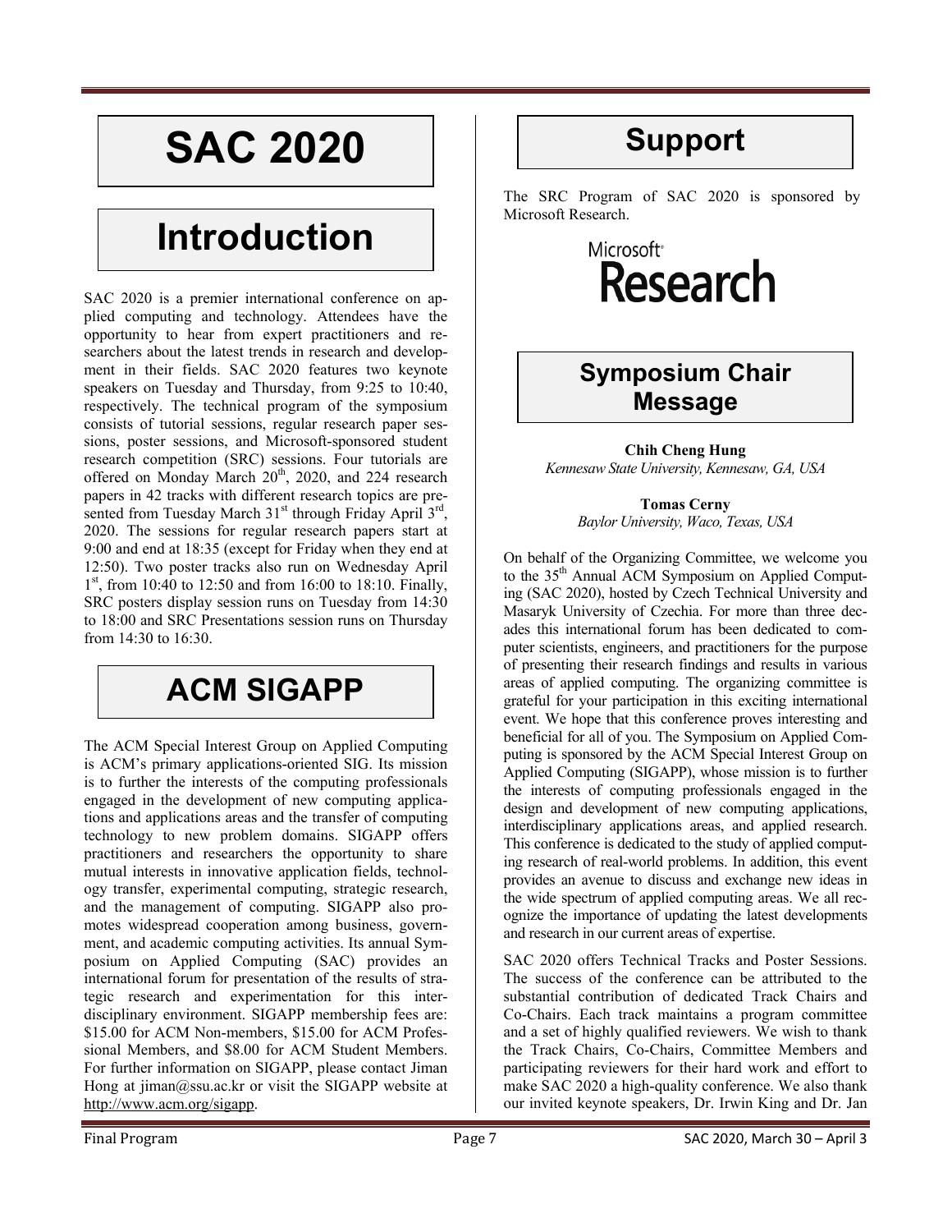# SAC 2020

## Introduction

SAC 2020 is a premier international conference on applied computing and technology. Attendees have the opportunity to hear from expert practitioners and researchers about the latest trends in research and development in their fields. SAC 2020 features two keynote speakers on Tuesday and Thursday, from 9:25 to 10:40, respectively. The technical program of the symposium consists of tutorial sessions, regular research paper sessions, poster sessions, and Microsoft-sponsored student research competition (SRC) sessions. Four tutorials are offered on Monday March 20th, 2020, and 224 research papers in 42 tracks with different research topics are presented from Tuesday March 31st through Friday April 3rd, 2020. The sessions for regular research papers start at 9:00 and end at 18:35 (except for Friday when they end at 12:50). Two poster tracks also run on Wednesday April 1st, from 10:40 to 12:50 and from 16:00 to 18:10. Finally, SRC posters display session runs on Tuesday from 14:30 to 18:00 and SRC Presentations session runs on Thursday from 14:30 to 16:30.

## ACM SIGAPP

The ACM Special Interest Group on Applied Computing is ACM's primary applications-oriented SIG. Its mission is to further the interests of the computing professionals engaged in the development of new computing applications and applications areas and the transfer of computing technology to new problem domains. SIGAPP offers practitioners and researchers the opportunity to share mutual interests in innovative application fields, technology transfer, experimental computing, strategic research, and the management of computing. SIGAPP also promotes widespread cooperation among business, government, and academic computing activities. Its annual Symposium on Applied Computing (SAC) provides an international forum for presentation of the results of strategic research and experimentation for this interdisciplinary environment. SIGAPP membership fees are: $15.00 for ACM Non-members, $15.00 for ACM Professional Members, and $8.00 for ACM Student Members. For further information on SIGAPP, please contact Jiman Hong at jiman@ssu.ac.kr or visit the SIGAPP website at http://www.acm.org/sigapp.

## Support

The SRC Program of SAC 2020 is sponsored by Microsoft Research.

Microsoft Research

## Symposium Chair Message

**Chih Cheng Hung**
*Kennesaw State University, Kennesaw, GA, USA*

**Tomas Cerny**
*Baylor University, Waco, Texas, USA*

On behalf of the Organizing Committee, we welcome you to the 35th Annual ACM Symposium on Applied Computing (SAC 2020), hosted by Czech Technical University and Masaryk University of Czechia. For more than three decades this international forum has been dedicated to computer scientists, engineers, and practitioners for the purpose of presenting their research findings and results in various areas of applied computing. The organizing committee is grateful for your participation in this exciting international event. We hope that this conference proves interesting and beneficial for all of you. The Symposium on Applied Computing is sponsored by the ACM Special Interest Group on Applied Computing (SIGAPP), whose mission is to further the interests of computing professionals engaged in the design and development of new computing applications, interdisciplinary applications areas, and applied research. This conference is dedicated to the study of applied computing research of real-world problems. In addition, this event provides an avenue to discuss and exchange new ideas in the wide spectrum of applied computing areas. We all recognize the importance of updating the latest developments and research in our current areas of expertise.

SAC 2020 offers Technical Tracks and Poster Sessions. The success of the conference can be attributed to the substantial contribution of dedicated Track Chairs and Co-Chairs. Each track maintains a program committee and a set of highly qualified reviewers. We wish to thank the Track Chairs, Co-Chairs, Committee Members and participating reviewers for their hard work and effort to make SAC 2020 a high-quality conference. We also thank our invited keynote speakers, Dr. Irwin King and Dr. Jan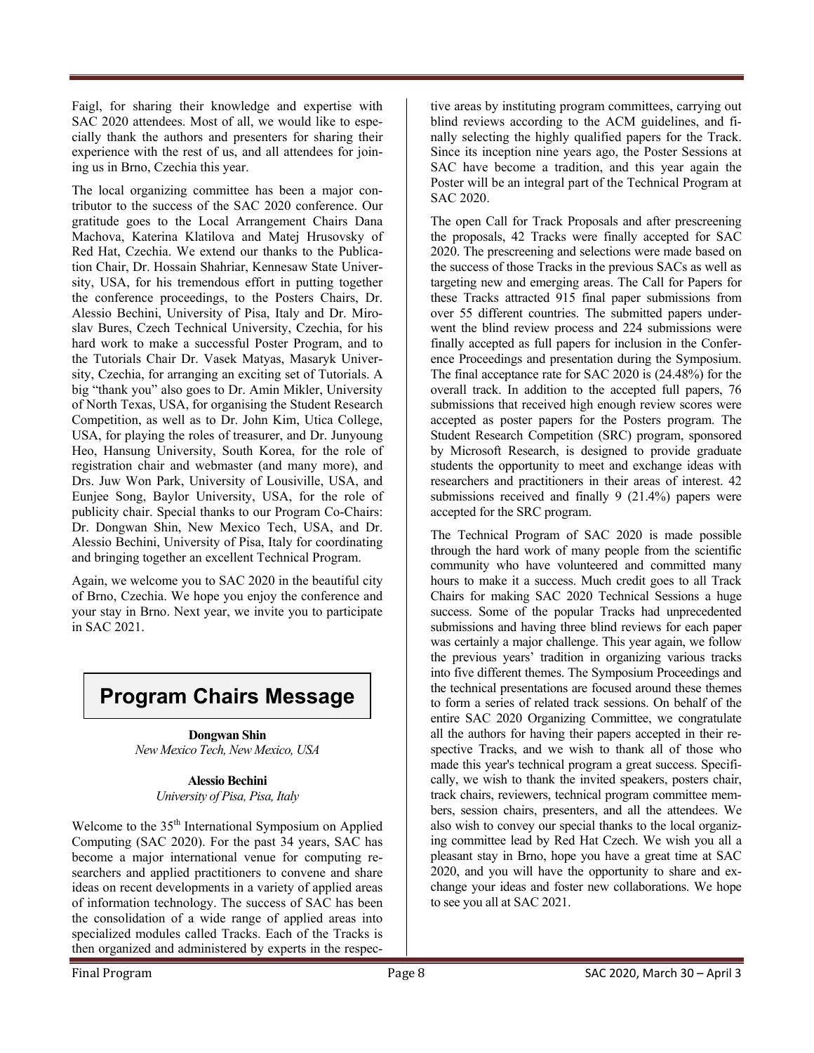Faigl, for sharing their knowledge and expertise with SAC 2020 attendees. Most of all, we would like to especially thank the authors and presenters for sharing their experience with the rest of us, and all attendees for joining us in Brno, Czechia this year.

The local organizing committee has been a major contributor to the success of the SAC 2020 conference. Our gratitude goes to the Local Arrangement Chairs Dana Machova, Katerina Klatilova and Matej Hrusovsky of Red Hat, Czechia. We extend our thanks to the Publication Chair, Dr. Hossain Shahriar, Kennesaw State University, USA, for his tremendous effort in putting together the conference proceedings, to the Posters Chairs, Dr. Alessio Bechini, University of Pisa, Italy and Dr. Miroslav Bures, Czech Technical University, Czechia, for his hard work to make a successful Poster Program, and to the Tutorials Chair Dr. Vasek Matyas, Masaryk University, Czechia, for arranging an exciting set of Tutorials. A big "thank you" also goes to Dr. Amin Mikler, University of North Texas, USA, for organising the Student Research Competition, as well as to Dr. John Kim, Utica College, USA, for playing the roles of treasurer, and Dr. Junyoung Heo, Hansung University, South Korea, for the role of registration chair and webmaster (and many more), and Drs. Juw Won Park, University of Lousiville, USA, and Eunjee Song, Baylor University, USA, for the role of publicity chair. Special thanks to our Program Co-Chairs: Dr. Dongwan Shin, New Mexico Tech, USA, and Dr. Alessio Bechini, University of Pisa, Italy for coordinating and bringing together an excellent Technical Program.

Again, we welcome you to SAC 2020 in the beautiful city of Brno, Czechia. We hope you enjoy the conference and your stay in Brno. Next year, we invite you to participate in SAC 2021.

# Program Chairs Message

**Dongwan Shin**
*New Mexico Tech, New Mexico, USA*

**Alessio Bechini**
*University of Pisa, Pisa, Italy*

Welcome to the 35th International Symposium on Applied Computing (SAC 2020). For the past 34 years, SAC has become a major international venue for computing researchers and applied practitioners to convene and share ideas on recent developments in a variety of applied areas of information technology. The success of SAC has been the consolidation of a wide range of applied areas into specialized modules called Tracks. Each of the Tracks is then organized and administered by experts in the respective areas by instituting program committees, carrying out blind reviews according to the ACM guidelines, and finally selecting the highly qualified papers for the Track. Since its inception nine years ago, the Poster Sessions at SAC have become a tradition, and this year again the Poster will be an integral part of the Technical Program at SAC 2020.

The open Call for Track Proposals and after prescreening the proposals, 42 Tracks were finally accepted for SAC 2020. The prescreening and selections were made based on the success of those Tracks in the previous SACs as well as targeting new and emerging areas. The Call for Papers for these Tracks attracted 915 final paper submissions from over 55 different countries. The submitted papers underwent the blind review process and 224 submissions were finally accepted as full papers for inclusion in the Conference Proceedings and presentation during the Symposium. The final acceptance rate for SAC 2020 is (24.48%) for the overall track. In addition to the accepted full papers, 76 submissions that received high enough review scores were accepted as poster papers for the Posters program. The Student Research Competition (SRC) program, sponsored by Microsoft Research, is designed to provide graduate students the opportunity to meet and exchange ideas with researchers and practitioners in their areas of interest. 42 submissions received and finally 9 (21.4%) papers were accepted for the SRC program.

The Technical Program of SAC 2020 is made possible through the hard work of many people from the scientific community who have volunteered and committed many hours to make it a success. Much credit goes to all Track Chairs for making SAC 2020 Technical Sessions a huge success. Some of the popular Tracks had unprecedented submissions and having three blind reviews for each paper was certainly a major challenge. This year again, we follow the previous years' tradition in organizing various tracks into five different themes. The Symposium Proceedings and the technical presentations are focused around these themes to form a series of related track sessions. On behalf of the entire SAC 2020 Organizing Committee, we congratulate all the authors for having their papers accepted in their respective Tracks, and we wish to thank all of those who made this year's technical program a great success. Specifically, we wish to thank the invited speakers, posters chair, track chairs, reviewers, technical program committee members, session chairs, presenters, and all the attendees. We also wish to convey our special thanks to the local organizing committee lead by Red Hat Czech. We wish you all a pleasant stay in Brno, hope you have a great time at SAC 2020, and you will have the opportunity to share and exchange your ideas and foster new collaborations. We hope to see you all at SAC 2021.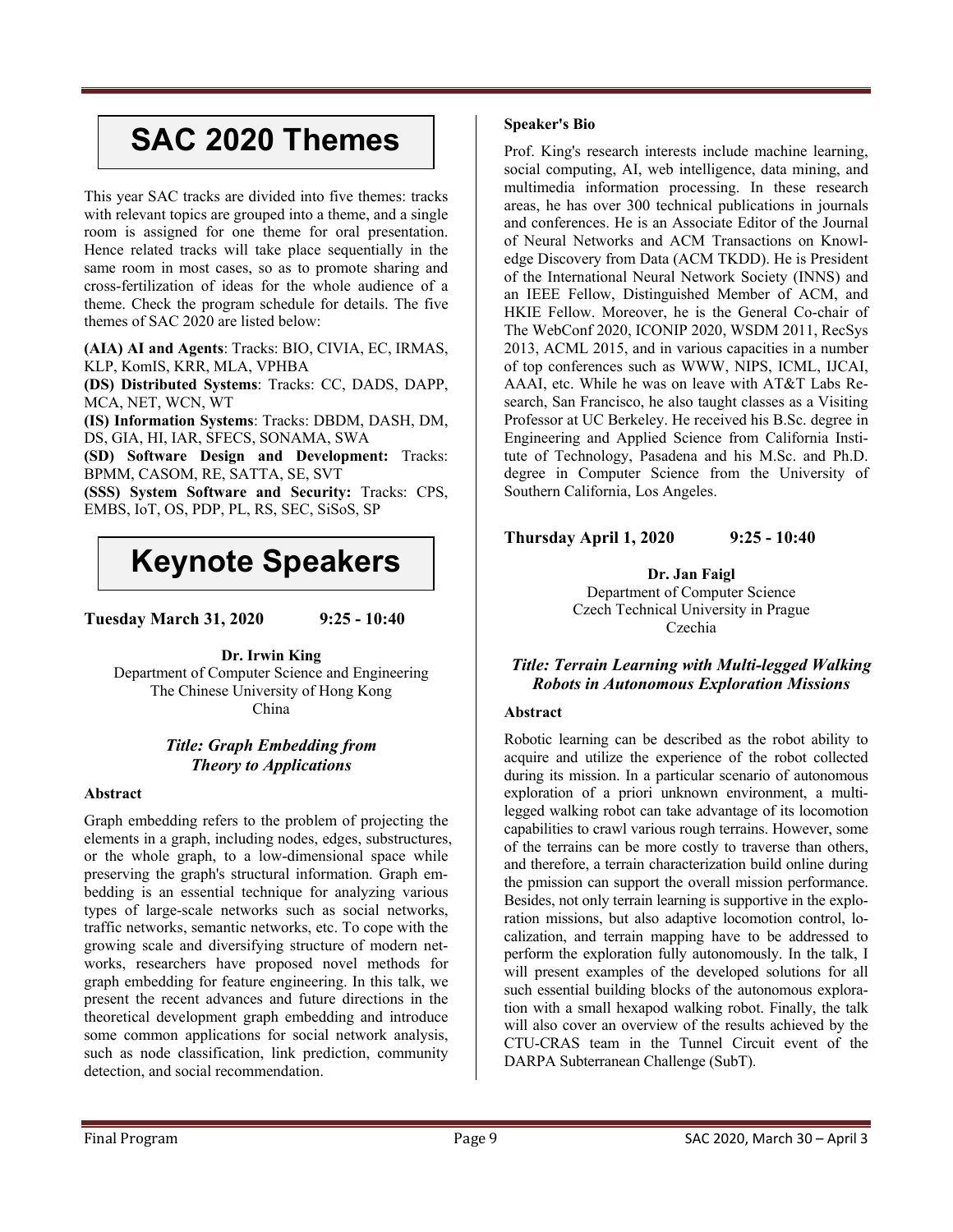# SAC 2020 Themes

This year SAC tracks are divided into five themes: tracks with relevant topics are grouped into a theme, and a single room is assigned for one theme for oral presentation. Hence related tracks will take place sequentially in the same room in most cases, so as to promote sharing and cross-fertilization of ideas for the whole audience of a theme. Check the program schedule for details. The five themes of SAC 2020 are listed below:

**(AIA) AI and Agents**: Tracks: BIO, CIVIA, EC, IRMAS, KLP, KomIS, KRR, MLA, VPHBA

**(DS) Distributed Systems**: Tracks: CC, DADS, DAPP, MCA, NET, WCN, WT

**(IS) Information Systems**: Tracks: DBDM, DASH, DM, DS, GIA, HI, IAR, SFECS, SONAMA, SWA

**(SD) Software Design and Development:** Tracks: BPMM, CASOM, RE, SATTA, SE, SVT

**(SSS) System Software and Security:** Tracks: CPS, EMBS, IoT, OS, PDP, PL, RS, SEC, SiSoS, SP

# Keynote Speakers

**Tuesday March 31, 2020 9:25 - 10:40**

**Dr. Irwin King**
Department of Computer Science and Engineering
The Chinese University of Hong Kong
China

### *Title: Graph Embedding from Theory to Applications*

**Abstract**

Graph embedding refers to the problem of projecting the elements in a graph, including nodes, edges, substructures, or the whole graph, to a low-dimensional space while preserving the graph's structural information. Graph embedding is an essential technique for analyzing various types of large-scale networks such as social networks, traffic networks, semantic networks, etc. To cope with the growing scale and diversifying structure of modern networks, researchers have proposed novel methods for graph embedding for feature engineering. In this talk, we present the recent advances and future directions in the theoretical development graph embedding and introduce some common applications for social network analysis, such as node classification, link prediction, community detection, and social recommendation.

**Speaker's Bio**

Prof. King's research interests include machine learning, social computing, AI, web intelligence, data mining, and multimedia information processing. In these research areas, he has over 300 technical publications in journals and conferences. He is an Associate Editor of the Journal of Neural Networks and ACM Transactions on Knowledge Discovery from Data (ACM TKDD). He is President of the International Neural Network Society (INNS) and an IEEE Fellow, Distinguished Member of ACM, and HKIE Fellow. Moreover, he is the General Co-chair of The WebConf 2020, ICONIP 2020, WSDM 2011, RecSys 2013, ACML 2015, and in various capacities in a number of top conferences such as WWW, NIPS, ICML, IJCAI, AAAI, etc. While he was on leave with AT&T Labs Research, San Francisco, he also taught classes as a Visiting Professor at UC Berkeley. He received his B.Sc. degree in Engineering and Applied Science from California Institute of Technology, Pasadena and his M.Sc. and Ph.D. degree in Computer Science from the University of Southern California, Los Angeles.

**Thursday April 1, 2020 9:25 - 10:40**

**Dr. Jan Faigl**
Department of Computer Science
Czech Technical University in Prague
Czechia

### *Title: Terrain Learning with Multi-legged Walking Robots in Autonomous Exploration Missions*

**Abstract**

Robotic learning can be described as the robot ability to acquire and utilize the experience of the robot collected during its mission. In a particular scenario of autonomous exploration of a priori unknown environment, a multi-legged walking robot can take advantage of its locomotion capabilities to crawl various rough terrains. However, some of the terrains can be more costly to traverse than others, and therefore, a terrain characterization build online during the pmission can support the overall mission performance. Besides, not only terrain learning is supportive in the exploration missions, but also adaptive locomotion control, localization, and terrain mapping have to be addressed to perform the exploration fully autonomously. In the talk, I will present examples of the developed solutions for all such essential building blocks of the autonomous exploration with a small hexapod walking robot. Finally, the talk will also cover an overview of the results achieved by the CTU-CRAS team in the Tunnel Circuit event of the DARPA Subterranean Challenge (SubT).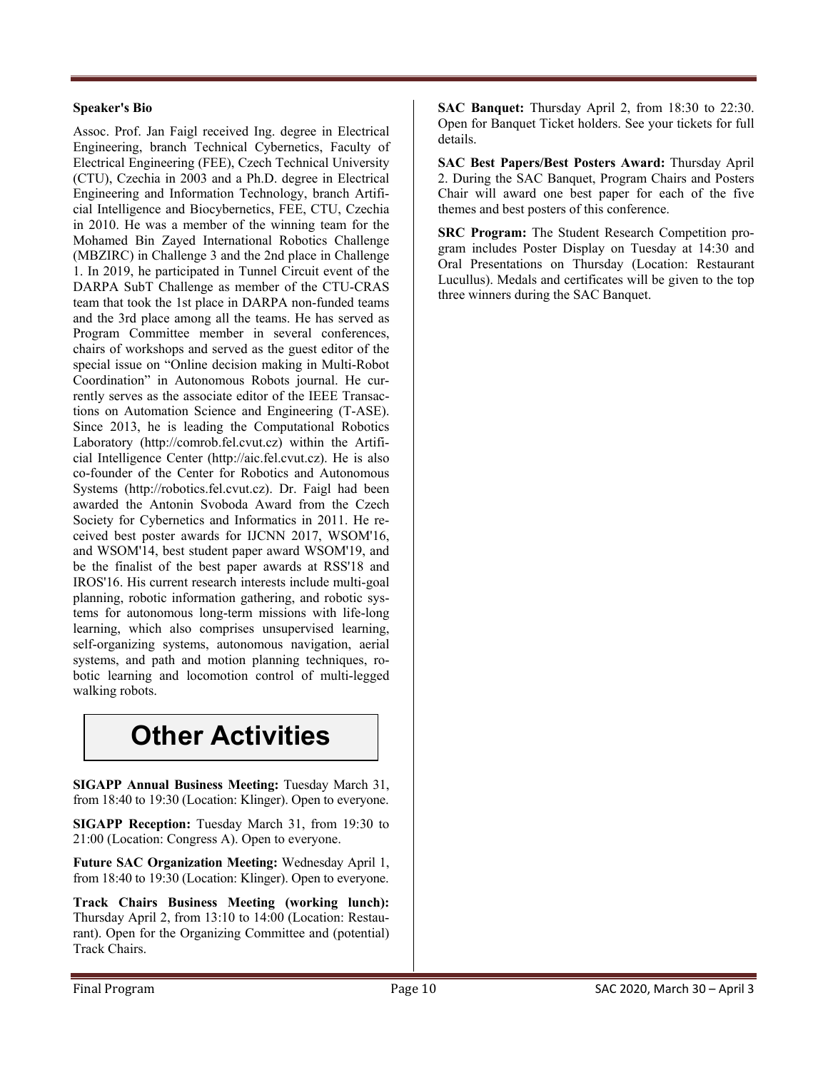**Speaker's Bio**

Assoc. Prof. Jan Faigl received Ing. degree in Electrical Engineering, branch Technical Cybernetics, Faculty of Electrical Engineering (FEE), Czech Technical University (CTU), Czechia in 2003 and a Ph.D. degree in Electrical Engineering and Information Technology, branch Artificial Intelligence and Biocybernetics, FEE, CTU, Czechia in 2010. He was a member of the winning team for the Mohamed Bin Zayed International Robotics Challenge (MBZIRC) in Challenge 3 and the 2nd place in Challenge 1. In 2019, he participated in Tunnel Circuit event of the DARPA SubT Challenge as member of the CTU-CRAS team that took the 1st place in DARPA non-funded teams and the 3rd place among all the teams. He has served as Program Committee member in several conferences, chairs of workshops and served as the guest editor of the special issue on "Online decision making in Multi-Robot Coordination" in Autonomous Robots journal. He currently serves as the associate editor of the IEEE Transactions on Automation Science and Engineering (T-ASE). Since 2013, he is leading the Computational Robotics Laboratory (http://comrob.fel.cvut.cz) within the Artificial Intelligence Center (http://aic.fel.cvut.cz). He is also co-founder of the Center for Robotics and Autonomous Systems (http://robotics.fel.cvut.cz). Dr. Faigl had been awarded the Antonin Svoboda Award from the Czech Society for Cybernetics and Informatics in 2011. He received best poster awards for IJCNN 2017, WSOM'16, and WSOM'14, best student paper award WSOM'19, and be the finalist of the best paper awards at RSS'18 and IROS'16. His current research interests include multi-goal planning, robotic information gathering, and robotic systems for autonomous long-term missions with life-long learning, which also comprises unsupervised learning, self-organizing systems, autonomous navigation, aerial systems, and path and motion planning techniques, robotic learning and locomotion control of multi-legged walking robots.

# Other Activities

**SIGAPP Annual Business Meeting:** Tuesday March 31, from 18:40 to 19:30 (Location: Klinger). Open to everyone.

**SIGAPP Reception:** Tuesday March 31, from 19:30 to 21:00 (Location: Congress A). Open to everyone.

**Future SAC Organization Meeting:** Wednesday April 1, from 18:40 to 19:30 (Location: Klinger). Open to everyone.

**Track Chairs Business Meeting (working lunch):** Thursday April 2, from 13:10 to 14:00 (Location: Restaurant). Open for the Organizing Committee and (potential) Track Chairs.

**SAC Banquet:** Thursday April 2, from 18:30 to 22:30. Open for Banquet Ticket holders. See your tickets for full details.

**SAC Best Papers/Best Posters Award:** Thursday April 2. During the SAC Banquet, Program Chairs and Posters Chair will award one best paper for each of the five themes and best posters of this conference.

**SRC Program:** The Student Research Competition program includes Poster Display on Tuesday at 14:30 and Oral Presentations on Thursday (Location: Restaurant Lucullus). Medals and certificates will be given to the top three winners during the SAC Banquet.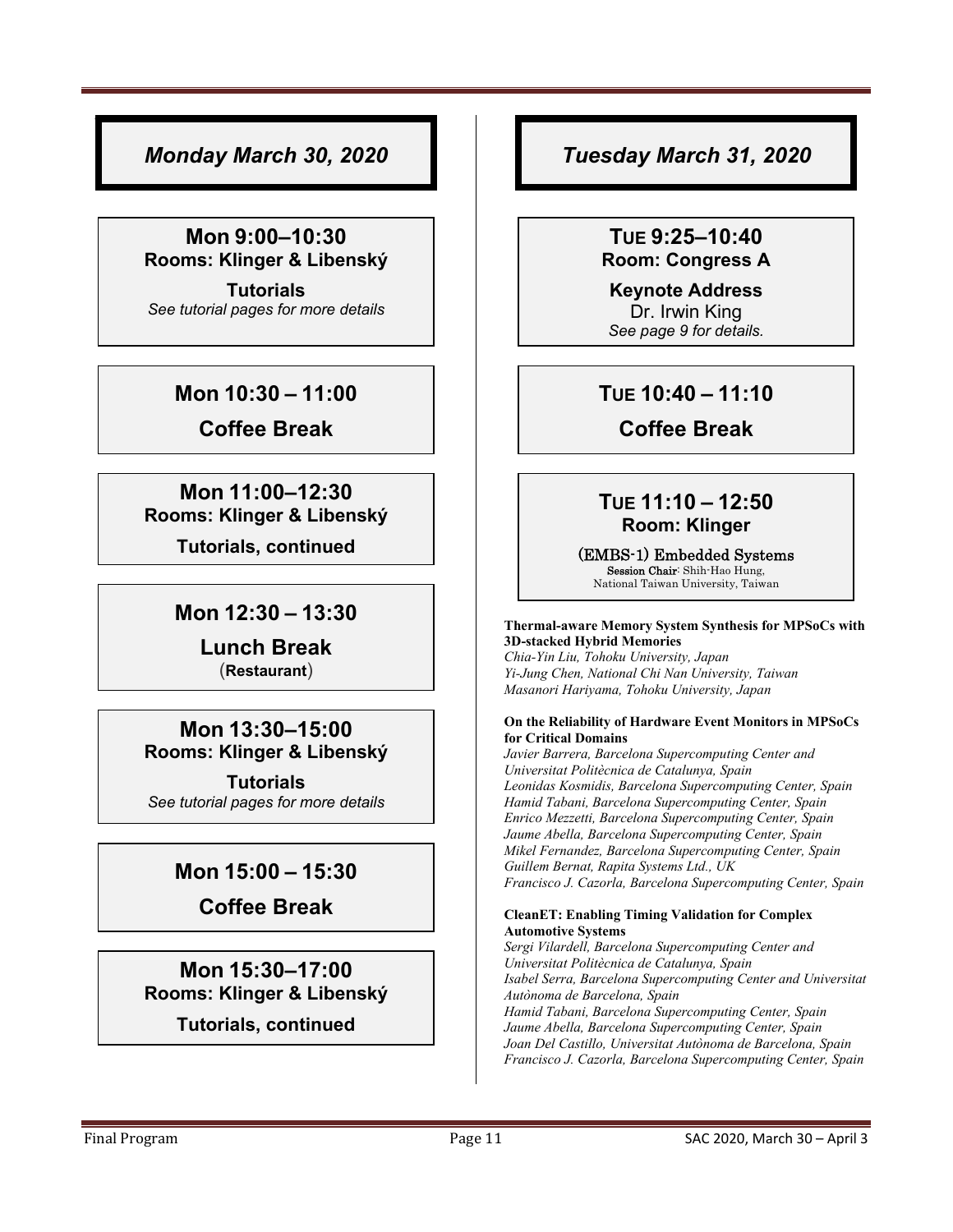## Monday March 30, 2020

**Mon 9:00–10:30**
**Rooms: Klinger & Libenský**

**Tutorials**
*See tutorial pages for more details*

**Mon 10:30 – 11:00**

**Coffee Break**

**Mon 11:00–12:30**
**Rooms: Klinger & Libenský**

**Tutorials, continued**

**Mon 12:30 – 13:30**

**Lunch Break**
(**Restaurant**)

**Mon 13:30–15:00**
**Rooms: Klinger & Libenský**

**Tutorials**
*See tutorial pages for more details*

**Mon 15:00 – 15:30**

**Coffee Break**

**Mon 15:30–17:00**
**Rooms: Klinger & Libenský**

**Tutorials, continued**

## Tuesday March 31, 2020

**TUE 9:25–10:40**
**Room: Congress A**

**Keynote Address**
Dr. Irwin King
*See page 9 for details.*

**TUE 10:40 – 11:10**

**Coffee Break**

**TUE 11:10 – 12:50**
**Room: Klinger**

(EMBS-1) Embedded Systems
**Session Chair**: Shih-Hao Hung, National Taiwan University, Taiwan

**Thermal-aware Memory System Synthesis for MPSoCs with 3D-stacked Hybrid Memories**
*Chia-Yin Liu, Tohoku University, Japan*
*Yi-Jung Chen, National Chi Nan University, Taiwan*
*Masanori Hariyama, Tohoku University, Japan*

**On the Reliability of Hardware Event Monitors in MPSoCs for Critical Domains**
*Javier Barrera, Barcelona Supercomputing Center and Universitat Politècnica de Catalunya, Spain*
*Leonidas Kosmidis, Barcelona Supercomputing Center, Spain*
*Hamid Tabani, Barcelona Supercomputing Center, Spain*
*Enrico Mezzetti, Barcelona Supercomputing Center, Spain*
*Jaume Abella, Barcelona Supercomputing Center, Spain*
*Mikel Fernandez, Barcelona Supercomputing Center, Spain*
*Guillem Bernat, Rapita Systems Ltd., UK*
*Francisco J. Cazorla, Barcelona Supercomputing Center, Spain*

**CleanET: Enabling Timing Validation for Complex Automotive Systems**
*Sergi Vilardell, Barcelona Supercomputing Center and Universitat Politècnica de Catalunya, Spain*
*Isabel Serra, Barcelona Supercomputing Center and Universitat Autònoma de Barcelona, Spain*
*Hamid Tabani, Barcelona Supercomputing Center, Spain*
*Jaume Abella, Barcelona Supercomputing Center, Spain*
*Joan Del Castillo, Universitat Autònoma de Barcelona, Spain*
*Francisco J. Cazorla, Barcelona Supercomputing Center, Spain*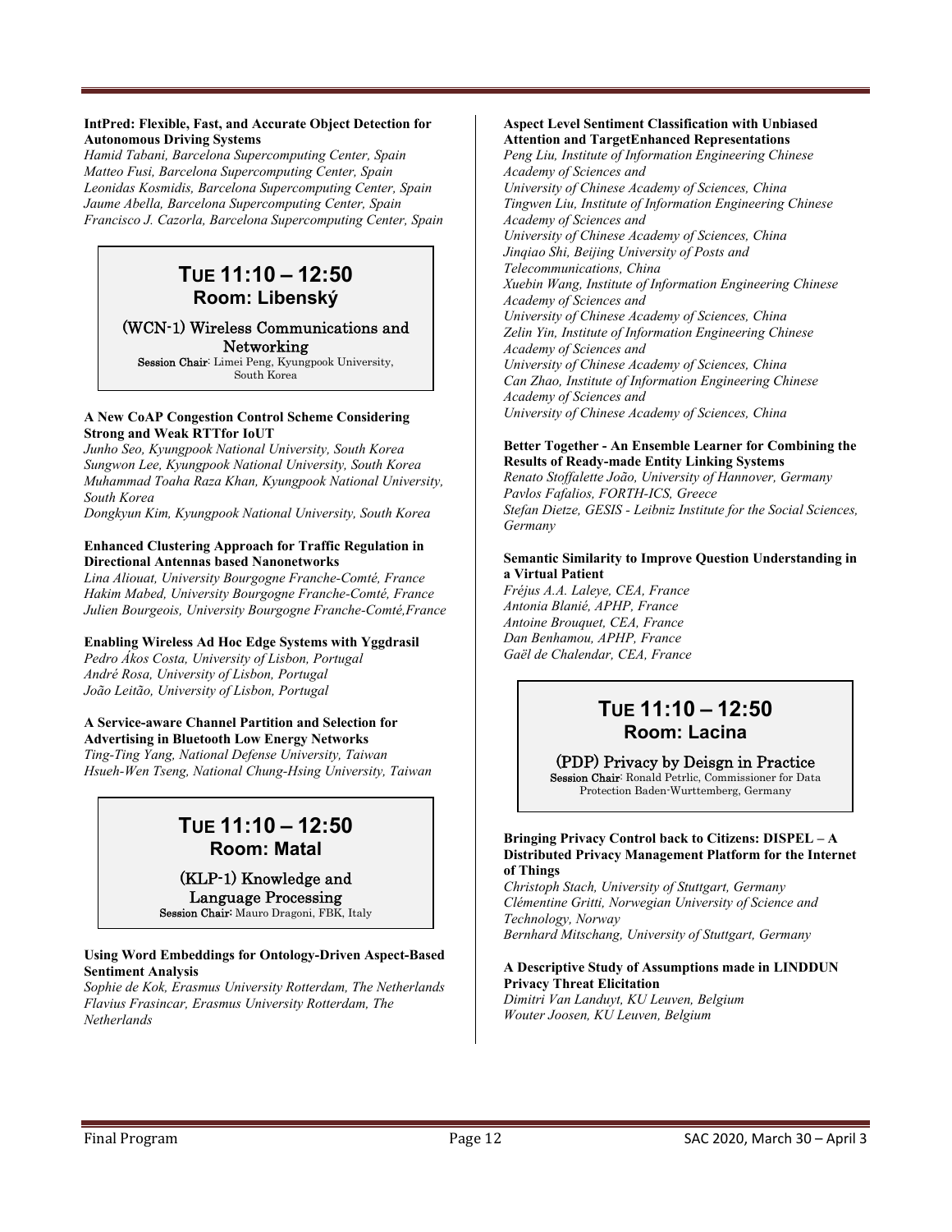**IntPred: Flexible, Fast, and Accurate Object Detection for Autonomous Driving Systems**
*Hamid Tabani, Barcelona Supercomputing Center, Spain*
*Matteo Fusi, Barcelona Supercomputing Center, Spain*
*Leonidas Kosmidis, Barcelona Supercomputing Center, Spain*
*Jaume Abella, Barcelona Supercomputing Center, Spain*
*Francisco J. Cazorla, Barcelona Supercomputing Center, Spain*

## TUE 11:10 – 12:50
### Room: Libenský

**(WCN-1) Wireless Communications and Networking**
**Session Chair**: Limei Peng, Kyungpook University, South Korea

**A New CoAP Congestion Control Scheme Considering Strong and Weak RTTfor IoUT**
*Junho Seo, Kyungpook National University, South Korea*
*Sungwon Lee, Kyungpook National University, South Korea*
*Muhammad Toaha Raza Khan, Kyungpook National University, South Korea*
*Dongkyun Kim, Kyungpook National University, South Korea*

**Enhanced Clustering Approach for Traffic Regulation in Directional Antennas based Nanonetworks**
*Lina Aliouat, University Bourgogne Franche-Comté, France*
*Hakim Mabed, University Bourgogne Franche-Comté, France*
*Julien Bourgeois, University Bourgogne Franche-Comté,France*

**Enabling Wireless Ad Hoc Edge Systems with Yggdrasil**
*Pedro Ákos Costa, University of Lisbon, Portugal*
*André Rosa, University of Lisbon, Portugal*
*João Leitão, University of Lisbon, Portugal*

**A Service-aware Channel Partition and Selection for Advertising in Bluetooth Low Energy Networks**
*Ting-Ting Yang, National Defense University, Taiwan*
*Hsueh-Wen Tseng, National Chung-Hsing University, Taiwan*

## TUE 11:10 – 12:50
### Room: Matal

**(KLP-1) Knowledge and Language Processing**
**Session Chair:** Mauro Dragoni, FBK, Italy

**Using Word Embeddings for Ontology-Driven Aspect-Based Sentiment Analysis**
*Sophie de Kok, Erasmus University Rotterdam, The Netherlands*
*Flavius Frasincar, Erasmus University Rotterdam, The Netherlands*

**Aspect Level Sentiment Classification with Unbiased Attention and TargetEnhanced Representations**
*Peng Liu, Institute of Information Engineering Chinese Academy of Sciences and*
*University of Chinese Academy of Sciences, China*
*Tingwen Liu, Institute of Information Engineering Chinese Academy of Sciences and*
*University of Chinese Academy of Sciences, China*
*Jinqiao Shi, Beijing University of Posts and Telecommunications, China*
*Xuebin Wang, Institute of Information Engineering Chinese Academy of Sciences and*
*University of Chinese Academy of Sciences, China*
*Zelin Yin, Institute of Information Engineering Chinese Academy of Sciences and*
*University of Chinese Academy of Sciences, China*
*Can Zhao, Institute of Information Engineering Chinese Academy of Sciences and*
*University of Chinese Academy of Sciences, China*

**Better Together - An Ensemble Learner for Combining the Results of Ready-made Entity Linking Systems**
*Renato Stoffalette João, University of Hannover, Germany*
*Pavlos Fafalios, FORTH-ICS, Greece*
*Stefan Dietze, GESIS - Leibniz Institute for the Social Sciences, Germany*

**Semantic Similarity to Improve Question Understanding in a Virtual Patient**
*Fréjus A.A. Laleye, CEA, France*
*Antonia Blanié, APHP, France*
*Antoine Brouquet, CEA, France*
*Dan Benhamou, APHP, France*
*Gaël de Chalendar, CEA, France*

## TUE 11:10 – 12:50
### Room: Lacina

**(PDP) Privacy by Deisgn in Practice**
**Session Chair**: Ronald Petrlic, Commissioner for Data Protection Baden-Wurttemberg, Germany

**Bringing Privacy Control back to Citizens: DISPEL – A Distributed Privacy Management Platform for the Internet of Things**
*Christoph Stach, University of Stuttgart, Germany*
*Clémentine Gritti, Norwegian University of Science and Technology, Norway*
*Bernhard Mitschang, University of Stuttgart, Germany*

**A Descriptive Study of Assumptions made in LINDDUN Privacy Threat Elicitation**
*Dimitri Van Landuyt, KU Leuven, Belgium*
*Wouter Joosen, KU Leuven, Belgium*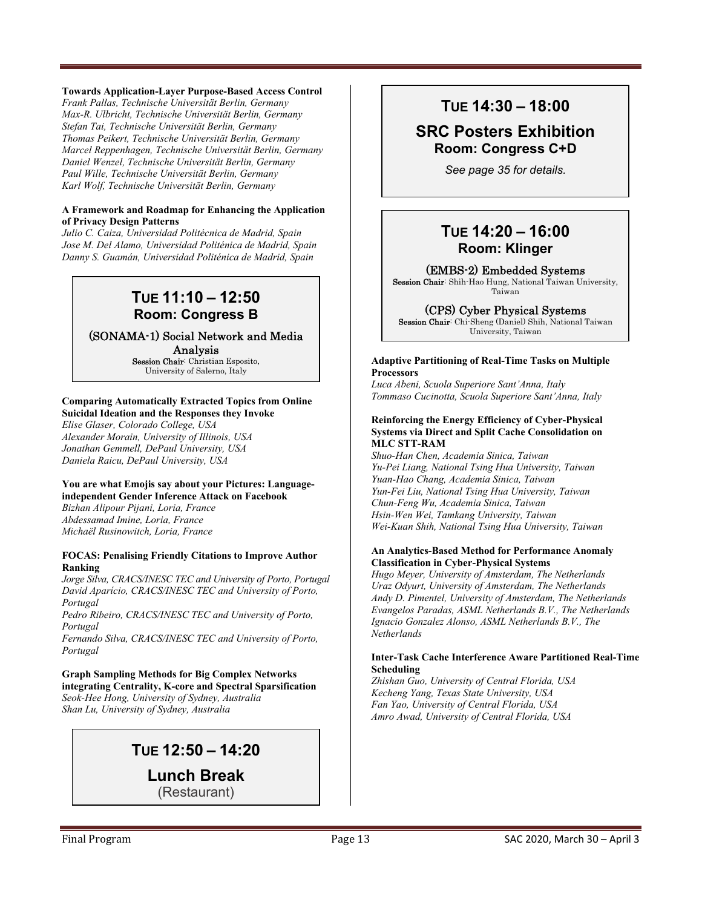**Towards Application-Layer Purpose-Based Access Control**
*Frank Pallas, Technische Universität Berlin, Germany*
*Max-R. Ulbricht, Technische Universität Berlin, Germany*
*Stefan Tai, Technische Universität Berlin, Germany*
*Thomas Peikert, Technische Universität Berlin, Germany*
*Marcel Reppenhagen, Technische Universität Berlin, Germany*
*Daniel Wenzel, Technische Universität Berlin, Germany*
*Paul Wille, Technische Universität Berlin, Germany*
*Karl Wolf, Technische Universität Berlin, Germany*

**A Framework and Roadmap for Enhancing the Application of Privacy Design Patterns**
*Julio C. Caiza, Universidad Politécnica de Madrid, Spain*
*Jose M. Del Alamo, Universidad Politénica de Madrid, Spain*
*Danny S. Guamán, Universidad Politénica de Madrid, Spain*

## TUE 11:10 – 12:50
### Room: Congress B

**(SONAMA-1) Social Network and Media Analysis**
**Session Chair**: Christian Esposito, University of Salerno, Italy

**Comparing Automatically Extracted Topics from Online Suicidal Ideation and the Responses they Invoke**
*Elise Glaser, Colorado College, USA*
*Alexander Morain, University of Illinois, USA*
*Jonathan Gemmell, DePaul University, USA*
*Daniela Raicu, DePaul University, USA*

**You are what Emojis say about your Pictures: Language-independent Gender Inference Attack on Facebook**
*Bizhan Alipour Pijani, Loria, France*
*Abdessamad Imine, Loria, France*
*Michaël Rusinowitch, Loria, France*

**FOCAS: Penalising Friendly Citations to Improve Author Ranking**
*Jorge Silva, CRACS/INESC TEC and University of Porto, Portugal*
*David Aparício, CRACS/INESC TEC and University of Porto, Portugal*
*Pedro Ribeiro, CRACS/INESC TEC and University of Porto, Portugal*
*Fernando Silva, CRACS/INESC TEC and University of Porto, Portugal*

**Graph Sampling Methods for Big Complex Networks integrating Centrality, K-core and Spectral Sparsification**
*Seok-Hee Hong, University of Sydney, Australia*
*Shan Lu, University of Sydney, Australia*

## TUE 12:50 – 14:20
### Lunch Break
(Restaurant)

## TUE 14:30 – 18:00
### SRC Posters Exhibition
### Room: Congress C+D

*See page 35 for details.*

## TUE 14:20 – 16:00
### Room: Klinger

**(EMBS-2) Embedded Systems**
**Session Chair**: Shih-Hao Hung, National Taiwan University, Taiwan

**(CPS) Cyber Physical Systems**
**Session Chair**: Chi-Sheng (Daniel) Shih, National Taiwan University, Taiwan

**Adaptive Partitioning of Real-Time Tasks on Multiple Processors**
*Luca Abeni, Scuola Superiore Sant'Anna, Italy*
*Tommaso Cucinotta, Scuola Superiore Sant'Anna, Italy*

**Reinforcing the Energy Efficiency of Cyber-Physical Systems via Direct and Split Cache Consolidation on MLC STT-RAM**
*Shuo-Han Chen, Academia Sinica, Taiwan*
*Yu-Pei Liang, National Tsing Hua University, Taiwan*
*Yuan-Hao Chang, Academia Sinica, Taiwan*
*Yun-Fei Liu, National Tsing Hua University, Taiwan*
*Chun-Feng Wu, Academia Sinica, Taiwan*
*Hsin-Wen Wei, Tamkang University, Taiwan*
*Wei-Kuan Shih, National Tsing Hua University, Taiwan*

**An Analytics-Based Method for Performance Anomaly Classification in Cyber-Physical Systems**
*Hugo Meyer, University of Amsterdam, The Netherlands*
*Uraz Odyurt, University of Amsterdam, The Netherlands*
*Andy D. Pimentel, University of Amsterdam, The Netherlands*
*Evangelos Paradas, ASML Netherlands B.V., The Netherlands*
*Ignacio Gonzalez Alonso, ASML Netherlands B.V., The Netherlands*

**Inter-Task Cache Interference Aware Partitioned Real-Time Scheduling**
*Zhishan Guo, University of Central Florida, USA*
*Kecheng Yang, Texas State University, USA*
*Fan Yao, University of Central Florida, USA*
*Amro Awad, University of Central Florida, USA*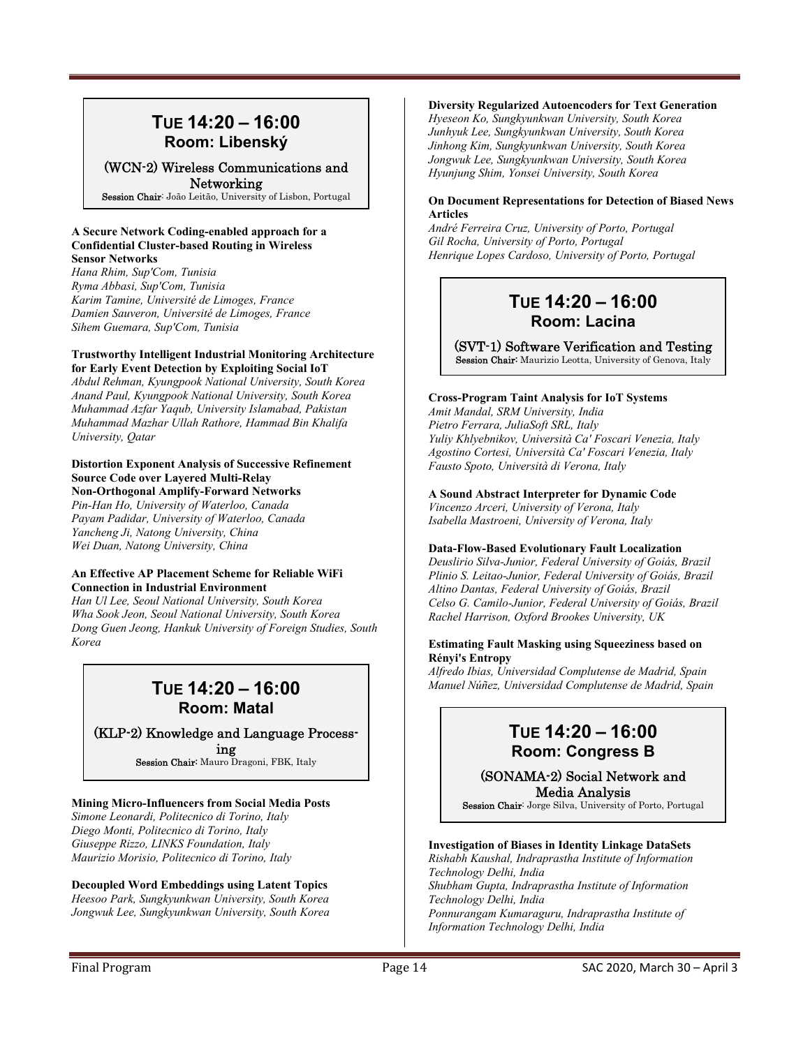## TUE 14:20 – 16:00
### Room: Libenský

**(WCN-2) Wireless Communications and Networking**
**Session Chair**: João Leitão, University of Lisbon, Portugal

**A Secure Network Coding-enabled approach for a Confidential Cluster-based Routing in Wireless Sensor Networks**
*Hana Rhim, Sup'Com, Tunisia*
*Ryma Abbasi, Sup'Com, Tunisia*
*Karim Tamine, Université de Limoges, France*
*Damien Sauveron, Université de Limoges, France*
*Sihem Guemara, Sup'Com, Tunisia*

**Trustworthy Intelligent Industrial Monitoring Architecture for Early Event Detection by Exploiting Social IoT**
*Abdul Rehman, Kyungpook National University, South Korea*
*Anand Paul, Kyungpook National University, South Korea*
*Muhammad Azfar Yaqub, University Islamabad, Pakistan*
*Muhammad Mazhar Ullah Rathore, Hammad Bin Khalifa University, Qatar*

**Distortion Exponent Analysis of Successive Refinement Source Code over Layered Multi-Relay Non-Orthogonal Amplify-Forward Networks**
*Pin-Han Ho, University of Waterloo, Canada*
*Payam Padidar, University of Waterloo, Canada*
*Yancheng Ji, Natong University, China*
*Wei Duan, Natong University, China*

**An Effective AP Placement Scheme for Reliable WiFi Connection in Industrial Environment**
*Han Ul Lee, Seoul National University, South Korea*
*Wha Sook Jeon, Seoul National University, South Korea*
*Dong Guen Jeong, Hankuk University of Foreign Studies, South Korea*

## TUE 14:20 – 16:00
### Room: Matal

**(KLP-2) Knowledge and Language Processing**
**Session Chair**: Mauro Dragoni, FBK, Italy

**Mining Micro-Influencers from Social Media Posts**
*Simone Leonardi, Politecnico di Torino, Italy*
*Diego Monti, Politecnico di Torino, Italy*
*Giuseppe Rizzo, LINKS Foundation, Italy*
*Maurizio Morisio, Politecnico di Torino, Italy*

**Decoupled Word Embeddings using Latent Topics**
*Heesoo Park, Sungkyunkwan University, South Korea*
*Jongwuk Lee, Sungkyunkwan University, South Korea*

**Diversity Regularized Autoencoders for Text Generation**
*Hyeseon Ko, Sungkyunkwan University, South Korea*
*Junhyuk Lee, Sungkyunkwan University, South Korea*
*Jinhong Kim, Sungkyunkwan University, South Korea*
*Jongwuk Lee, Sungkyunkwan University, South Korea*
*Hyunjung Shim, Yonsei University, South Korea*

**On Document Representations for Detection of Biased News Articles**
*André Ferreira Cruz, University of Porto, Portugal*
*Gil Rocha, University of Porto, Portugal*
*Henrique Lopes Cardoso, University of Porto, Portugal*

## TUE 14:20 – 16:00
### Room: Lacina

**(SVT-1) Software Verification and Testing**
**Session Chair**: Maurizio Leotta, University of Genova, Italy

**Cross-Program Taint Analysis for IoT Systems**
*Amit Mandal, SRM University, India*
*Pietro Ferrara, JuliaSoft SRL, Italy*
*Yuliy Khlyebnikov, Università Ca' Foscari Venezia, Italy*
*Agostino Cortesi, Università Ca' Foscari Venezia, Italy*
*Fausto Spoto, Università di Verona, Italy*

**A Sound Abstract Interpreter for Dynamic Code**
*Vincenzo Arceri, University of Verona, Italy*
*Isabella Mastroeni, University of Verona, Italy*

**Data-Flow-Based Evolutionary Fault Localization**
*Deuslirio Silva-Junior, Federal University of Goiás, Brazil*
*Plinio S. Leitao-Junior, Federal University of Goiás, Brazil*
*Altino Dantas, Federal University of Goiás, Brazil*
*Celso G. Camilo-Junior, Federal University of Goiás, Brazil*
*Rachel Harrison, Oxford Brookes University, UK*

**Estimating Fault Masking using Squeeziness based on Rényi's Entropy**
*Alfredo Ibias, Universidad Complutense de Madrid, Spain*
*Manuel Núñez, Universidad Complutense de Madrid, Spain*

## TUE 14:20 – 16:00
### Room: Congress B

**(SONAMA-2) Social Network and Media Analysis**
**Session Chair**: Jorge Silva, University of Porto, Portugal

**Investigation of Biases in Identity Linkage DataSets**
*Rishabh Kaushal, Indraprastha Institute of Information Technology Delhi, India*
*Shubham Gupta, Indraprastha Institute of Information Technology Delhi, India*
*Ponnurangam Kumaraguru, Indraprastha Institute of Information Technology Delhi, India*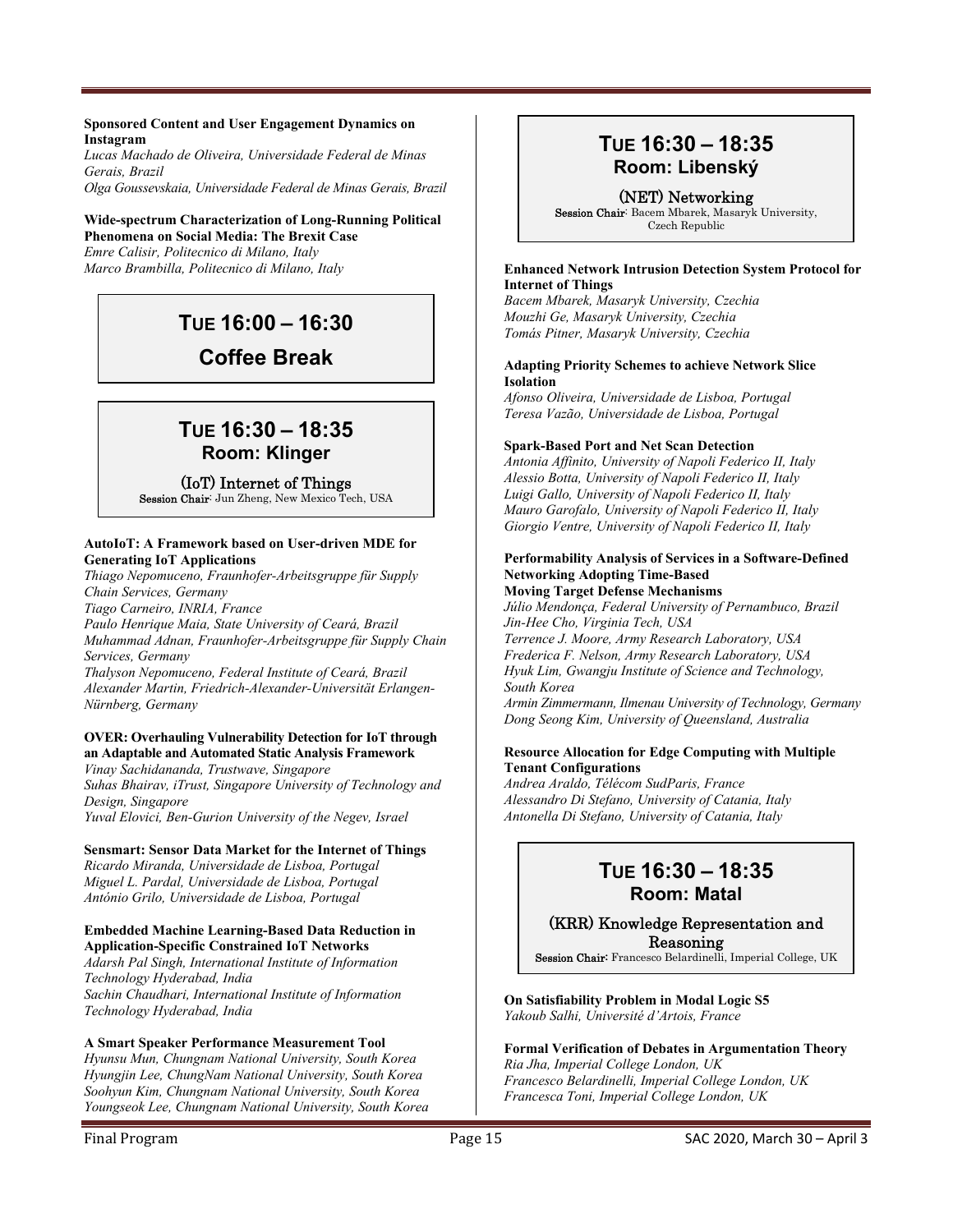**Sponsored Content and User Engagement Dynamics on Instagram**
*Lucas Machado de Oliveira, Universidade Federal de Minas Gerais, Brazil*
*Olga Goussevskaia, Universidade Federal de Minas Gerais, Brazil*

**Wide-spectrum Characterization of Long-Running Political Phenomena on Social Media: The Brexit Case**
*Emre Calisir, Politecnico di Milano, Italy*
*Marco Brambilla, Politecnico di Milano, Italy*

## TUE 16:00 – 16:30
## Coffee Break

## TUE 16:30 – 18:35
### Room: Klinger

**(IoT) Internet of Things**
**Session Chair**: Jun Zheng, New Mexico Tech, USA

**AutoIoT: A Framework based on User-driven MDE for Generating IoT Applications**
*Thiago Nepomuceno, Fraunhofer-Arbeitsgruppe für Supply Chain Services, Germany*
*Tiago Carneiro, INRIA, France*
*Paulo Henrique Maia, State University of Ceará, Brazil*
*Muhammad Adnan, Fraunhofer-Arbeitsgruppe für Supply Chain Services, Germany*
*Thalyson Nepomuceno, Federal Institute of Ceará, Brazil*
*Alexander Martin, Friedrich-Alexander-Universität Erlangen-Nürnberg, Germany*

**OVER: Overhauling Vulnerability Detection for IoT through an Adaptable and Automated Static Analysis Framework**
*Vinay Sachidananda, Trustwave, Singapore*
*Suhas Bhairav, iTrust, Singapore University of Technology and Design, Singapore*
*Yuval Elovici, Ben-Gurion University of the Negev, Israel*

**Sensmart: Sensor Data Market for the Internet of Things**
*Ricardo Miranda, Universidade de Lisboa, Portugal*
*Miguel L. Pardal, Universidade de Lisboa, Portugal*
*António Grilo, Universidade de Lisboa, Portugal*

**Embedded Machine Learning-Based Data Reduction in Application-Specific Constrained IoT Networks**
*Adarsh Pal Singh, International Institute of Information Technology Hyderabad, India*
*Sachin Chaudhari, International Institute of Information Technology Hyderabad, India*

**A Smart Speaker Performance Measurement Tool**
*Hyunsu Mun, Chungnam National University, South Korea*
*Hyungjin Lee, ChungNam National University, South Korea*
*Soohyun Kim, Chungnam National University, South Korea*
*Youngseok Lee, Chungnam National University, South Korea*

## TUE 16:30 – 18:35
### Room: Libenský

**(NET) Networking**
**Session Chair**: Bacem Mbarek, Masaryk University, Czech Republic

**Enhanced Network Intrusion Detection System Protocol for Internet of Things**
*Bacem Mbarek, Masaryk University, Czechia*
*Mouzhi Ge, Masaryk University, Czechia*
*Tomás Pitner, Masaryk University, Czechia*

**Adapting Priority Schemes to achieve Network Slice Isolation**
*Afonso Oliveira, Universidade de Lisboa, Portugal*
*Teresa Vazão, Universidade de Lisboa, Portugal*

**Spark-Based Port and Net Scan Detection**
*Antonia Affinito, University of Napoli Federico II, Italy*
*Alessio Botta, University of Napoli Federico II, Italy*
*Luigi Gallo, University of Napoli Federico II, Italy*
*Mauro Garofalo, University of Napoli Federico II, Italy*
*Giorgio Ventre, University of Napoli Federico II, Italy*

**Performability Analysis of Services in a Software-Defined Networking Adopting Time-Based Moving Target Defense Mechanisms**
*Júlio Mendonça, Federal University of Pernambuco, Brazil*
*Jin-Hee Cho, Virginia Tech, USA*
*Terrence J. Moore, Army Research Laboratory, USA*
*Frederica F. Nelson, Army Research Laboratory, USA*
*Hyuk Lim, Gwangju Institute of Science and Technology, South Korea*
*Armin Zimmermann, Ilmenau University of Technology, Germany*
*Dong Seong Kim, University of Queensland, Australia*

**Resource Allocation for Edge Computing with Multiple Tenant Configurations**
*Andrea Araldo, Télécom SudParis, France*
*Alessandro Di Stefano, University of Catania, Italy*
*Antonella Di Stefano, University of Catania, Italy*

## TUE 16:30 – 18:35
### Room: Matal

**(KRR) Knowledge Representation and Reasoning**
**Session Chair**: Francesco Belardinelli, Imperial College, UK

**On Satisfiability Problem in Modal Logic S5**
*Yakoub Salhi, Université d'Artois, France*

**Formal Verification of Debates in Argumentation Theory**
*Ria Jha, Imperial College London, UK*
*Francesco Belardinelli, Imperial College London, UK*
*Francesca Toni, Imperial College London, UK*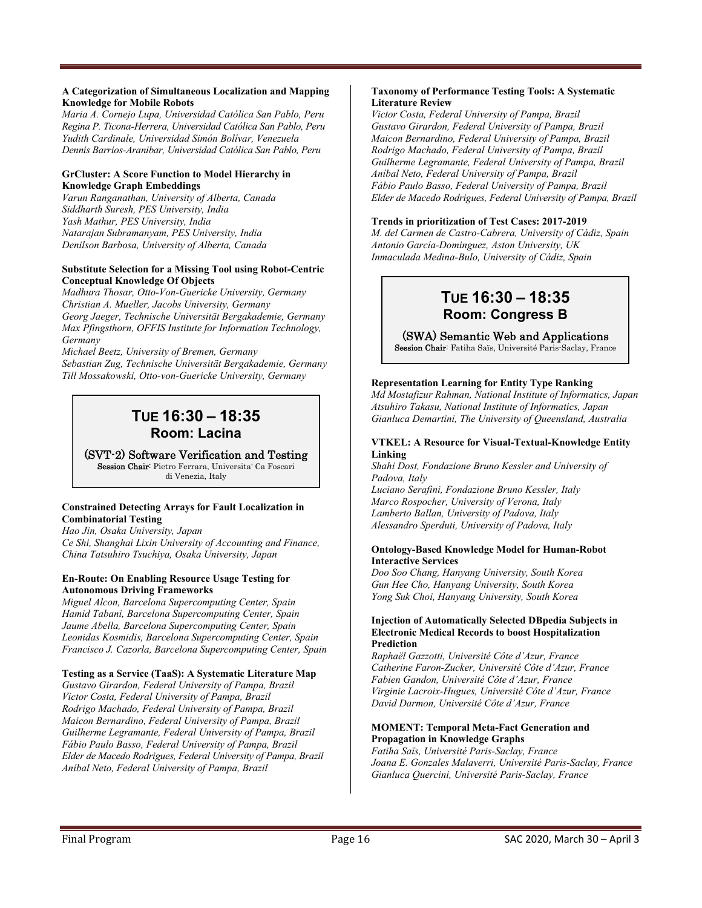**A Categorization of Simultaneous Localization and Mapping Knowledge for Mobile Robots**
*Maria A. Cornejo Lupa, Universidad Católica San Pablo, Peru*
*Regina P. Ticona-Herrera, Universidad Católica San Pablo, Peru*
*Yudith Cardinale, Universidad Simón Bolívar, Venezuela*
*Dennis Barrios-Aranibar, Universidad Católica San Pablo, Peru*

**GrCluster: A Score Function to Model Hierarchy in Knowledge Graph Embeddings**
*Varun Ranganathan, University of Alberta, Canada*
*Siddharth Suresh, PES University, India*
*Yash Mathur, PES University, India*
*Natarajan Subramanyam, PES University, India*
*Denilson Barbosa, University of Alberta, Canada*

**Substitute Selection for a Missing Tool using Robot-Centric Conceptual Knowledge Of Objects**
*Madhura Thosar, Otto-Von-Guericke University, Germany*
*Christian A. Mueller, Jacobs University, Germany*
*Georg Jaeger, Technische Universität Bergakademie, Germany*
*Max Pfingsthorn, OFFIS Institute for Information Technology, Germany*
*Michael Beetz, University of Bremen, Germany*
*Sebastian Zug, Technische Universität Bergakademie, Germany*
*Till Mossakowski, Otto-von-Guericke University, Germany*

## TUE 16:30 – 18:35
### Room: Lacina

**(SVT-2) Software Verification and Testing**
**Session Chair**: Pietro Ferrara, Universita' Ca Foscari di Venezia, Italy

**Constrained Detecting Arrays for Fault Localization in Combinatorial Testing**
*Hao Jin, Osaka University, Japan*
*Ce Shi, Shanghai Lixin University of Accounting and Finance, China Tatsuhiro Tsuchiya, Osaka University, Japan*

**En-Route: On Enabling Resource Usage Testing for Autonomous Driving Frameworks**
*Miguel Alcon, Barcelona Supercomputing Center, Spain*
*Hamid Tabani, Barcelona Supercomputing Center, Spain*
*Jaume Abella, Barcelona Supercomputing Center, Spain*
*Leonidas Kosmidis, Barcelona Supercomputing Center, Spain*
*Francisco J. Cazorla, Barcelona Supercomputing Center, Spain*

**Testing as a Service (TaaS): A Systematic Literature Map**
*Gustavo Girardon, Federal University of Pampa, Brazil*
*Victor Costa, Federal University of Pampa, Brazil*
*Rodrigo Machado, Federal University of Pampa, Brazil*
*Maicon Bernardino, Federal University of Pampa, Brazil*
*Guilherme Legramante, Federal University of Pampa, Brazil*
*Fábio Paulo Basso, Federal University of Pampa, Brazil*
*Elder de Macedo Rodrigues, Federal University of Pampa, Brazil*
*Aníbal Neto, Federal University of Pampa, Brazil*

**Taxonomy of Performance Testing Tools: A Systematic Literature Review**
*Victor Costa, Federal University of Pampa, Brazil*
*Gustavo Girardon, Federal University of Pampa, Brazil*
*Maicon Bernardino, Federal University of Pampa, Brazil*
*Rodrigo Machado, Federal University of Pampa, Brazil*
*Guilherme Legramante, Federal University of Pampa, Brazil*
*Aníbal Neto, Federal University of Pampa, Brazil*
*Fábio Paulo Basso, Federal University of Pampa, Brazil*
*Elder de Macedo Rodrigues, Federal University of Pampa, Brazil*

**Trends in prioritization of Test Cases: 2017-2019**
*M. del Carmen de Castro-Cabrera, University of Cádiz, Spain*
*Antonio García-Dominguez, Aston University, UK*
*Inmaculada Medina-Bulo, University of Cádiz, Spain*

## TUE 16:30 – 18:35
### Room: Congress B

**(SWA) Semantic Web and Applications**
**Session Chair**: Fatiha Saïs, Université Paris-Saclay, France

**Representation Learning for Entity Type Ranking**
*Md Mostafizur Rahman, National Institute of Informatics, Japan*
*Atsuhiro Takasu, National Institute of Informatics, Japan*
*Gianluca Demartini, The University of Queensland, Australia*

**VTKEL: A Resource for Visual-Textual-Knowledge Entity Linking**
*Shahi Dost, Fondazione Bruno Kessler and University of Padova, Italy*
*Luciano Serafini, Fondazione Bruno Kessler, Italy*
*Marco Rospocher, University of Verona, Italy*
*Lamberto Ballan, University of Padova, Italy*
*Alessandro Sperduti, University of Padova, Italy*

**Ontology-Based Knowledge Model for Human-Robot Interactive Services**
*Doo Soo Chang, Hanyang University, South Korea*
*Gun Hee Cho, Hanyang University, South Korea*
*Yong Suk Choi, Hanyang University, South Korea*

**Injection of Automatically Selected DBpedia Subjects in Electronic Medical Records to boost Hospitalization Prediction**
*Raphaël Gazzotti, Université Côte d'Azur, France*
*Catherine Faron-Zucker, Université Côte d'Azur, France*
*Fabien Gandon, Université Côte d'Azur, France*
*Virginie Lacroix-Hugues, Université Côte d'Azur, France*
*David Darmon, Université Côte d'Azur, France*

**MOMENT: Temporal Meta-Fact Generation and Propagation in Knowledge Graphs**
*Fatiha Saïs, Université Paris-Saclay, France*
*Joana E. Gonzales Malaverri, Université Paris-Saclay, France*
*Gianluca Quercini, Université Paris-Saclay, France*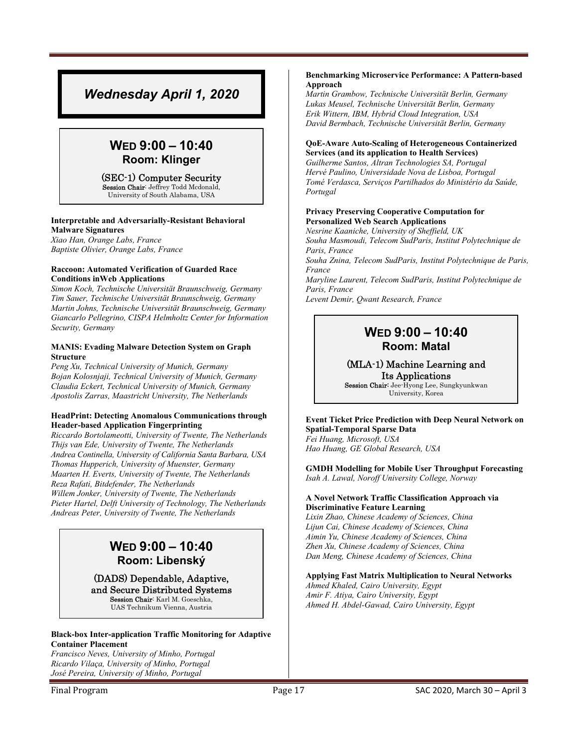# *Wednesday April 1, 2020*

## WED 9:00 – 10:40
### Room: Klinger

**(SEC-1) Computer Security**
**Session Chair**: Jeffrey Todd Mcdonald, University of South Alabama, USA

**Interpretable and Adversarially-Resistant Behavioral Malware Signatures**
*Xiao Han, Orange Labs, France*
*Baptiste Olivier, Orange Labs, France*

**Raccoon: Automated Verification of Guarded Race Conditions inWeb Applications**
*Simon Koch, Technische Universität Braunschweig, Germany*
*Tim Sauer, Technische Universität Braunschweig, Germany*
*Martin Johns, Technische Universität Braunschweig, Germany*
*Giancarlo Pellegrino, CISPA Helmholtz Center for Information Security, Germany*

**MANIS: Evading Malware Detection System on Graph Structure**
*Peng Xu, Technical University of Munich, Germany*
*Bojan Kolosnjaji, Technical University of Munich, Germany*
*Claudia Eckert, Technical University of Munich, Germany*
*Apostolis Zarras, Maastricht University, The Netherlands*

**HeadPrint: Detecting Anomalous Communications through Header-based Application Fingerprinting**
*Riccardo Bortolameotti, University of Twente, The Netherlands*
*Thijs van Ede, University of Twente, The Netherlands*
*Andrea Continella, University of California Santa Barbara, USA*
*Thomas Hupperich, University of Muenster, Germany*
*Maarten H. Everts, University of Twente, The Netherlands*
*Reza Rafati, Bitdefender, The Netherlands*
*Willem Jonker, University of Twente, The Netherlands*
*Pieter Hartel, Delft University of Technology, The Netherlands*
*Andreas Peter, University of Twente, The Netherlands*

## WED 9:00 – 10:40
### Room: Libenský

**(DADS) Dependable, Adaptive, and Secure Distributed Systems**
**Session Chair**: Karl M. Goeschka, UAS Technikum Vienna, Austria

**Black-box Inter-application Traffic Monitoring for Adaptive Container Placement**
*Francisco Neves, University of Minho, Portugal*
*Ricardo Vilaça, University of Minho, Portugal*
*José Pereira, University of Minho, Portugal*

**Benchmarking Microservice Performance: A Pattern-based Approach**
*Martin Grambow, Technische Universität Berlin, Germany*
*Lukas Meusel, Technische Universität Berlin, Germany*
*Erik Wittern, IBM, Hybrid Cloud Integration, USA*
*David Bermbach, Technische Universität Berlin, Germany*

**QoE-Aware Auto-Scaling of Heterogeneous Containerized Services (and its application to Health Services)**
*Guilherme Santos, Altran Technologies SA, Portugal*
*Hervé Paulino, Universidade Nova de Lisboa, Portugal*
*Tomé Verdasca, Serviços Partilhados do Ministério da Saúde, Portugal*

**Privacy Preserving Cooperative Computation for Personalized Web Search Applications**
*Nesrine Kaaniche, University of Sheffield, UK*
*Souha Masmoudi, Telecom SudParis, Institut Polytechnique de Paris, France*
*Souha Znina, Telecom SudParis, Institut Polytechnique de Paris, France*
*Maryline Laurent, Telecom SudParis, Institut Polytechnique de Paris, France*
*Levent Demir, Qwant Research, France*

## WED 9:00 – 10:40
### Room: Matal

**(MLA-1) Machine Learning and Its Applications**
**Session Chair**: Jee-Hyong Lee, Sungkyunkwan University, Korea

**Event Ticket Price Prediction with Deep Neural Network on Spatial-Temporal Sparse Data**
*Fei Huang, Microsoft, USA*
*Hao Huang, GE Global Research, USA*

**GMDH Modelling for Mobile User Throughput Forecasting**
*Isah A. Lawal, Noroff University College, Norway*

**A Novel Network Traffic Classification Approach via Discriminative Feature Learning**
*Lixin Zhao, Chinese Academy of Sciences, China*
*Lijun Cai, Chinese Academy of Sciences, China*
*Aimin Yu, Chinese Academy of Sciences, China*
*Zhen Xu, Chinese Academy of Sciences, China*
*Dan Meng, Chinese Academy of Sciences, China*

**Applying Fast Matrix Multiplication to Neural Networks**
*Ahmed Khaled, Cairo University, Egypt*
*Amir F. Atiya, Cairo University, Egypt*
*Ahmed H. Abdel-Gawad, Cairo University, Egypt*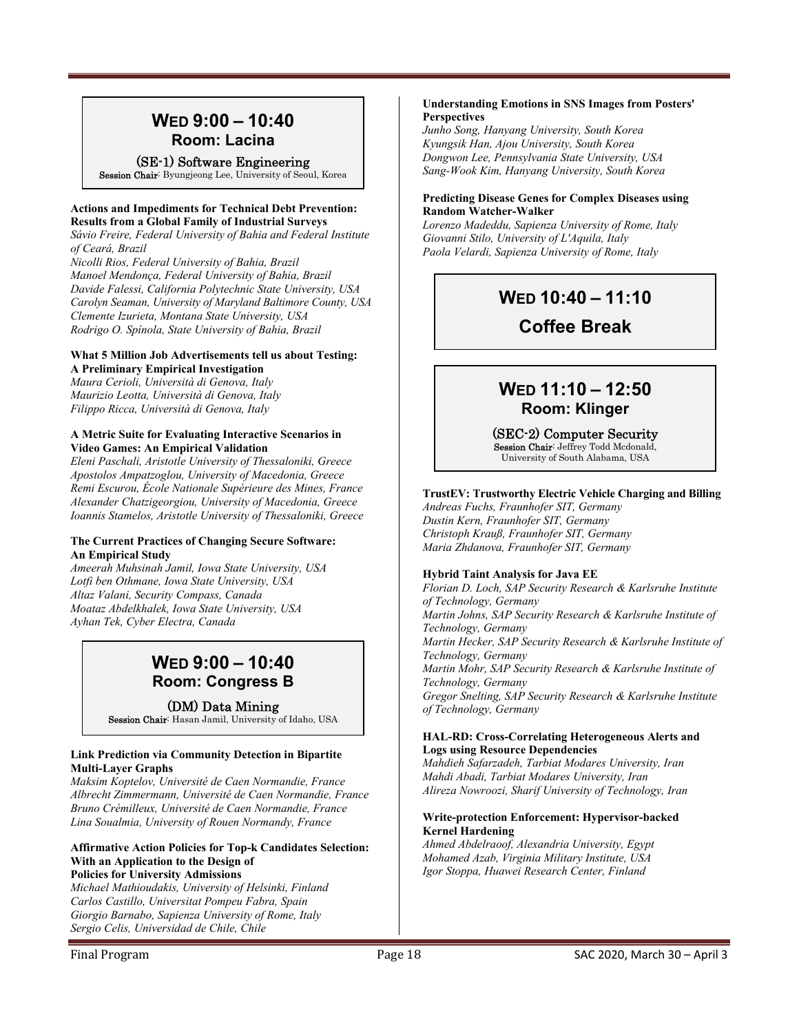## WED 9:00 – 10:40
### Room: Lacina

**(SE-1) Software Engineering**
**Session Chair**: Byungjeong Lee, University of Seoul, Korea

**Actions and Impediments for Technical Debt Prevention: Results from a Global Family of Industrial Surveys**
*Sávio Freire, Federal University of Bahia and Federal Institute of Ceará, Brazil*
*Nicolli Rios, Federal University of Bahia, Brazil*
*Manoel Mendonça, Federal University of Bahia, Brazil*
*Davide Falessi, California Polytechnic State University, USA*
*Carolyn Seaman, University of Maryland Baltimore County, USA*
*Clemente Izurieta, Montana State University, USA*
*Rodrigo O. Spínola, State University of Bahia, Brazil*

**What 5 Million Job Advertisements tell us about Testing: A Preliminary Empirical Investigation**
*Maura Cerioli, Università di Genova, Italy*
*Maurizio Leotta, Università di Genova, Italy*
*Filippo Ricca, Università di Genova, Italy*

**A Metric Suite for Evaluating Interactive Scenarios in Video Games: An Empirical Validation**
*Eleni Paschali, Aristotle University of Thessaloniki, Greece*
*Apostolos Ampatzoglou, University of Macedonia, Greece*
*Remi Escurou, École Nationale Supérieure des Mines, France*
*Alexander Chatzigeorgiou, University of Macedonia, Greece*
*Ioannis Stamelos, Aristotle University of Thessaloniki, Greece*

**The Current Practices of Changing Secure Software: An Empirical Study**
*Ameerah Muhsinah Jamil, Iowa State University, USA*
*Lotfi ben Othmane, Iowa State University, USA*
*Altaz Valani, Security Compass, Canada*
*Moataz Abdelkhalek, Iowa State University, USA*
*Ayhan Tek, Cyber Electra, Canada*

## WED 9:00 – 10:40
### Room: Congress B

**(DM) Data Mining**
**Session Chair**: Hasan Jamil, University of Idaho, USA

**Link Prediction via Community Detection in Bipartite Multi-Layer Graphs**
*Maksim Koptelov, Université de Caen Normandie, France*
*Albrecht Zimmermann, Université de Caen Normandie, France*
*Bruno Crémilleux, Université de Caen Normandie, France*
*Lina Soualmia, University of Rouen Normandy, France*

**Affirmative Action Policies for Top-k Candidates Selection: With an Application to the Design of Policies for University Admissions**
*Michael Mathioudakis, University of Helsinki, Finland*
*Carlos Castillo, Universitat Pompeu Fabra, Spain*
*Giorgio Barnabo, Sapienza University of Rome, Italy*
*Sergio Celis, Universidad de Chile, Chile*

**Understanding Emotions in SNS Images from Posters' Perspectives**
*Junho Song, Hanyang University, South Korea*
*Kyungsik Han, Ajou University, South Korea*
*Dongwon Lee, Pennsylvania State University, USA*
*Sang-Wook Kim, Hanyang University, South Korea*

**Predicting Disease Genes for Complex Diseases using Random Watcher-Walker**
*Lorenzo Madeddu, Sapienza University of Rome, Italy*
*Giovanni Stilo, University of L'Aquila, Italy*
*Paola Velardi, Sapienza University of Rome, Italy*

## WED 10:40 – 11:10
### Coffee Break

## WED 11:10 – 12:50
### Room: Klinger

**(SEC-2) Computer Security**
**Session Chair**: Jeffrey Todd Mcdonald, University of South Alabama, USA

**TrustEV: Trustworthy Electric Vehicle Charging and Billing**
*Andreas Fuchs, Fraunhofer SIT, Germany*
*Dustin Kern, Fraunhofer SIT, Germany*
*Christoph Krauß, Fraunhofer SIT, Germany*
*Maria Zhdanova, Fraunhofer SIT, Germany*

**Hybrid Taint Analysis for Java EE**
*Florian D. Loch, SAP Security Research & Karlsruhe Institute of Technology, Germany*
*Martin Johns, SAP Security Research & Karlsruhe Institute of Technology, Germany*
*Martin Hecker, SAP Security Research & Karlsruhe Institute of Technology, Germany*
*Martin Mohr, SAP Security Research & Karlsruhe Institute of Technology, Germany*
*Gregor Snelting, SAP Security Research & Karlsruhe Institute of Technology, Germany*

**HAL-RD: Cross-Correlating Heterogeneous Alerts and Logs using Resource Dependencies**
*Mahdieh Safarzadeh, Tarbiat Modares University, Iran*
*Mahdi Abadi, Tarbiat Modares University, Iran*
*Alireza Nowroozi, Sharif University of Technology, Iran*

**Write-protection Enforcement: Hypervisor-backed Kernel Hardening**
*Ahmed Abdelraoof, Alexandria University, Egypt*
*Mohamed Azab, Virginia Military Institute, USA*
*Igor Stoppa, Huawei Research Center, Finland*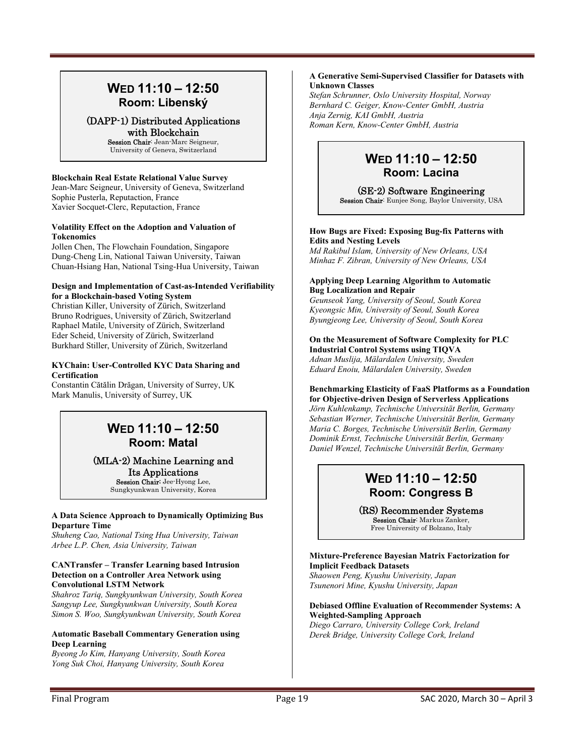## WED 11:10 – 12:50
### Room: Libenský

**(DAPP-1) Distributed Applications with Blockchain**
**Session Chair**: Jean-Marc Seigneur, University of Geneva, Switzerland

**Blockchain Real Estate Relational Value Survey**
Jean-Marc Seigneur, University of Geneva, Switzerland
Sophie Pusterla, Reputaction, France
Xavier Socquet-Clerc, Reputaction, France

**Volatility Effect on the Adoption and Valuation of Tokenomics**
Jollen Chen, The Flowchain Foundation, Singapore
Dung-Cheng Lin, National Taiwan University, Taiwan
Chuan-Hsiang Han, National Tsing-Hua University, Taiwan

**Design and Implementation of Cast-as-Intended Verifiability for a Blockchain-based Voting System**
Christian Killer, University of Zürich, Switzerland
Bruno Rodrigues, University of Zürich, Switzerland
Raphael Matile, University of Zürich, Switzerland
Eder Scheid, University of Zürich, Switzerland
Burkhard Stiller, University of Zürich, Switzerland

**KYChain: User-Controlled KYC Data Sharing and Certification**
Constantin Cătălin Drăgan, University of Surrey, UK
Mark Manulis, University of Surrey, UK

## WED 11:10 – 12:50
### Room: Matal

**(MLA-2) Machine Learning and Its Applications**
**Session Chair**: Jee-Hyong Lee, Sungkyunkwan University, Korea

**A Data Science Approach to Dynamically Optimizing Bus Departure Time**
*Shuheng Cao, National Tsing Hua University, Taiwan*
*Arbee L.P. Chen, Asia University, Taiwan*

**CANTransfer – Transfer Learning based Intrusion Detection on a Controller Area Network using Convolutional LSTM Network**
*Shahroz Tariq, Sungkyunkwan University, South Korea*
*Sangyup Lee, Sungkyunkwan University, South Korea*
*Simon S. Woo, Sungkyunkwan University, South Korea*

**Automatic Baseball Commentary Generation using Deep Learning**
*Byeong Jo Kim, Hanyang University, South Korea*
*Yong Suk Choi, Hanyang University, South Korea*

**A Generative Semi-Supervised Classifier for Datasets with Unknown Classes**
*Stefan Schrunner, Oslo University Hospital, Norway*
*Bernhard C. Geiger, Know-Center GmbH, Austria*
*Anja Zernig, KAI GmbH, Austria*
*Roman Kern, Know-Center GmbH, Austria*

## WED 11:10 – 12:50
### Room: Lacina

**(SE-2) Software Engineering**
**Session Chair**: Eunjee Song, Baylor University, USA

**How Bugs are Fixed: Exposing Bug-fix Patterns with Edits and Nesting Levels**
*Md Rakibul Islam, University of New Orleans, USA*
*Minhaz F. Zibran, University of New Orleans, USA*

**Applying Deep Learning Algorithm to Automatic Bug Localization and Repair**
*Geunseok Yang, University of Seoul, South Korea*
*Kyeongsic Min, University of Seoul, South Korea*
*Byungjeong Lee, University of Seoul, South Korea*

**On the Measurement of Software Complexity for PLC Industrial Control Systems using TIQVA**
*Adnan Muslija, Mälardalen University, Sweden*
*Eduard Enoiu, Mälardalen University, Sweden*

**Benchmarking Elasticity of FaaS Platforms as a Foundation for Objective-driven Design of Serverless Applications**
*Jörn Kuhlenkamp, Technische Universität Berlin, Germany*
*Sebastian Werner, Technische Universität Berlin, Germany*
*Maria C. Borges, Technische Universität Berlin, Germany*
*Dominik Ernst, Technische Universität Berlin, Germany*
*Daniel Wenzel, Technische Universität Berlin, Germany*

## WED 11:10 – 12:50
### Room: Congress B

**(RS) Recommender Systems**
**Session Chair**: Markus Zanker, Free University of Bolzano, Italy

**Mixture-Preference Bayesian Matrix Factorization for Implicit Feedback Datasets**
*Shaowen Peng, Kyushu Univerisity, Japan*
*Tsunenori Mine, Kyushu University, Japan*

**Debiased Offline Evaluation of Recommender Systems: A Weighted-Sampling Approach**
*Diego Carraro, University College Cork, Ireland*
*Derek Bridge, University College Cork, Ireland*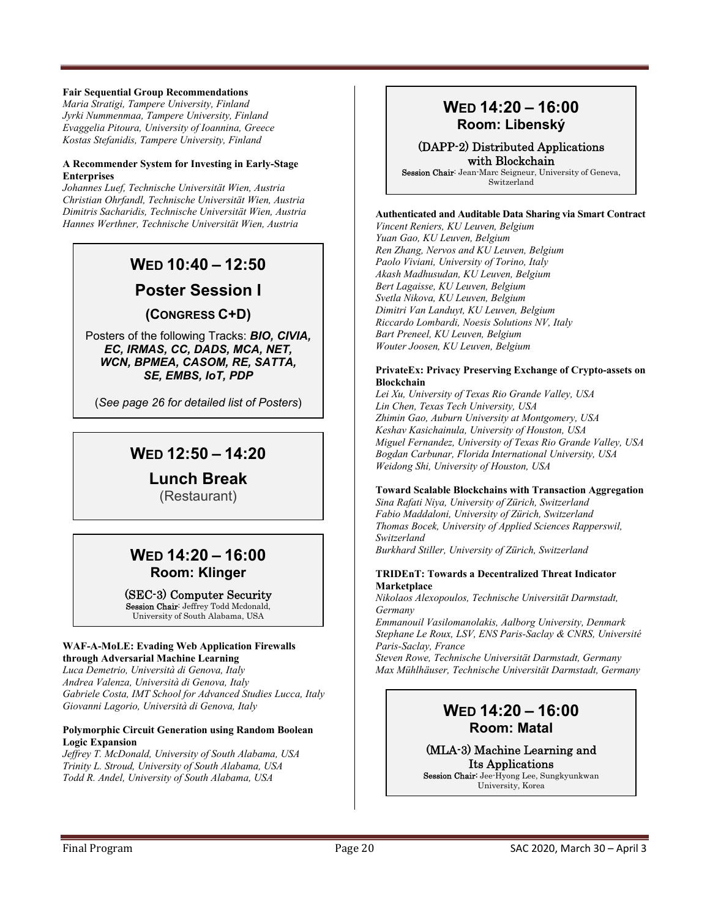**Fair Sequential Group Recommendations**
*Maria Stratigi, Tampere University, Finland*
*Jyrki Nummenmaa, Tampere University, Finland*
*Evaggelia Pitoura, University of Ioannina, Greece*
*Kostas Stefanidis, Tampere University, Finland*

**A Recommender System for Investing in Early-Stage Enterprises**
*Johannes Luef, Technische Universität Wien, Austria*
*Christian Ohrfandl, Technische Universität Wien, Austria*
*Dimitris Sacharidis, Technische Universität Wien, Austria*
*Hannes Werthner, Technische Universität Wien, Austria*

## WED 10:40 – 12:50

## Poster Session I

### (CONGRESS C+D)

Posters of the following Tracks: ***BIO, CIVIA, EC, IRMAS, CC, DADS, MCA, NET, WCN, BPMEA, CASOM, RE, SATTA, SE, EMBS, IoT, PDP***

(*See page 26 for detailed list of Posters*)

## WED 12:50 – 14:20

## Lunch Break

(Restaurant)

## WED 14:20 – 16:00
### Room: Klinger

### (SEC-3) Computer Security
**Session Chair**: Jeffrey Todd Mcdonald, University of South Alabama, USA

**WAF-A-MoLE: Evading Web Application Firewalls through Adversarial Machine Learning**
*Luca Demetrio, Università di Genova, Italy*
*Andrea Valenza, Università di Genova, Italy*
*Gabriele Costa, IMT School for Advanced Studies Lucca, Italy*
*Giovanni Lagorio, Università di Genova, Italy*

**Polymorphic Circuit Generation using Random Boolean Logic Expansion**
*Jeffrey T. McDonald, University of South Alabama, USA*
*Trinity L. Stroud, University of South Alabama, USA*
*Todd R. Andel, University of South Alabama, USA*

## WED 14:20 – 16:00
### Room: Libenský

### (DAPP-2) Distributed Applications with Blockchain
**Session Chair**: Jean-Marc Seigneur, University of Geneva, Switzerland

**Authenticated and Auditable Data Sharing via Smart Contract**
*Vincent Reniers, KU Leuven, Belgium*
*Yuan Gao, KU Leuven, Belgium*
*Ren Zhang, Nervos and KU Leuven, Belgium*
*Paolo Viviani, University of Torino, Italy*
*Akash Madhusudan, KU Leuven, Belgium*
*Bert Lagaisse, KU Leuven, Belgium*
*Svetla Nikova, KU Leuven, Belgium*
*Dimitri Van Landuyt, KU Leuven, Belgium*
*Riccardo Lombardi, Noesis Solutions NV, Italy*
*Bart Preneel, KU Leuven, Belgium*
*Wouter Joosen, KU Leuven, Belgium*

**PrivateEx: Privacy Preserving Exchange of Crypto-assets on Blockchain**
*Lei Xu, University of Texas Rio Grande Valley, USA*
*Lin Chen, Texas Tech University, USA*
*Zhimin Gao, Auburn University at Montgomery, USA*
*Keshav Kasichainula, University of Houston, USA*
*Miguel Fernandez, University of Texas Rio Grande Valley, USA*
*Bogdan Carbunar, Florida International University, USA*
*Weidong Shi, University of Houston, USA*

**Toward Scalable Blockchains with Transaction Aggregation**
*Sina Rafati Niya, University of Zürich, Switzerland*
*Fabio Maddaloni, University of Zürich, Switzerland*
*Thomas Bocek, University of Applied Sciences Rapperswil, Switzerland*
*Burkhard Stiller, University of Zürich, Switzerland*

**TRIDEnT: Towards a Decentralized Threat Indicator Marketplace**
*Nikolaos Alexopoulos, Technische Universität Darmstadt, Germany*
*Emmanouil Vasilomanolakis, Aalborg University, Denmark*
*Stephane Le Roux, LSV, ENS Paris-Saclay & CNRS, Université Paris-Saclay, France*
*Steven Rowe, Technische Universität Darmstadt, Germany*
*Max Mühlhäuser, Technische Universität Darmstadt, Germany*

## WED 14:20 – 16:00
### Room: Matal

### (MLA-3) Machine Learning and Its Applications
**Session Chair**: Jee-Hyong Lee, Sungkyunkwan University, Korea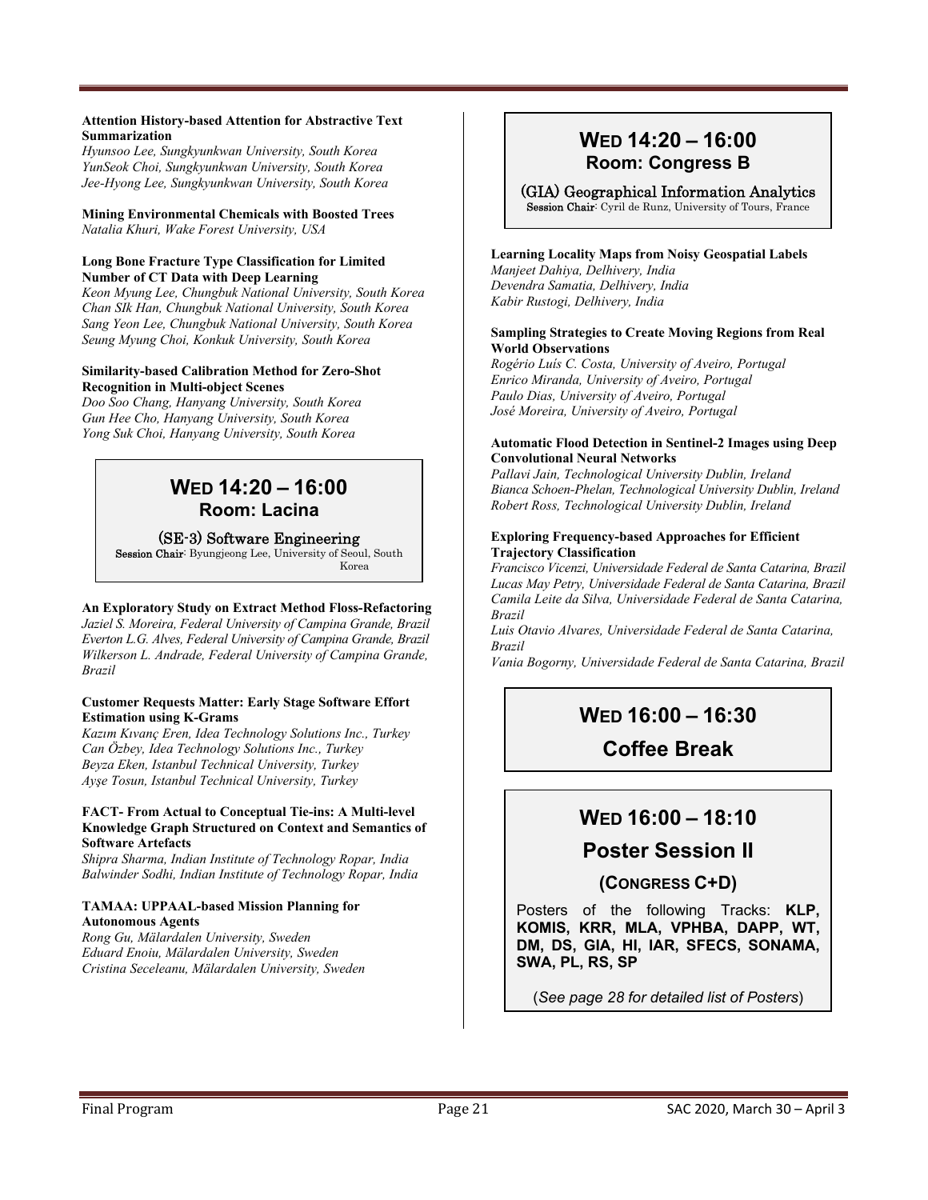**Attention History-based Attention for Abstractive Text Summarization**
*Hyunsoo Lee, Sungkyunkwan University, South Korea*
*YunSeok Choi, Sungkyunkwan University, South Korea*
*Jee-Hyong Lee, Sungkyunkwan University, South Korea*

**Mining Environmental Chemicals with Boosted Trees**
*Natalia Khuri, Wake Forest University, USA*

**Long Bone Fracture Type Classification for Limited Number of CT Data with Deep Learning**
*Keon Myung Lee, Chungbuk National University, South Korea*
*Chan SIk Han, Chungbuk National University, South Korea*
*Sang Yeon Lee, Chungbuk National University, South Korea*
*Seung Myung Choi, Konkuk University, South Korea*

**Similarity-based Calibration Method for Zero-Shot Recognition in Multi-object Scenes**
*Doo Soo Chang, Hanyang University, South Korea*
*Gun Hee Cho, Hanyang University, South Korea*
*Yong Suk Choi, Hanyang University, South Korea*

## WED 14:20 – 16:00
### Room: Lacina

### (SE-3) Software Engineering
**Session Chair**: Byungjeong Lee, University of Seoul, South Korea

**An Exploratory Study on Extract Method Floss-Refactoring**
*Jaziel S. Moreira, Federal University of Campina Grande, Brazil*
*Everton L.G. Alves, Federal University of Campina Grande, Brazil*
*Wilkerson L. Andrade, Federal University of Campina Grande, Brazil*

**Customer Requests Matter: Early Stage Software Effort Estimation using K-Grams**
*Kazım Kıvanç Eren, Idea Technology Solutions Inc., Turkey*
*Can Özbey, Idea Technology Solutions Inc., Turkey*
*Beyza Eken, Istanbul Technical University, Turkey*
*Ayşe Tosun, Istanbul Technical University, Turkey*

**FACT- From Actual to Conceptual Tie-ins: A Multi-level Knowledge Graph Structured on Context and Semantics of Software Artefacts**
*Shipra Sharma, Indian Institute of Technology Ropar, India*
*Balwinder Sodhi, Indian Institute of Technology Ropar, India*

**TAMAA: UPPAAL-based Mission Planning for Autonomous Agents**
*Rong Gu, Mälardalen University, Sweden*
*Eduard Enoiu, Mälardalen University, Sweden*
*Cristina Seceleanu, Mälardalen University, Sweden*

## WED 14:20 – 16:00
### Room: Congress B

### (GIA) Geographical Information Analytics
**Session Chair**: Cyril de Runz, University of Tours, France

**Learning Locality Maps from Noisy Geospatial Labels**
*Manjeet Dahiya, Delhivery, India*
*Devendra Samatia, Delhivery, India*
*Kabir Rustogi, Delhivery, India*

**Sampling Strategies to Create Moving Regions from Real World Observations**
*Rogério Luís C. Costa, University of Aveiro, Portugal*
*Enrico Miranda, University of Aveiro, Portugal*
*Paulo Dias, University of Aveiro, Portugal*
*José Moreira, University of Aveiro, Portugal*

**Automatic Flood Detection in Sentinel-2 Images using Deep Convolutional Neural Networks**
*Pallavi Jain, Technological University Dublin, Ireland*
*Bianca Schoen-Phelan, Technological University Dublin, Ireland*
*Robert Ross, Technological University Dublin, Ireland*

**Exploring Frequency-based Approaches for Efficient Trajectory Classification**
*Francisco Vicenzi, Universidade Federal de Santa Catarina, Brazil*
*Lucas May Petry, Universidade Federal de Santa Catarina, Brazil*
*Camila Leite da Silva, Universidade Federal de Santa Catarina, Brazil*
*Luis Otavio Alvares, Universidade Federal de Santa Catarina, Brazil*
*Vania Bogorny, Universidade Federal de Santa Catarina, Brazil*

## WED 16:00 – 16:30
### Coffee Break

## WED 16:00 – 18:10
### Poster Session II
### (CONGRESS C+D)

Posters of the following Tracks: **KLP, KOMIS, KRR, MLA, VPHBA, DAPP, WT, DM, DS, GIA, HI, IAR, SFECS, SONAMA, SWA, PL, RS, SP**

(*See page 28 for detailed list of Posters*)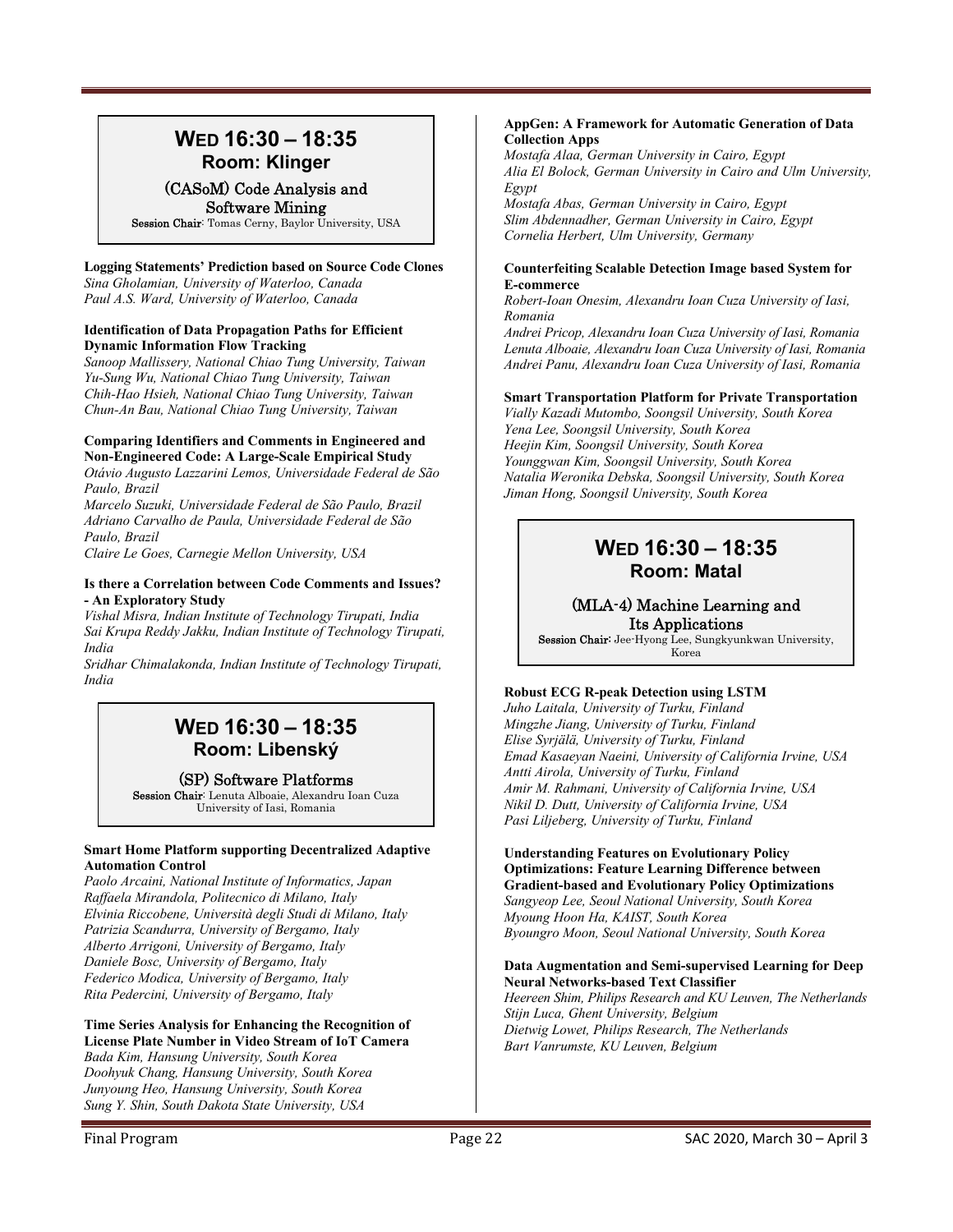## WED 16:30 – 18:35
### Room: Klinger

**(CASoM) Code Analysis and Software Mining**
**Session Chair**: Tomas Cerny, Baylor University, USA

**Logging Statements' Prediction based on Source Code Clones**
*Sina Gholamian, University of Waterloo, Canada*
*Paul A.S. Ward, University of Waterloo, Canada*

**Identification of Data Propagation Paths for Efficient Dynamic Information Flow Tracking**
*Sanoop Mallissery, National Chiao Tung University, Taiwan*
*Yu-Sung Wu, National Chiao Tung University, Taiwan*
*Chih-Hao Hsieh, National Chiao Tung University, Taiwan*
*Chun-An Bau, National Chiao Tung University, Taiwan*

**Comparing Identifiers and Comments in Engineered and Non-Engineered Code: A Large-Scale Empirical Study**
*Otávio Augusto Lazzarini Lemos, Universidade Federal de São Paulo, Brazil*
*Marcelo Suzuki, Universidade Federal de São Paulo, Brazil*
*Adriano Carvalho de Paula, Universidade Federal de São Paulo, Brazil*
*Claire Le Goes, Carnegie Mellon University, USA*

**Is there a Correlation between Code Comments and Issues? - An Exploratory Study**
*Vishal Misra, Indian Institute of Technology Tirupati, India*
*Sai Krupa Reddy Jakku, Indian Institute of Technology Tirupati, India*
*Sridhar Chimalakonda, Indian Institute of Technology Tirupati, India*

## WED 16:30 – 18:35
### Room: Libenský

**(SP) Software Platforms**
**Session Chair**: Lenuta Alboaie, Alexandru Ioan Cuza University of Iasi, Romania

**Smart Home Platform supporting Decentralized Adaptive Automation Control**
*Paolo Arcaini, National Institute of Informatics, Japan*
*Raffaela Mirandola, Politecnico di Milano, Italy*
*Elvinia Riccobene, Università degli Studi di Milano, Italy*
*Patrizia Scandurra, University of Bergamo, Italy*
*Alberto Arrigoni, University of Bergamo, Italy*
*Daniele Bosc, University of Bergamo, Italy*
*Federico Modica, University of Bergamo, Italy*
*Rita Pedercini, University of Bergamo, Italy*

**Time Series Analysis for Enhancing the Recognition of License Plate Number in Video Stream of IoT Camera**
*Bada Kim, Hansung University, South Korea*
*Doohyuk Chang, Hansung University, South Korea*
*Junyoung Heo, Hansung University, South Korea*
*Sung Y. Shin, South Dakota State University, USA*

**AppGen: A Framework for Automatic Generation of Data Collection Apps**
*Mostafa Alaa, German University in Cairo, Egypt*
*Alia El Bolock, German University in Cairo and Ulm University, Egypt*
*Mostafa Abas, German University in Cairo, Egypt*
*Slim Abdennadher, German University in Cairo, Egypt*
*Cornelia Herbert, Ulm University, Germany*

**Counterfeiting Scalable Detection Image based System for E-commerce**
*Robert-Ioan Onesim, Alexandru Ioan Cuza University of Iasi, Romania*
*Andrei Pricop, Alexandru Ioan Cuza University of Iasi, Romania*
*Lenuta Alboaie, Alexandru Ioan Cuza University of Iasi, Romania*
*Andrei Panu, Alexandru Ioan Cuza University of Iasi, Romania*

**Smart Transportation Platform for Private Transportation**
*Vially Kazadi Mutombo, Soongsil University, South Korea*
*Yena Lee, Soongsil University, South Korea*
*Heejin Kim, Soongsil University, South Korea*
*Younggwan Kim, Soongsil University, South Korea*
*Natalia Weronika Debska, Soongsil University, South Korea*
*Jiman Hong, Soongsil University, South Korea*

## WED 16:30 – 18:35
### Room: Matal

**(MLA-4) Machine Learning and Its Applications**
**Session Chair**: Jee-Hyong Lee, Sungkyunkwan University, Korea

**Robust ECG R-peak Detection using LSTM**
*Juho Laitala, University of Turku, Finland*
*Mingzhe Jiang, University of Turku, Finland*
*Elise Syrjälä, University of Turku, Finland*
*Emad Kasaeyan Naeini, University of California Irvine, USA*
*Antti Airola, University of Turku, Finland*
*Amir M. Rahmani, University of California Irvine, USA*
*Nikil D. Dutt, University of California Irvine, USA*
*Pasi Liljeberg, University of Turku, Finland*

**Understanding Features on Evolutionary Policy Optimizations: Feature Learning Difference between Gradient-based and Evolutionary Policy Optimizations**
*Sangyeop Lee, Seoul National University, South Korea*
*Myoung Hoon Ha, KAIST, South Korea*
*Byoungro Moon, Seoul National University, South Korea*

**Data Augmentation and Semi-supervised Learning for Deep Neural Networks-based Text Classifier**
*Heereen Shim, Philips Research and KU Leuven, The Netherlands*
*Stijn Luca, Ghent University, Belgium*
*Dietwig Lowet, Philips Research, The Netherlands*
*Bart Vanrumste, KU Leuven, Belgium*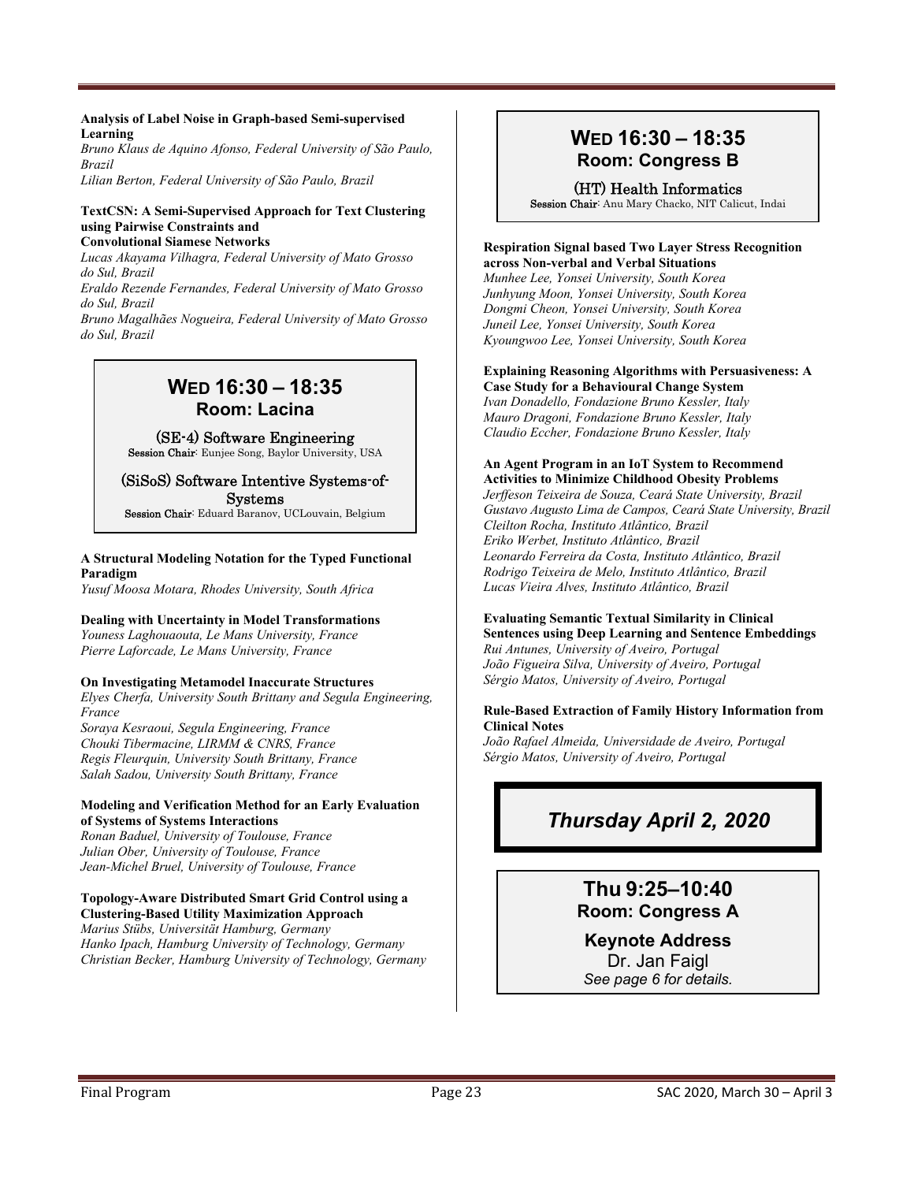**Analysis of Label Noise in Graph-based Semi-supervised Learning**
*Bruno Klaus de Aquino Afonso, Federal University of São Paulo, Brazil*
*Lilian Berton, Federal University of São Paulo, Brazil*

**TextCSN: A Semi-Supervised Approach for Text Clustering using Pairwise Constraints and Convolutional Siamese Networks**
*Lucas Akayama Vilhagra, Federal University of Mato Grosso do Sul, Brazil*
*Eraldo Rezende Fernandes, Federal University of Mato Grosso do Sul, Brazil*
*Bruno Magalhães Nogueira, Federal University of Mato Grosso do Sul, Brazil*

## WED 16:30 – 18:35
### Room: Lacina

**(SE-4) Software Engineering**
**Session Chair**: Eunjee Song, Baylor University, USA

**(SiSoS) Software Intentive Systems-of-Systems**
**Session Chair**: Eduard Baranov, UCLouvain, Belgium

**A Structural Modeling Notation for the Typed Functional Paradigm**
*Yusuf Moosa Motara, Rhodes University, South Africa*

**Dealing with Uncertainty in Model Transformations**
*Youness Laghouaouta, Le Mans University, France*
*Pierre Laforcade, Le Mans University, France*

**On Investigating Metamodel Inaccurate Structures**
*Elyes Cherfa, University South Brittany and Segula Engineering, France*
*Soraya Kesraoui, Segula Engineering, France*
*Chouki Tibermacine, LIRMM & CNRS, France*
*Regis Fleurquin, University South Brittany, France*
*Salah Sadou, University South Brittany, France*

**Modeling and Verification Method for an Early Evaluation of Systems of Systems Interactions**
*Ronan Baduel, University of Toulouse, France*
*Julian Ober, University of Toulouse, France*
*Jean-Michel Bruel, University of Toulouse, France*

**Topology-Aware Distributed Smart Grid Control using a Clustering-Based Utility Maximization Approach**
*Marius Stübs, Universität Hamburg, Germany*
*Hanko Ipach, Hamburg University of Technology, Germany*
*Christian Becker, Hamburg University of Technology, Germany*

## WED 16:30 – 18:35
### Room: Congress B

**(HT) Health Informatics**
**Session Chair**: Anu Mary Chacko, NIT Calicut, Indai

**Respiration Signal based Two Layer Stress Recognition across Non-verbal and Verbal Situations**
*Munhee Lee, Yonsei University, South Korea*
*Junhyung Moon, Yonsei University, South Korea*
*Dongmi Cheon, Yonsei University, South Korea*
*Juneil Lee, Yonsei University, South Korea*
*Kyoungwoo Lee, Yonsei University, South Korea*

**Explaining Reasoning Algorithms with Persuasiveness: A Case Study for a Behavioural Change System**
*Ivan Donadello, Fondazione Bruno Kessler, Italy*
*Mauro Dragoni, Fondazione Bruno Kessler, Italy*
*Claudio Eccher, Fondazione Bruno Kessler, Italy*

**An Agent Program in an IoT System to Recommend Activities to Minimize Childhood Obesity Problems**
*Jerffeson Teixeira de Souza, Ceará State University, Brazil*
*Gustavo Augusto Lima de Campos, Ceará State University, Brazil*
*Cleilton Rocha, Instituto Atlântico, Brazil*
*Eriko Werbet, Instituto Atlântico, Brazil*
*Leonardo Ferreira da Costa, Instituto Atlântico, Brazil*
*Rodrigo Teixeira de Melo, Instituto Atlântico, Brazil*
*Lucas Vieira Alves, Instituto Atlântico, Brazil*

**Evaluating Semantic Textual Similarity in Clinical Sentences using Deep Learning and Sentence Embeddings**
*Rui Antunes, University of Aveiro, Portugal*
*João Figueira Silva, University of Aveiro, Portugal*
*Sérgio Matos, University of Aveiro, Portugal*

**Rule-Based Extraction of Family History Information from Clinical Notes**
*João Rafael Almeida, Universidade de Aveiro, Portugal*
*Sérgio Matos, University of Aveiro, Portugal*

# *Thursday April 2, 2020*

## Thu 9:25–10:40
### Room: Congress A

**Keynote Address**
Dr. Jan Faigl
*See page 6 for details.*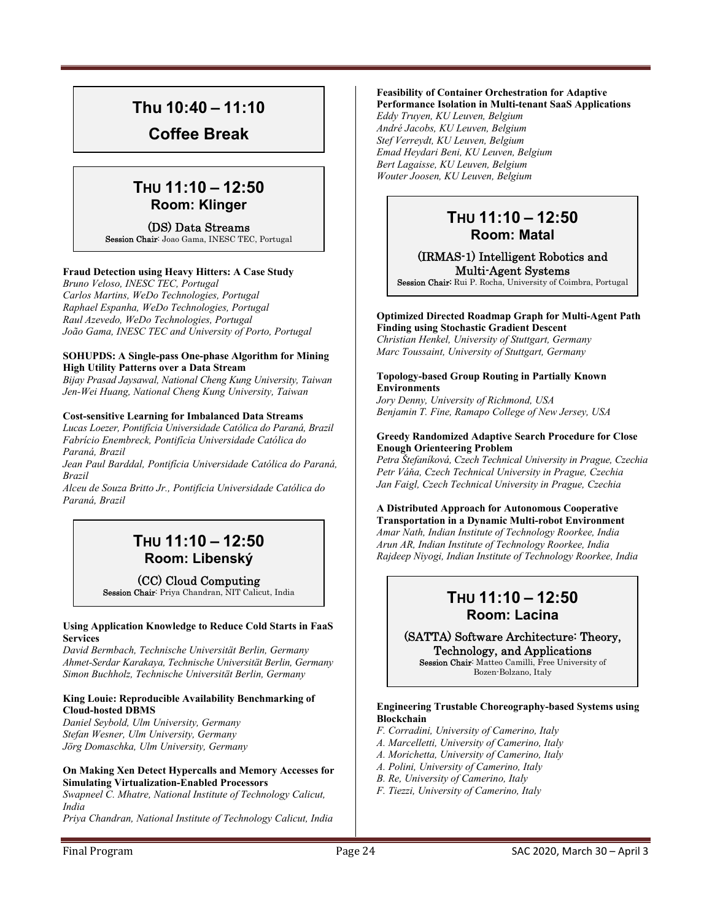## Thu 10:40 – 11:10

## Coffee Break

## THU 11:10 – 12:50
### Room: Klinger

**(DS) Data Streams**
**Session Chair**: Joao Gama, INESC TEC, Portugal

**Fraud Detection using Heavy Hitters: A Case Study**
*Bruno Veloso, INESC TEC, Portugal*
*Carlos Martins, WeDo Technologies, Portugal*
*Raphael Espanha, WeDo Technologies, Portugal*
*Raul Azevedo, WeDo Technologies, Portugal*
*João Gama, INESC TEC and University of Porto, Portugal*

**SOHUPDS: A Single-pass One-phase Algorithm for Mining High Utility Patterns over a Data Stream**
*Bijay Prasad Jaysawal, National Cheng Kung University, Taiwan*
*Jen-Wei Huang, National Cheng Kung University, Taiwan*

**Cost-sensitive Learning for Imbalanced Data Streams**
*Lucas Loezer, Pontifícia Universidade Católica do Paraná, Brazil*
*Fabrício Enembreck, Pontifícia Universidade Católica do Paraná, Brazil*
*Jean Paul Barddal, Pontifícia Universidade Católica do Paraná, Brazil*
*Alceu de Souza Britto Jr., Pontifícia Universidade Católica do Paraná, Brazil*

## THU 11:10 – 12:50
### Room: Libenský

**(CC) Cloud Computing**
**Session Chair**: Priya Chandran, NIT Calicut, India

**Using Application Knowledge to Reduce Cold Starts in FaaS Services**
*David Bermbach, Technische Universität Berlin, Germany*
*Ahmet-Serdar Karakaya, Technische Universität Berlin, Germany*
*Simon Buchholz, Technische Universität Berlin, Germany*

**King Louie: Reproducible Availability Benchmarking of Cloud-hosted DBMS**
*Daniel Seybold, Ulm University, Germany*
*Stefan Wesner, Ulm University, Germany*
*Jörg Domaschka, Ulm University, Germany*

**On Making Xen Detect Hypercalls and Memory Accesses for Simulating Virtualization-Enabled Processors**
*Swapneel C. Mhatre, National Institute of Technology Calicut, India*
*Priya Chandran, National Institute of Technology Calicut, India*

**Feasibility of Container Orchestration for Adaptive Performance Isolation in Multi-tenant SaaS Applications**
*Eddy Truyen, KU Leuven, Belgium*
*André Jacobs, KU Leuven, Belgium*
*Stef Verreydt, KU Leuven, Belgium*
*Emad Heydari Beni, KU Leuven, Belgium*
*Bert Lagaisse, KU Leuven, Belgium*
*Wouter Joosen, KU Leuven, Belgium*

## THU 11:10 – 12:50
### Room: Matal

**(IRMAS-1) Intelligent Robotics and Multi-Agent Systems**
**Session Chair:** Rui P. Rocha, University of Coimbra, Portugal

**Optimized Directed Roadmap Graph for Multi-Agent Path Finding using Stochastic Gradient Descent**
*Christian Henkel, University of Stuttgart, Germany*
*Marc Toussaint, University of Stuttgart, Germany*

**Topology-based Group Routing in Partially Known Environments**
*Jory Denny, University of Richmond, USA*
*Benjamin T. Fine, Ramapo College of New Jersey, USA*

**Greedy Randomized Adaptive Search Procedure for Close Enough Orienteering Problem**
*Petra Štefaníková, Czech Technical University in Prague, Czechia*
*Petr Váňa, Czech Technical University in Prague, Czechia*
*Jan Faigl, Czech Technical University in Prague, Czechia*

**A Distributed Approach for Autonomous Cooperative Transportation in a Dynamic Multi-robot Environment**
*Amar Nath, Indian Institute of Technology Roorkee, India*
*Arun AR, Indian Institute of Technology Roorkee, India*
*Rajdeep Niyogi, Indian Institute of Technology Roorkee, India*

## THU 11:10 – 12:50
### Room: Lacina

**(SATTA) Software Architecture: Theory, Technology, and Applications**
**Session Chair**: Matteo Camilli, Free University of Bozen-Bolzano, Italy

**Engineering Trustable Choreography-based Systems using Blockchain**
*F. Corradini, University of Camerino, Italy*
*A. Marcelletti, University of Camerino, Italy*
*A. Morichetta, University of Camerino, Italy*
*A. Polini, University of Camerino, Italy*
*B. Re, University of Camerino, Italy*
*F. Tiezzi, University of Camerino, Italy*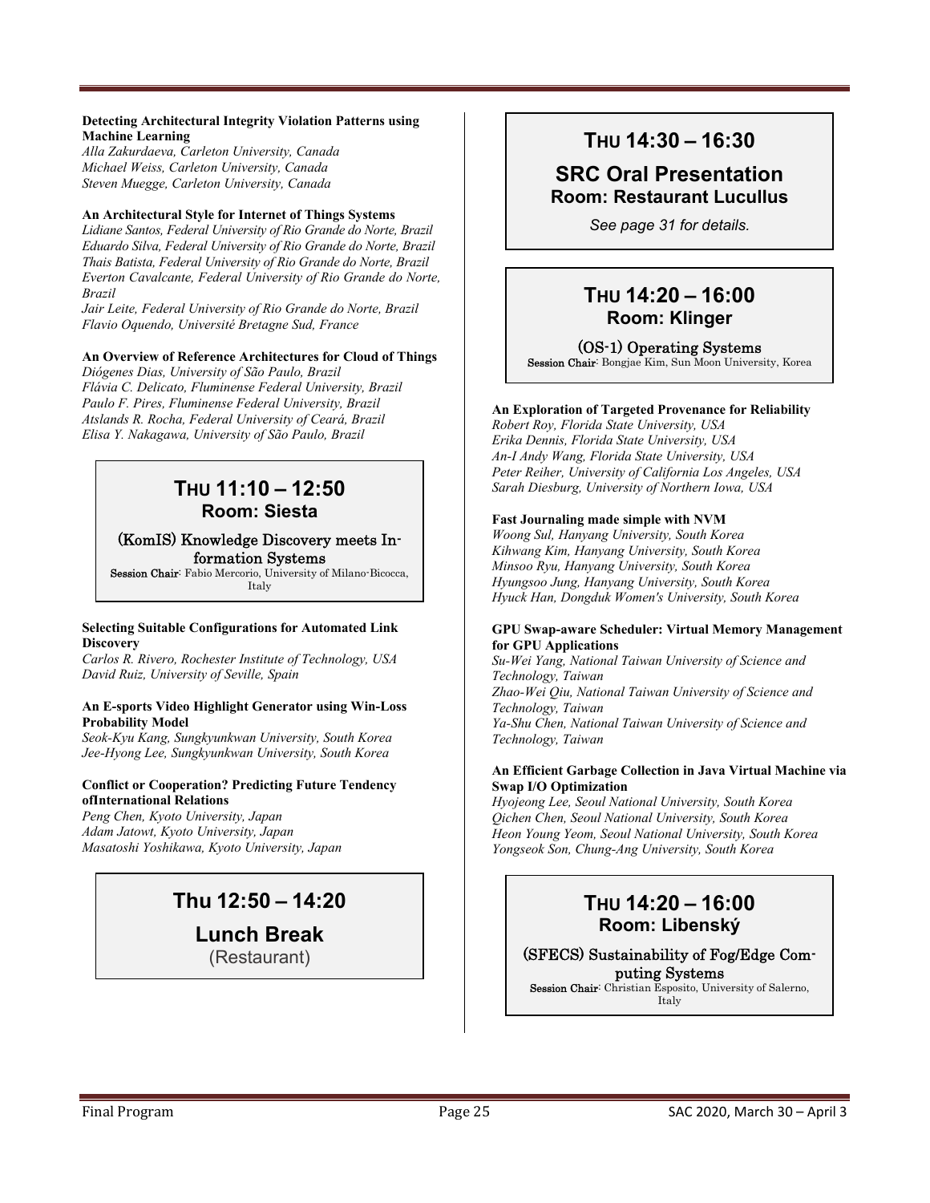**Detecting Architectural Integrity Violation Patterns using Machine Learning**
*Alla Zakurdaeva, Carleton University, Canada*
*Michael Weiss, Carleton University, Canada*
*Steven Muegge, Carleton University, Canada*

**An Architectural Style for Internet of Things Systems**
*Lidiane Santos, Federal University of Rio Grande do Norte, Brazil*
*Eduardo Silva, Federal University of Rio Grande do Norte, Brazil*
*Thais Batista, Federal University of Rio Grande do Norte, Brazil*
*Everton Cavalcante, Federal University of Rio Grande do Norte, Brazil*
*Jair Leite, Federal University of Rio Grande do Norte, Brazil*
*Flavio Oquendo, Université Bretagne Sud, France*

**An Overview of Reference Architectures for Cloud of Things**
*Diógenes Dias, University of São Paulo, Brazil*
*Flávia C. Delicato, Fluminense Federal University, Brazil*
*Paulo F. Pires, Fluminense Federal University, Brazil*
*Atslands R. Rocha, Federal University of Ceará, Brazil*
*Elisa Y. Nakagawa, University of São Paulo, Brazil*

## THU 11:10 – 12:50
### Room: Siesta

**(KomIS) Knowledge Discovery meets Information Systems**
**Session Chair**: Fabio Mercorio, University of Milano-Bicocca, Italy

**Selecting Suitable Configurations for Automated Link Discovery**
*Carlos R. Rivero, Rochester Institute of Technology, USA*
*David Ruiz, University of Seville, Spain*

**An E-sports Video Highlight Generator using Win-Loss Probability Model**
*Seok-Kyu Kang, Sungkyunkwan University, South Korea*
*Jee-Hyong Lee, Sungkyunkwan University, South Korea*

**Conflict or Cooperation? Predicting Future Tendency ofInternational Relations**
*Peng Chen, Kyoto University, Japan*
*Adam Jatowt, Kyoto University, Japan*
*Masatoshi Yoshikawa, Kyoto University, Japan*

## Thu 12:50 – 14:20
### Lunch Break
(Restaurant)

## THU 14:30 – 16:30
### SRC Oral Presentation
### Room: Restaurant Lucullus

*See page 31 for details.*

## THU 14:20 – 16:00
### Room: Klinger

**(OS-1) Operating Systems**
**Session Chair**: Bongjae Kim, Sun Moon University, Korea

**An Exploration of Targeted Provenance for Reliability**
*Robert Roy, Florida State University, USA*
*Erika Dennis, Florida State University, USA*
*An-I Andy Wang, Florida State University, USA*
*Peter Reiher, University of California Los Angeles, USA*
*Sarah Diesburg, University of Northern Iowa, USA*

**Fast Journaling made simple with NVM**
*Woong Sul, Hanyang University, South Korea*
*Kihwang Kim, Hanyang University, South Korea*
*Minsoo Ryu, Hanyang University, South Korea*
*Hyungsoo Jung, Hanyang University, South Korea*
*Hyuck Han, Dongduk Women's University, South Korea*

**GPU Swap-aware Scheduler: Virtual Memory Management for GPU Applications**
*Su-Wei Yang, National Taiwan University of Science and Technology, Taiwan*
*Zhao-Wei Qiu, National Taiwan University of Science and Technology, Taiwan*
*Ya-Shu Chen, National Taiwan University of Science and Technology, Taiwan*

**An Efficient Garbage Collection in Java Virtual Machine via Swap I/O Optimization**
*Hyojeong Lee, Seoul National University, South Korea*
*Qichen Chen, Seoul National University, South Korea*
*Heon Young Yeom, Seoul National University, South Korea*
*Yongseok Son, Chung-Ang University, South Korea*

## THU 14:20 – 16:00
### Room: Libenský

**(SFECS) Sustainability of Fog/Edge Computing Systems**
**Session Chair**: Christian Esposito, University of Salerno, Italy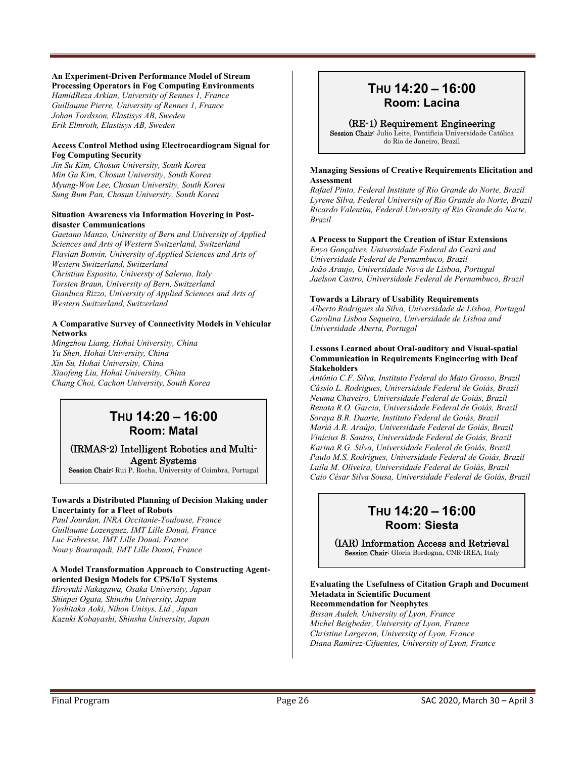**An Experiment-Driven Performance Model of Stream Processing Operators in Fog Computing Environments**
*HamidReza Arkian, University of Rennes 1, France*
*Guillaume Pierre, University of Rennes 1, France*
*Johan Tordsson, Elastisys AB, Sweden*
*Erik Elmroth, Elastisys AB, Sweden*

**Access Control Method using Electrocardiogram Signal for Fog Computing Security**
*Jin Su Kim, Chosun University, South Korea*
*Min Gu Kim, Chosun University, South Korea*
*Myung-Won Lee, Chosun University, South Korea*
*Sung Bum Pan, Chosun University, South Korea*

**Situation Awareness via Information Hovering in Post-disaster Communications**
*Gaetano Manzo, University of Bern and University of Applied Sciences and Arts of Western Switzerland, Switzerland*
*Flavian Bonvin, University of Applied Sciences and Arts of Western Switzerland, Switzerland*
*Christian Esposito, Universty of Salerno, Italy*
*Torsten Braun, University of Bern, Switzerland*
*Gianluca Rizzo, University of Applied Sciences and Arts of Western Switzerland, Switzerland*

**A Comparative Survey of Connectivity Models in Vehicular Networks**
*Mingzhou Liang, Hohai University, China*
*Yu Shen, Hohai University, China*
*Xin Su, Hohai University, China*
*Xiaofeng Liu, Hohai University, China*
*Chang Choi, Cachon University, South Korea*

## THU 14:20 – 16:00
### Room: Matal

### (IRMAS-2) Intelligent Robotics and Multi-Agent Systems
**Session Chair:** Rui P. Rocha, University of Coimbra, Portugal

**Towards a Distributed Planning of Decision Making under Uncertainty for a Fleet of Robots**
*Paul Jourdan, INRA Occitanie-Toulouse, France*
*Guillaume Lozenguez, IMT Lille Douai, France*
*Luc Fabresse, IMT Lille Douai, France*
*Noury Bouraqadi, IMT Lille Douai, France*

**A Model Transformation Approach to Constructing Agent-oriented Design Models for CPS/IoT Systems**
*Hiroyuki Nakagawa, Osaka University, Japan*
*Shinpei Ogata, Shinshu University, Japan*
*Yoshitaka Aoki, Nihon Unisys, Ltd., Japan*
*Kazuki Kobayashi, Shinshu University, Japan*

## THU 14:20 – 16:00
### Room: Lacina

### (RE-1) Requirement Engineering
**Session Chair**: Julio Leite, Pontificia Universidade Católica do Rio de Janeiro, Brazil

**Managing Sessions of Creative Requirements Elicitation and Assessment**
*Rafael Pinto, Federal Institute of Rio Grande do Norte, Brazil*
*Lyrene Silva, Federal University of Rio Grande do Norte, Brazil*
*Ricardo Valentim, Federal University of Rio Grande do Norte, Brazil*

**A Process to Support the Creation of iStar Extensions**
*Enyo Gonçalves, Universidade Federal do Ceará and Universidade Federal de Pernambuco, Brazil*
*João Araujo, Universidade Nova de Lisboa, Portugal*
*Jaelson Castro, Universidade Federal de Pernambuco, Brazil*

**Towards a Library of Usability Requirements**
*Alberto Rodrigues da Silva, Universidade de Lisboa, Portugal*
*Carolina Lisboa Sequeira, Universidade de Lisboa and Universidade Aberta, Portugal*

**Lessons Learned about Oral-auditory and Visual-spatial Communication in Requirements Engineering with Deaf Stakeholders**
*Antônio C.F. Silva, Instituto Federal do Mato Grosso, Brazil*
*Cássio L. Rodrigues, Universidade Federal de Goiás, Brazil*
*Neuma Chaveiro, Universidade Federal de Goiás, Brazil*
*Renata R.O. Garcia, Universidade Federal de Goiás, Brazil*
*Soraya B.R. Duarte, Instituto Federal de Goiás, Brazil*
*Mariá A.R. Araújo, Universidade Federal de Goiás, Brazil*
*Vinícius B. Santos, Universidade Federal de Goiás, Brazil*
*Karina R.G. Silva, Universidade Federal de Goiás, Brazil*
*Paulo M.S. Rodrigues, Universidade Federal de Goiás, Brazil*
*Luíla M. Oliveira, Universidade Federal de Goiás, Brazil*
*Caio César Silva Sousa, Universidade Federal de Goiás, Brazil*

## THU 14:20 – 16:00
### Room: Siesta

### (IAR) Information Access and Retrieval
**Session Chair**: Gloria Bordogna, CNR-IREA, Italy

**Evaluating the Usefulness of Citation Graph and Document Metadata in Scientific Document Recommendation for Neophytes**
*Bissan Audeh, University of Lyon, France*
*Michel Beigbeder, University of Lyon, France*
*Christine Largeron, University of Lyon, France*
*Diana Ramírez-Cifuentes, University of Lyon, France*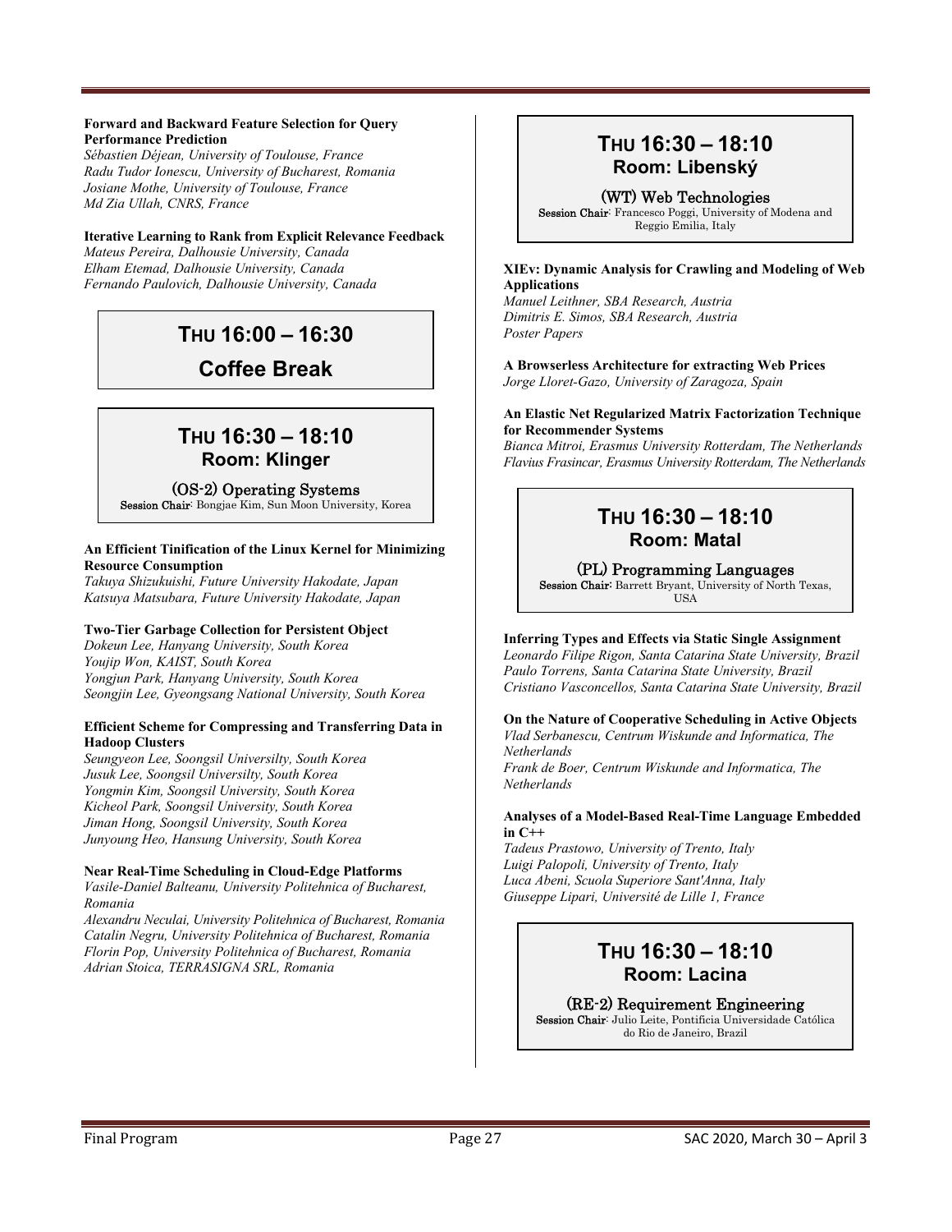**Forward and Backward Feature Selection for Query Performance Prediction**
*Sébastien Déjean, University of Toulouse, France*
*Radu Tudor Ionescu, University of Bucharest, Romania*
*Josiane Mothe, University of Toulouse, France*
*Md Zia Ullah, CNRS, France*

**Iterative Learning to Rank from Explicit Relevance Feedback**
*Mateus Pereira, Dalhousie University, Canada*
*Elham Etemad, Dalhousie University, Canada*
*Fernando Paulovich, Dalhousie University, Canada*

## THU 16:00 – 16:30

## Coffee Break

## THU 16:30 – 18:10
### Room: Klinger

### (OS-2) Operating Systems
**Session Chair**: Bongjae Kim, Sun Moon University, Korea

**An Efficient Tinification of the Linux Kernel for Minimizing Resource Consumption**
*Takuya Shizukuishi, Future University Hakodate, Japan*
*Katsuya Matsubara, Future University Hakodate, Japan*

**Two-Tier Garbage Collection for Persistent Object**
*Dokeun Lee, Hanyang University, South Korea*
*Youjip Won, KAIST, South Korea*
*Yongjun Park, Hanyang University, South Korea*
*Seongjin Lee, Gyeongsang National University, South Korea*

**Efficient Scheme for Compressing and Transferring Data in Hadoop Clusters**
*Seungyeon Lee, Soongsil Universilty, South Korea*
*Jusuk Lee, Soongsil Universilty, South Korea*
*Yongmin Kim, Soongsil University, South Korea*
*Kicheol Park, Soongsil University, South Korea*
*Jiman Hong, Soongsil University, South Korea*
*Junyoung Heo, Hansung University, South Korea*

**Near Real-Time Scheduling in Cloud-Edge Platforms**
*Vasile-Daniel Balteanu, University Politehnica of Bucharest, Romania*
*Alexandru Neculai, University Politehnica of Bucharest, Romania*
*Catalin Negru, University Politehnica of Bucharest, Romania*
*Florin Pop, University Politehnica of Bucharest, Romania*
*Adrian Stoica, TERRASIGNA SRL, Romania*

## THU 16:30 – 18:10
### Room: Libenský

### (WT) Web Technologies
**Session Chair**: Francesco Poggi, University of Modena and Reggio Emilia, Italy

**XIEv: Dynamic Analysis for Crawling and Modeling of Web Applications**
*Manuel Leithner, SBA Research, Austria*
*Dimitris E. Simos, SBA Research, Austria*
*Poster Papers*

**A Browserless Architecture for extracting Web Prices**
*Jorge Lloret-Gazo, University of Zaragoza, Spain*

**An Elastic Net Regularized Matrix Factorization Technique for Recommender Systems**
*Bianca Mitroi, Erasmus University Rotterdam, The Netherlands*
*Flavius Frasincar, Erasmus University Rotterdam, The Netherlands*

## THU 16:30 – 18:10
### Room: Matal

### (PL) Programming Languages
**Session Chair**: Barrett Bryant, University of North Texas, USA

**Inferring Types and Effects via Static Single Assignment**
*Leonardo Filipe Rigon, Santa Catarina State University, Brazil*
*Paulo Torrens, Santa Catarina State University, Brazil*
*Cristiano Vasconcellos, Santa Catarina State University, Brazil*

**On the Nature of Cooperative Scheduling in Active Objects**
*Vlad Serbanescu, Centrum Wiskunde and Informatica, The Netherlands*
*Frank de Boer, Centrum Wiskunde and Informatica, The Netherlands*

**Analyses of a Model-Based Real-Time Language Embedded in C++**
*Tadeus Prastowo, University of Trento, Italy*
*Luigi Palopoli, University of Trento, Italy*
*Luca Abeni, Scuola Superiore Sant'Anna, Italy*
*Giuseppe Lipari, Université de Lille 1, France*

## THU 16:30 – 18:10
### Room: Lacina

### (RE-2) Requirement Engineering
**Session Chair**: Julio Leite, Pontifícia Universidade Católica do Rio de Janeiro, Brazil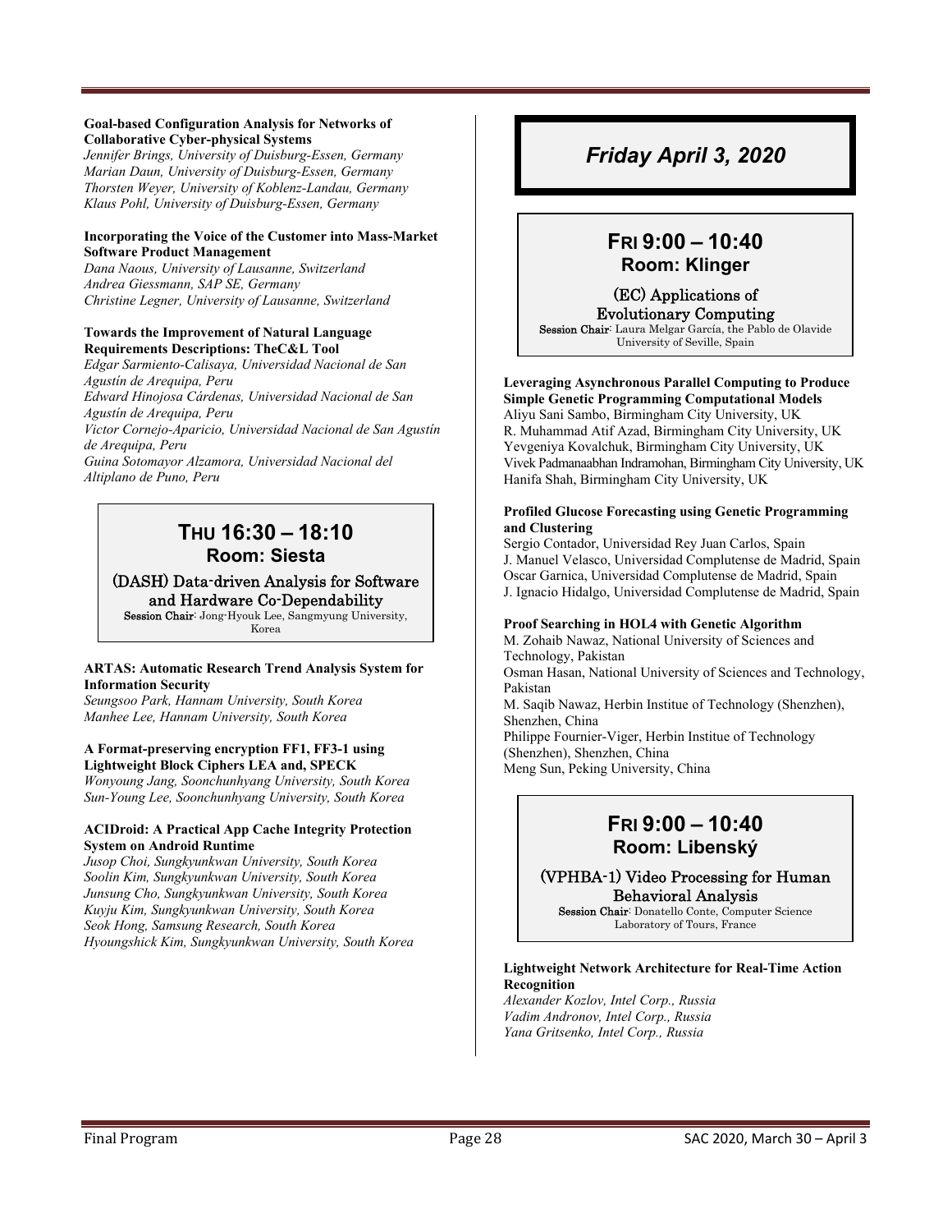**Goal-based Configuration Analysis for Networks of Collaborative Cyber-physical Systems**
*Jennifer Brings, University of Duisburg-Essen, Germany*
*Marian Daun, University of Duisburg-Essen, Germany*
*Thorsten Weyer, University of Koblenz-Landau, Germany*
*Klaus Pohl, University of Duisburg-Essen, Germany*

**Incorporating the Voice of the Customer into Mass-Market Software Product Management**
*Dana Naous, University of Lausanne, Switzerland*
*Andrea Giessmann, SAP SE, Germany*
*Christine Legner, University of Lausanne, Switzerland*

**Towards the Improvement of Natural Language Requirements Descriptions: TheC&L Tool**
*Edgar Sarmiento-Calisaya, Universidad Nacional de San Agustín de Arequipa, Peru*
*Edward Hinojosa Cárdenas, Universidad Nacional de San Agustín de Arequipa, Peru*
*Victor Cornejo-Aparicio, Universidad Nacional de San Agustín de Arequipa, Peru*
*Guina Sotomayor Alzamora, Universidad Nacional del Altiplano de Puno, Peru*

## THU 16:30 – 18:10
### Room: Siesta

**(DASH) Data-driven Analysis for Software and Hardware Co-Dependability**
**Session Chair**: Jong-Hyouk Lee, Sangmyung University, Korea

**ARTAS: Automatic Research Trend Analysis System for Information Security**
*Seungsoo Park, Hannam University, South Korea*
*Manhee Lee, Hannam University, South Korea*

**A Format-preserving encryption FF1, FF3-1 using Lightweight Block Ciphers LEA and, SPECK**
*Wonyoung Jang, Soonchunhyang University, South Korea*
*Sun-Young Lee, Soonchunhyang University, South Korea*

**ACIDroid: A Practical App Cache Integrity Protection System on Android Runtime**
*Jusop Choi, Sungkyunkwan University, South Korea*
*Soolin Kim, Sungkyunkwan University, South Korea*
*Junsung Cho, Sungkyunkwan University, South Korea*
*Kuyju Kim, Sungkyunkwan University, South Korea*
*Seok Hong, Samsung Research, South Korea*
*Hyoungshick Kim, Sungkyunkwan University, South Korea*

# *Friday April 3, 2020*

## FRI 9:00 – 10:40
### Room: Klinger

**(EC) Applications of Evolutionary Computing**
**Session Chair**: Laura Melgar García, the Pablo de Olavide University of Seville, Spain

**Leveraging Asynchronous Parallel Computing to Produce Simple Genetic Programming Computational Models**
Aliyu Sani Sambo, Birmingham City University, UK
R. Muhammad Atif Azad, Birmingham City University, UK
Yevgeniya Kovalchuk, Birmingham City University, UK
Vivek Padmanaabhan Indramohan, Birmingham City University, UK
Hanifa Shah, Birmingham City University, UK

**Profiled Glucose Forecasting using Genetic Programming and Clustering**
Sergio Contador, Universidad Rey Juan Carlos, Spain
J. Manuel Velasco, Universidad Complutense de Madrid, Spain
Oscar Garnica, Universidad Complutense de Madrid, Spain
J. Ignacio Hidalgo, Universidad Complutense de Madrid, Spain

**Proof Searching in HOL4 with Genetic Algorithm**
M. Zohaib Nawaz, National University of Sciences and Technology, Pakistan
Osman Hasan, National University of Sciences and Technology, Pakistan
M. Saqib Nawaz, Herbin Institue of Technology (Shenzhen), Shenzhen, China
Philippe Fournier-Viger, Herbin Institue of Technology (Shenzhen), Shenzhen, China
Meng Sun, Peking University, China

## FRI 9:00 – 10:40
### Room: Libenský

**(VPHBA-1) Video Processing for Human Behavioral Analysis**
**Session Chair**: Donatello Conte, Computer Science Laboratory of Tours, France

**Lightweight Network Architecture for Real-Time Action Recognition**
*Alexander Kozlov, Intel Corp., Russia*
*Vadim Andronov, Intel Corp., Russia*
*Yana Gritsenko, Intel Corp., Russia*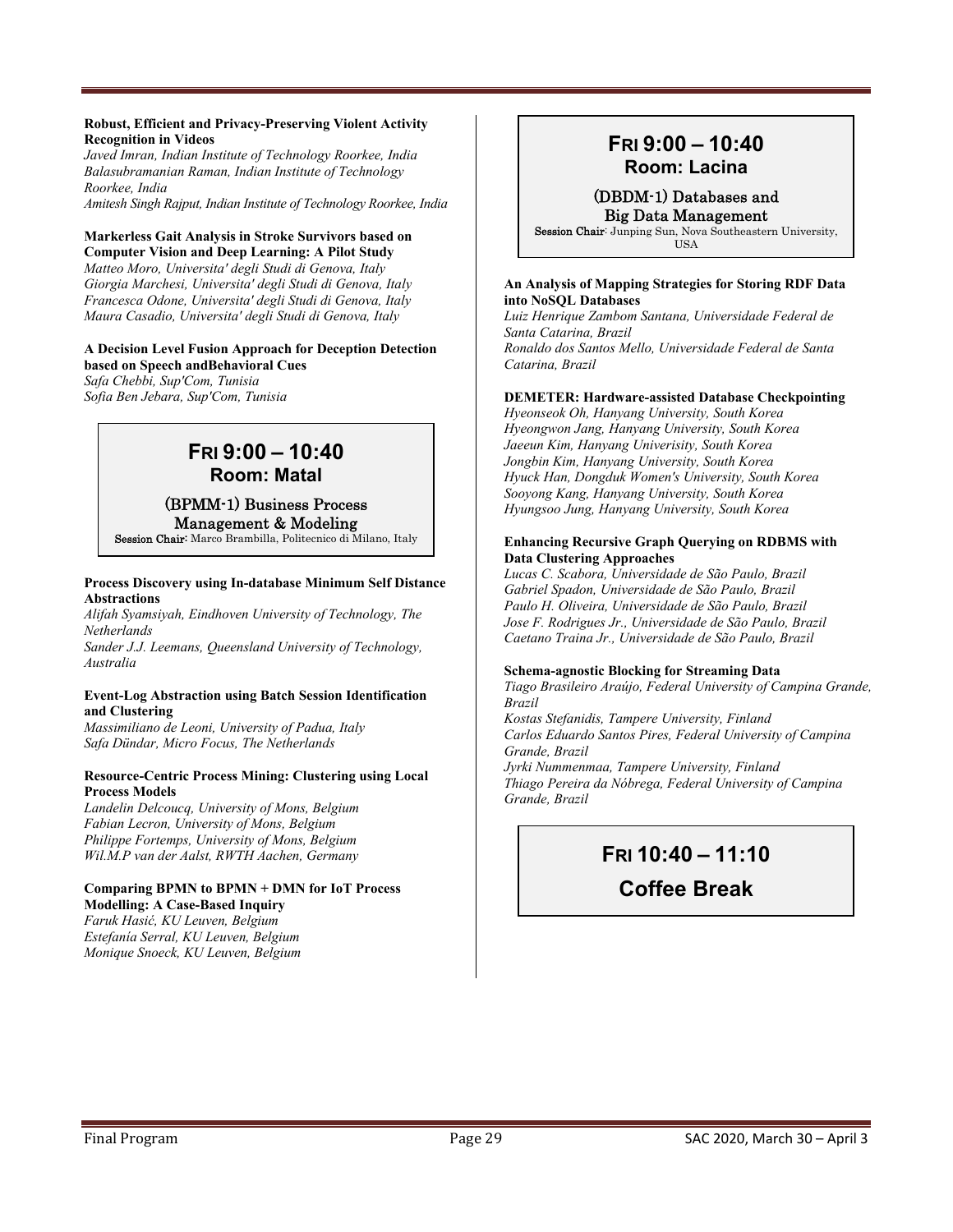**Robust, Efficient and Privacy-Preserving Violent Activity Recognition in Videos**
*Javed Imran, Indian Institute of Technology Roorkee, India*
*Balasubramanian Raman, Indian Institute of Technology Roorkee, India*
*Amitesh Singh Rajput, Indian Institute of Technology Roorkee, India*

**Markerless Gait Analysis in Stroke Survivors based on Computer Vision and Deep Learning: A Pilot Study**
*Matteo Moro, Universita' degli Studi di Genova, Italy*
*Giorgia Marchesi, Universita' degli Studi di Genova, Italy*
*Francesca Odone, Universita' degli Studi di Genova, Italy*
*Maura Casadio, Universita' degli Studi di Genova, Italy*

**A Decision Level Fusion Approach for Deception Detection based on Speech andBehavioral Cues**
*Safa Chebbi, Sup'Com, Tunisia*
*Sofia Ben Jebara, Sup'Com, Tunisia*

## FRI 9:00 – 10:40
## Room: Matal

### (BPMM-1) Business Process Management & Modeling

**Session Chair:** Marco Brambilla, Politecnico di Milano, Italy

**Process Discovery using In-database Minimum Self Distance Abstractions**
*Alifah Syamsiyah, Eindhoven University of Technology, The Netherlands*
*Sander J.J. Leemans, Queensland University of Technology, Australia*

**Event-Log Abstraction using Batch Session Identification and Clustering**
*Massimiliano de Leoni, University of Padua, Italy*
*Safa Dündar, Micro Focus, The Netherlands*

**Resource-Centric Process Mining: Clustering using Local Process Models**
*Landelin Delcoucq, University of Mons, Belgium*
*Fabian Lecron, University of Mons, Belgium*
*Philippe Fortemps, University of Mons, Belgium*
*Wil.M.P van der Aalst, RWTH Aachen, Germany*

**Comparing BPMN to BPMN + DMN for IoT Process Modelling: A Case-Based Inquiry**
*Faruk Hasić, KU Leuven, Belgium*
*Estefanía Serral, KU Leuven, Belgium*
*Monique Snoeck, KU Leuven, Belgium*

## FRI 9:00 – 10:40
## Room: Lacina

### (DBDM-1) Databases and Big Data Management

**Session Chair**: Junping Sun, Nova Southeastern University, USA

**An Analysis of Mapping Strategies for Storing RDF Data into NoSQL Databases**
*Luiz Henrique Zambom Santana, Universidade Federal de Santa Catarina, Brazil*
*Ronaldo dos Santos Mello, Universidade Federal de Santa Catarina, Brazil*

**DEMETER: Hardware-assisted Database Checkpointing**
*Hyeonseok Oh, Hanyang University, South Korea*
*Hyeongwon Jang, Hanyang University, South Korea*
*Jaeeun Kim, Hanyang Univerisity, South Korea*
*Jongbin Kim, Hanyang University, South Korea*
*Hyuck Han, Dongduk Women's University, South Korea*
*Sooyong Kang, Hanyang University, South Korea*
*Hyungsoo Jung, Hanyang University, South Korea*

**Enhancing Recursive Graph Querying on RDBMS with Data Clustering Approaches**
*Lucas C. Scabora, Universidade de São Paulo, Brazil*
*Gabriel Spadon, Universidade de São Paulo, Brazil*
*Paulo H. Oliveira, Universidade de São Paulo, Brazil*
*Jose F. Rodrigues Jr., Universidade de São Paulo, Brazil*
*Caetano Traina Jr., Universidade de São Paulo, Brazil*

**Schema-agnostic Blocking for Streaming Data**
*Tiago Brasileiro Araújo, Federal University of Campina Grande, Brazil*
*Kostas Stefanidis, Tampere University, Finland*
*Carlos Eduardo Santos Pires, Federal University of Campina Grande, Brazil*
*Jyrki Nummenmaa, Tampere University, Finland*
*Thiago Pereira da Nóbrega, Federal University of Campina Grande, Brazil*

## FRI 10:40 – 11:10
## Coffee Break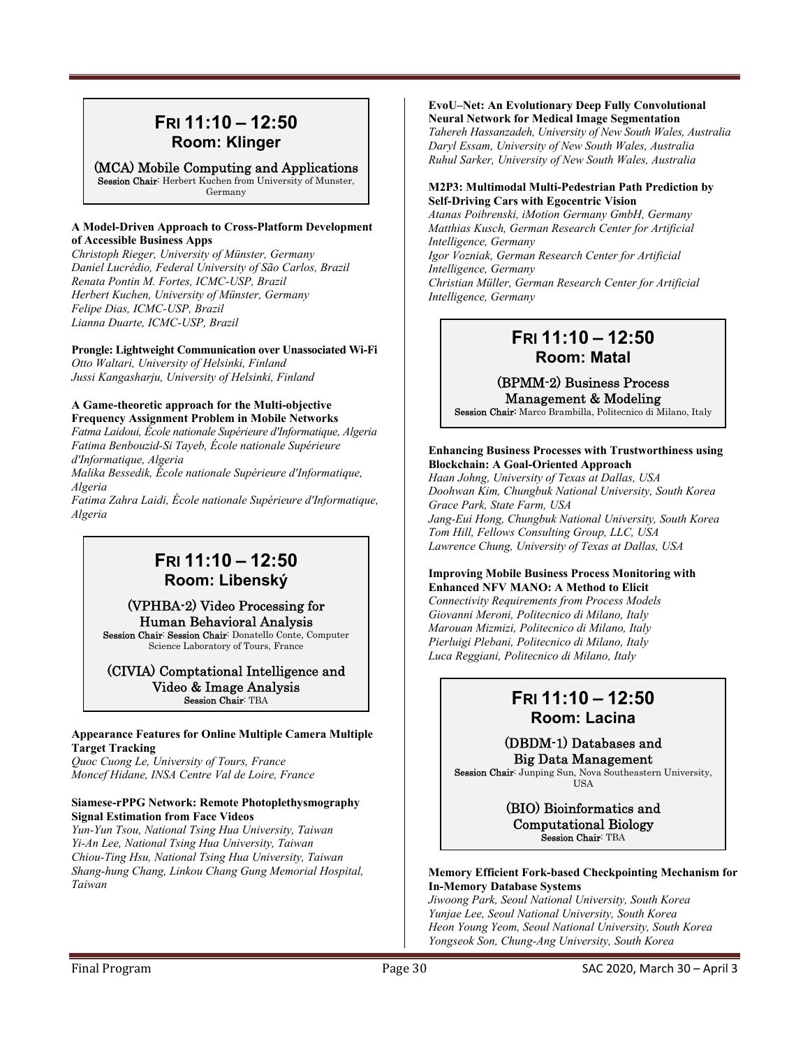## FRI 11:10 – 12:50
### Room: Klinger

**(MCA) Mobile Computing and Applications**
**Session Chair**: Herbert Kuchen from University of Munster, Germany

**A Model-Driven Approach to Cross-Platform Development of Accessible Business Apps**
*Christoph Rieger, University of Münster, Germany*
*Daniel Lucrédio, Federal University of São Carlos, Brazil*
*Renata Pontin M. Fortes, ICMC-USP, Brazil*
*Herbert Kuchen, University of Münster, Germany*
*Felipe Dias, ICMC-USP, Brazil*
*Lianna Duarte, ICMC-USP, Brazil*

**Prongle: Lightweight Communication over Unassociated Wi-Fi**
*Otto Waltari, University of Helsinki, Finland*
*Jussi Kangasharju, University of Helsinki, Finland*

**A Game-theoretic approach for the Multi-objective Frequency Assignment Problem in Mobile Networks**
*Fatma Laidoui, École nationale Supérieure d'Informatique, Algeria*
*Fatima Benbouzid-Si Tayeb, École nationale Supérieure d'Informatique, Algeria*
*Malika Bessedik, École nationale Supérieure d'Informatique, Algeria*
*Fatima Zahra Laidi, École nationale Supérieure d'Informatique, Algeria*

## FRI 11:10 – 12:50
### Room: Libenský

**(VPHBA-2) Video Processing for Human Behavioral Analysis**
**Session Chair**: **Session Chair**: Donatello Conte, Computer Science Laboratory of Tours, France

**(CIVIA) Comptational Intelligence and Video & Image Analysis**
**Session Chair**: TBA

**Appearance Features for Online Multiple Camera Multiple Target Tracking**
*Quoc Cuong Le, University of Tours, France*
*Moncef Hidane, INSA Centre Val de Loire, France*

**Siamese-rPPG Network: Remote Photoplethysmography Signal Estimation from Face Videos**
*Yun-Yun Tsou, National Tsing Hua University, Taiwan*
*Yi-An Lee, National Tsing Hua University, Taiwan*
*Chiou-Ting Hsu, National Tsing Hua University, Taiwan*
*Shang-hung Chang, Linkou Chang Gung Memorial Hospital, Taiwan*

**EvoU–Net: An Evolutionary Deep Fully Convolutional Neural Network for Medical Image Segmentation**
*Tahereh Hassanzadeh, University of New South Wales, Australia*
*Daryl Essam, University of New South Wales, Australia*
*Ruhul Sarker, University of New South Wales, Australia*

**M2P3: Multimodal Multi-Pedestrian Path Prediction by Self-Driving Cars with Egocentric Vision**
*Atanas Poibrenski, iMotion Germany GmbH, Germany*
*Matthias Kusch, German Research Center for Artificial Intelligence, Germany*
*Igor Vozniak, German Research Center for Artificial Intelligence, Germany*
*Christian Müller, German Research Center for Artificial Intelligence, Germany*

## FRI 11:10 – 12:50
### Room: Matal

**(BPMM-2) Business Process Management & Modeling**
**Session Chair:** Marco Brambilla, Politecnico di Milano, Italy

**Enhancing Business Processes with Trustworthiness using Blockchain: A Goal-Oriented Approach**
*Haan Johng, University of Texas at Dallas, USA*
*Doohwan Kim, Chungbuk National University, South Korea*
*Grace Park, State Farm, USA*
*Jang-Eui Hong, Chungbuk National University, South Korea*
*Tom Hill, Fellows Consulting Group, LLC, USA*
*Lawrence Chung, University of Texas at Dallas, USA*

**Improving Mobile Business Process Monitoring with Enhanced NFV MANO: A Method to Elicit**
Connectivity Requirements from Process Models
*Giovanni Meroni, Politecnico di Milano, Italy*
*Marouan Mizmizi, Politecnico di Milano, Italy*
*Pierluigi Plebani, Politecnico di Milano, Italy*
*Luca Reggiani, Politecnico di Milano, Italy*

## FRI 11:10 – 12:50
### Room: Lacina

**(DBDM-1) Databases and Big Data Management**
**Session Chair**: Junping Sun, Nova Southeastern University, USA

**(BIO) Bioinformatics and Computational Biology**
**Session Chair**: TBA

**Memory Efficient Fork-based Checkpointing Mechanism for In-Memory Database Systems**
*Jiwoong Park, Seoul National University, South Korea*
*Yunjae Lee, Seoul National University, South Korea*
*Heon Young Yeom, Seoul National University, South Korea*
*Yongseok Son, Chung-Ang University, South Korea*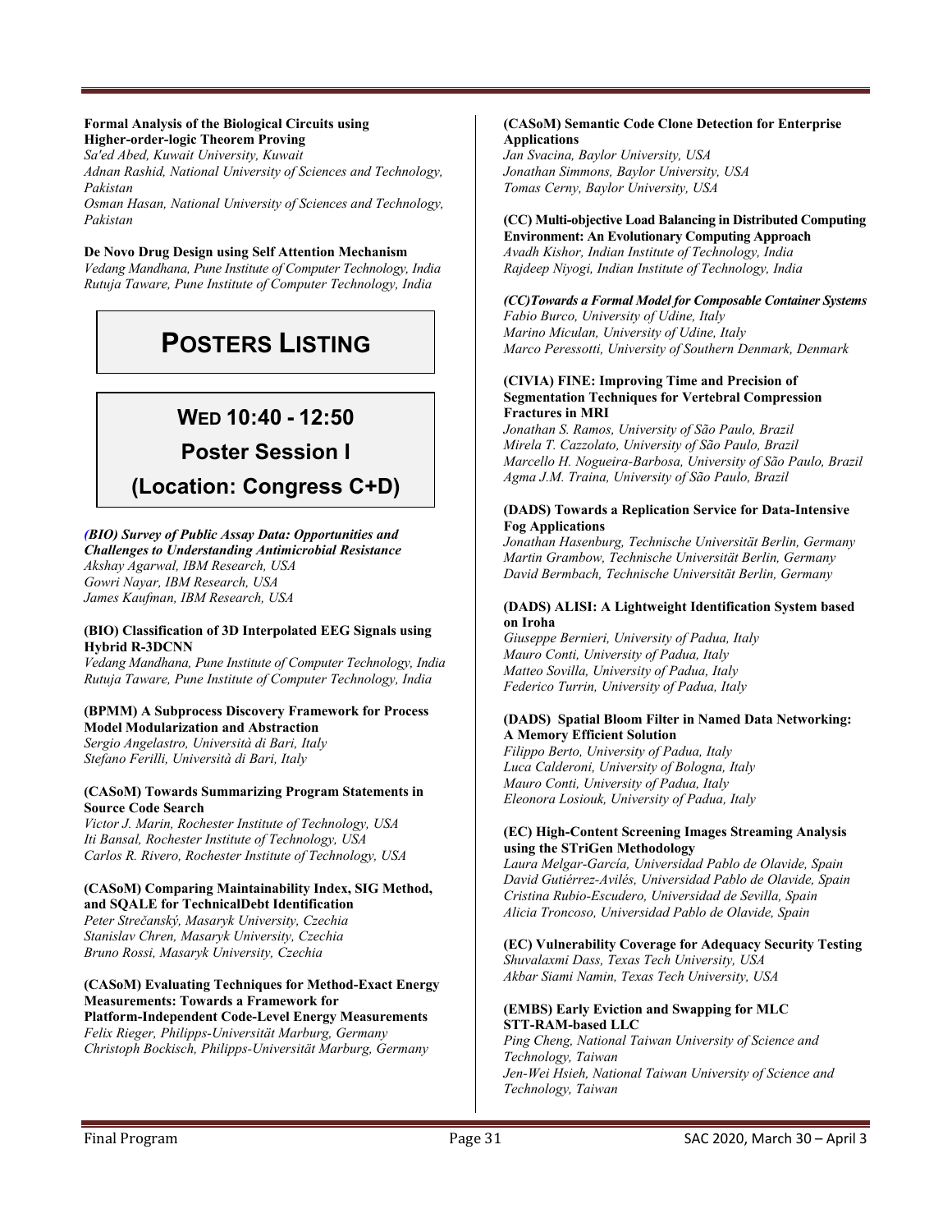**Formal Analysis of the Biological Circuits using Higher-order-logic Theorem Proving**
*Sa'ed Abed, Kuwait University, Kuwait*
*Adnan Rashid, National University of Sciences and Technology, Pakistan*
*Osman Hasan, National University of Sciences and Technology, Pakistan*

**De Novo Drug Design using Self Attention Mechanism**
*Vedang Mandhana, Pune Institute of Computer Technology, India*
*Rutuja Taware, Pune Institute of Computer Technology, India*

# POSTERS LISTING

## WED 10:40 - 12:50

## Poster Session I

## (Location: Congress C+D)

***(BIO) Survey of Public Assay Data: Opportunities and Challenges to Understanding Antimicrobial Resistance***
*Akshay Agarwal, IBM Research, USA*
*Gowri Nayar, IBM Research, USA*
*James Kaufman, IBM Research, USA*

**(BIO) Classification of 3D Interpolated EEG Signals using Hybrid R-3DCNN**
*Vedang Mandhana, Pune Institute of Computer Technology, India*
*Rutuja Taware, Pune Institute of Computer Technology, India*

**(BPMM) A Subprocess Discovery Framework for Process Model Modularization and Abstraction**
*Sergio Angelastro, Università di Bari, Italy*
*Stefano Ferilli, Università di Bari, Italy*

**(CASoM) Towards Summarizing Program Statements in Source Code Search**
*Victor J. Marin, Rochester Institute of Technology, USA*
*Iti Bansal, Rochester Institute of Technology, USA*
*Carlos R. Rivero, Rochester Institute of Technology, USA*

**(CASoM) Comparing Maintainability Index, SIG Method, and SQALE for TechnicalDebt Identification**
*Peter Strečanský, Masaryk University, Czechia*
*Stanislav Chren, Masaryk University, Czechia*
*Bruno Rossi, Masaryk University, Czechia*

**(CASoM) Evaluating Techniques for Method-Exact Energy Measurements: Towards a Framework for Platform-Independent Code-Level Energy Measurements**
*Felix Rieger, Philipps-Universität Marburg, Germany*
*Christoph Bockisch, Philipps-Universität Marburg, Germany*

**(CASoM) Semantic Code Clone Detection for Enterprise Applications**
*Jan Svacina, Baylor University, USA*
*Jonathan Simmons, Baylor University, USA*
*Tomas Cerny, Baylor University, USA*

**(CC) Multi-objective Load Balancing in Distributed Computing Environment: An Evolutionary Computing Approach**
*Avadh Kishor, Indian Institute of Technology, India*
*Rajdeep Niyogi, Indian Institute of Technology, India*

***(CC)Towards a Formal Model for Composable Container Systems***
*Fabio Burco, University of Udine, Italy*
*Marino Miculan, University of Udine, Italy*
*Marco Peressotti, University of Southern Denmark, Denmark*

**(CIVIA) FINE: Improving Time and Precision of Segmentation Techniques for Vertebral Compression Fractures in MRI**
*Jonathan S. Ramos, University of São Paulo, Brazil*
*Mirela T. Cazzolato, University of São Paulo, Brazil*
*Marcello H. Nogueira-Barbosa, University of São Paulo, Brazil*
*Agma J.M. Traina, University of São Paulo, Brazil*

**(DADS) Towards a Replication Service for Data-Intensive Fog Applications**
*Jonathan Hasenburg, Technische Universität Berlin, Germany*
*Martin Grambow, Technische Universität Berlin, Germany*
*David Bermbach, Technische Universität Berlin, Germany*

**(DADS) ALISI: A Lightweight Identification System based on Iroha**
*Giuseppe Bernieri, University of Padua, Italy*
*Mauro Conti, University of Padua, Italy*
*Matteo Sovilla, University of Padua, Italy*
*Federico Turrin, University of Padua, Italy*

**(DADS) Spatial Bloom Filter in Named Data Networking: A Memory Efficient Solution**
*Filippo Berto, University of Padua, Italy*
*Luca Calderoni, University of Bologna, Italy*
*Mauro Conti, University of Padua, Italy*
*Eleonora Losiouk, University of Padua, Italy*

**(EC) High-Content Screening Images Streaming Analysis using the STriGen Methodology**
*Laura Melgar-García, Universidad Pablo de Olavide, Spain*
*David Gutiérrez-Avilés, Universidad Pablo de Olavide, Spain*
*Cristina Rubio-Escudero, Universidad de Sevilla, Spain*
*Alicia Troncoso, Universidad Pablo de Olavide, Spain*

**(EC) Vulnerability Coverage for Adequacy Security Testing**
*Shuvalaxmi Dass, Texas Tech University, USA*
*Akbar Siami Namin, Texas Tech University, USA*

**(EMBS) Early Eviction and Swapping for MLC STT-RAM-based LLC**
*Ping Cheng, National Taiwan University of Science and Technology, Taiwan*
*Jen-Wei Hsieh, National Taiwan University of Science and Technology, Taiwan*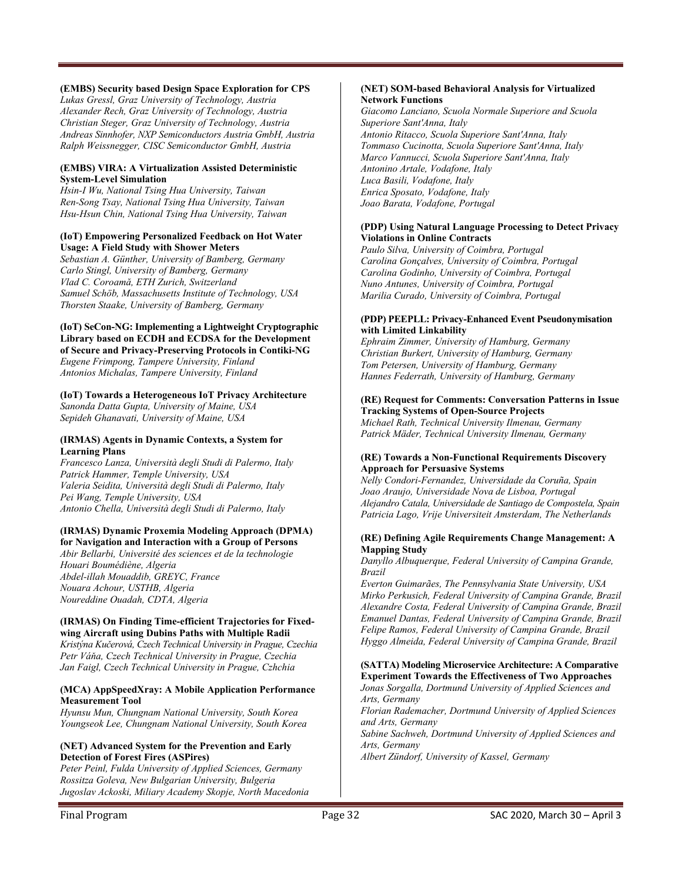**(EMBS) Security based Design Space Exploration for CPS**
*Lukas Gressl, Graz University of Technology, Austria*
*Alexander Rech, Graz University of Technology, Austria*
*Christian Steger, Graz University of Technology, Austria*
*Andreas Sinnhofer, NXP Semiconductors Austria GmbH, Austria*
*Ralph Weissnegger, CISC Semiconductor GmbH, Austria*

**(EMBS) VIRA: A Virtualization Assisted Deterministic System-Level Simulation**
*Hsin-I Wu, National Tsing Hua University, Taiwan*
*Ren-Song Tsay, National Tsing Hua University, Taiwan*
*Hsu-Hsun Chin, National Tsing Hua University, Taiwan*

**(IoT) Empowering Personalized Feedback on Hot Water Usage: A Field Study with Shower Meters**
*Sebastian A. Günther, University of Bamberg, Germany*
*Carlo Stingl, University of Bamberg, Germany*
*Vlad C. Coroamă, ETH Zurich, Switzerland*
*Samuel Schöb, Massachusetts Institute of Technology, USA*
*Thorsten Staake, University of Bamberg, Germany*

**(IoT) SeCon-NG: Implementing a Lightweight Cryptographic Library based on ECDH and ECDSA for the Development of Secure and Privacy-Preserving Protocols in Contiki-NG**
*Eugene Frimpong, Tampere University, Finland*
*Antonios Michalas, Tampere University, Finland*

**(IoT) Towards a Heterogeneous IoT Privacy Architecture**
*Sanonda Datta Gupta, University of Maine, USA*
*Sepideh Ghanavati, University of Maine, USA*

**(IRMAS) Agents in Dynamic Contexts, a System for Learning Plans**
*Francesco Lanza, Università degli Studi di Palermo, Italy*
*Patrick Hammer, Temple University, USA*
*Valeria Seidita, Università degli Studi di Palermo, Italy*
*Pei Wang, Temple University, USA*
*Antonio Chella, Università degli Studi di Palermo, Italy*

**(IRMAS) Dynamic Proxemia Modeling Approach (DPMA) for Navigation and Interaction with a Group of Persons**
*Abir Bellarbi, Université des sciences et de la technologie Houari Boumédiène, Algeria*
*Abdel-illah Mouaddib, GREYC, France*
*Nouara Achour, USTHB, Algeria*
*Noureddine Ouadah, CDTA, Algeria*

**(IRMAS) On Finding Time-efficient Trajectories for Fixed-wing Aircraft using Dubins Paths with Multiple Radii**
*Kristýna Kučerová, Czech Technical University in Prague, Czechia*
*Petr Váňa, Czech Technical University in Prague, Czechia*
*Jan Faigl, Czech Technical University in Prague, Czhchia*

**(MCA) AppSpeedXray: A Mobile Application Performance Measurement Tool**
*Hyunsu Mun, Chungnam National University, South Korea*
*Youngseok Lee, Chungnam National University, South Korea*

**(NET) Advanced System for the Prevention and Early Detection of Forest Fires (ASPires)**
*Peter Peinl, Fulda University of Applied Sciences, Germany*
*Rossitza Goleva, New Bulgarian University, Bulgaria*
*Jugoslav Ackoski, Miliary Academy Skopje, North Macedonia*

**(NET) SOM-based Behavioral Analysis for Virtualized Network Functions**
*Giacomo Lanciano, Scuola Normale Superiore and Scuola Superiore Sant'Anna, Italy*
*Antonio Ritacco, Scuola Superiore Sant'Anna, Italy*
*Tommaso Cucinotta, Scuola Superiore Sant'Anna, Italy*
*Marco Vannucci, Scuola Superiore Sant'Anna, Italy*
*Antonino Artale, Vodafone, Italy*
*Luca Basili, Vodafone, Italy*
*Enrica Sposato, Vodafone, Italy*
*Joao Barata, Vodafone, Portugal*

**(PDP) Using Natural Language Processing to Detect Privacy Violations in Online Contracts**
*Paulo Silva, University of Coimbra, Portugal*
*Carolina Gonçalves, University of Coimbra, Portugal*
*Carolina Godinho, University of Coimbra, Portugal*
*Nuno Antunes, University of Coimbra, Portugal*
*Marilia Curado, University of Coimbra, Portugal*

**(PDP) PEEPLL: Privacy-Enhanced Event Pseudonymisation with Limited Linkability**
*Ephraim Zimmer, University of Hamburg, Germany*
*Christian Burkert, University of Hamburg, Germany*
*Tom Petersen, University of Hamburg, Germany*
*Hannes Federrath, University of Hamburg, Germany*

**(RE) Request for Comments: Conversation Patterns in Issue Tracking Systems of Open-Source Projects**
*Michael Rath, Technical University Ilmenau, Germany*
*Patrick Mäder, Technical University Ilmenau, Germany*

**(RE) Towards a Non-Functional Requirements Discovery Approach for Persuasive Systems**
*Nelly Condori-Fernandez, Universidade da Coruña, Spain*
*Joao Araujo, Universidade Nova de Lisboa, Portugal*
*Alejandro Catala, Universidade de Santiago de Compostela, Spain*
*Patricia Lago, Vrije Universiteit Amsterdam, The Netherlands*

**(RE) Defining Agile Requirements Change Management: A Mapping Study**
*Danyllo Albuquerque, Federal University of Campina Grande, Brazil*
*Everton Guimarães, The Pennsylvania State University, USA*
*Mirko Perkusich, Federal University of Campina Grande, Brazil*
*Alexandre Costa, Federal University of Campina Grande, Brazil*
*Emanuel Dantas, Federal University of Campina Grande, Brazil*
*Felipe Ramos, Federal University of Campina Grande, Brazil*
*Hyggo Almeida, Federal University of Campina Grande, Brazil*

**(SATTA) Modeling Microservice Architecture: A Comparative Experiment Towards the Effectiveness of Two Approaches**
*Jonas Sorgalla, Dortmund University of Applied Sciences and Arts, Germany*
*Florian Rademacher, Dortmund University of Applied Sciences and Arts, Germany*
*Sabine Sachweh, Dortmund University of Applied Sciences and Arts, Germany*
*Albert Zündorf, University of Kassel, Germany*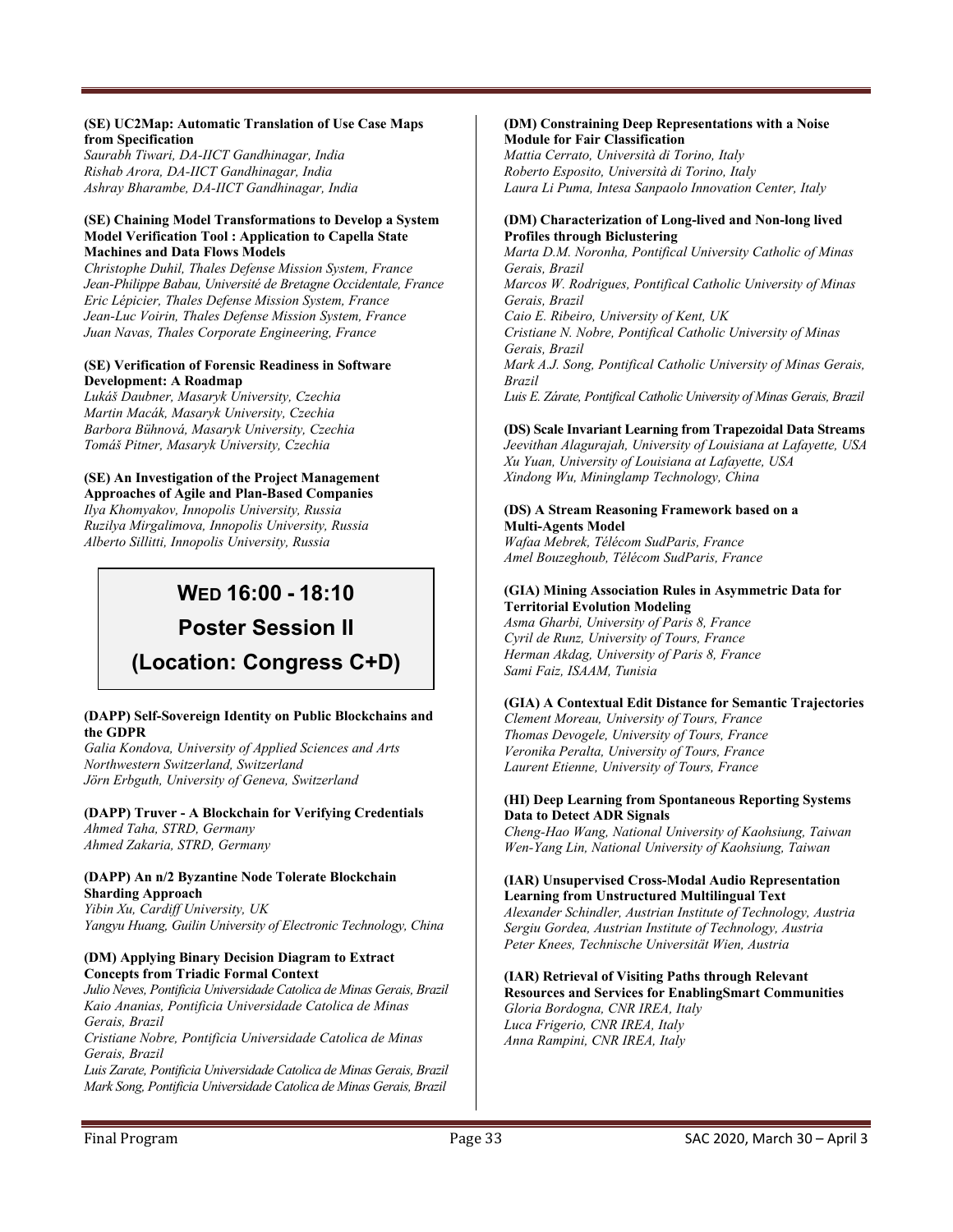**(SE) UC2Map: Automatic Translation of Use Case Maps from Specification**
*Saurabh Tiwari, DA-IICT Gandhinagar, India*
*Rishab Arora, DA-IICT Gandhinagar, India*
*Ashray Bharambe, DA-IICT Gandhinagar, India*

**(SE) Chaining Model Transformations to Develop a System Model Verification Tool : Application to Capella State Machines and Data Flows Models**
*Christophe Duhil, Thales Defense Mission System, France*
*Jean-Philippe Babau, Université de Bretagne Occidentale, France*
*Eric Lépicier, Thales Defense Mission System, France*
*Jean-Luc Voirin, Thales Defense Mission System, France*
*Juan Navas, Thales Corporate Engineering, France*

**(SE) Verification of Forensic Readiness in Software Development: A Roadmap**
*Lukáš Daubner, Masaryk University, Czechia*
*Martin Macák, Masaryk University, Czechia*
*Barbora Bühnová, Masaryk University, Czechia*
*Tomáš Pitner, Masaryk University, Czechia*

**(SE) An Investigation of the Project Management Approaches of Agile and Plan-Based Companies**
*Ilya Khomyakov, Innopolis University, Russia*
*Ruzilya Mirgalimova, Innopolis University, Russia*
*Alberto Sillitti, Innopolis University, Russia*

## WED 16:00 - 18:10
## Poster Session II
## (Location: Congress C+D)

**(DAPP) Self-Sovereign Identity on Public Blockchains and the GDPR**
*Galia Kondova, University of Applied Sciences and Arts Northwestern Switzerland, Switzerland*
*Jörn Erbguth, University of Geneva, Switzerland*

**(DAPP) Truver - A Blockchain for Verifying Credentials**
*Ahmed Taha, STRD, Germany*
*Ahmed Zakaria, STRD, Germany*

**(DAPP) An n/2 Byzantine Node Tolerate Blockchain Sharding Approach**
*Yibin Xu, Cardiff University, UK*
*Yangyu Huang, Guilin University of Electronic Technology, China*

**(DM) Applying Binary Decision Diagram to Extract Concepts from Triadic Formal Context**
*Julio Neves, Pontificia Universidade Catolica de Minas Gerais, Brazil*
*Kaio Ananias, Pontificia Universidade Catolica de Minas Gerais, Brazil*
*Cristiane Nobre, Pontificia Universidade Catolica de Minas Gerais, Brazil*
*Luis Zarate, Pontificia Universidade Catolica de Minas Gerais, Brazil*
*Mark Song, Pontificia Universidade Catolica de Minas Gerais, Brazil*

**(DM) Constraining Deep Representations with a Noise Module for Fair Classification**
*Mattia Cerrato, Università di Torino, Italy*
*Roberto Esposito, Università di Torino, Italy*
*Laura Li Puma, Intesa Sanpaolo Innovation Center, Italy*

**(DM) Characterization of Long-lived and Non-long lived Profiles through Biclustering**
*Marta D.M. Noronha, Pontifical University Catholic of Minas Gerais, Brazil*
*Marcos W. Rodrigues, Pontifical Catholic University of Minas Gerais, Brazil*
*Caio E. Ribeiro, University of Kent, UK*
*Cristiane N. Nobre, Pontifical Catholic University of Minas Gerais, Brazil*
*Mark A.J. Song, Pontifical Catholic University of Minas Gerais, Brazil*
*Luis E. Zárate, Pontifical Catholic University of Minas Gerais, Brazil*

**(DS) Scale Invariant Learning from Trapezoidal Data Streams**
*Jeevithan Alagurajah, University of Louisiana at Lafayette, USA*
*Xu Yuan, University of Louisiana at Lafayette, USA*
*Xindong Wu, Mininglamp Technology, China*

**(DS) A Stream Reasoning Framework based on a Multi-Agents Model**
*Wafaa Mebrek, Télécom SudParis, France*
*Amel Bouzeghoub, Télécom SudParis, France*

**(GIA) Mining Association Rules in Asymmetric Data for Territorial Evolution Modeling**
*Asma Gharbi, University of Paris 8, France*
*Cyril de Runz, University of Tours, France*
*Herman Akdag, University of Paris 8, France*
*Sami Faiz, ISAAM, Tunisia*

**(GIA) A Contextual Edit Distance for Semantic Trajectories**
*Clement Moreau, University of Tours, France*
*Thomas Devogele, University of Tours, France*
*Veronika Peralta, University of Tours, France*
*Laurent Etienne, University of Tours, France*

**(HI) Deep Learning from Spontaneous Reporting Systems Data to Detect ADR Signals**
*Cheng-Hao Wang, National University of Kaohsiung, Taiwan*
*Wen-Yang Lin, National University of Kaohsiung, Taiwan*

**(IAR) Unsupervised Cross-Modal Audio Representation Learning from Unstructured Multilingual Text**
*Alexander Schindler, Austrian Institute of Technology, Austria*
*Sergiu Gordea, Austrian Institute of Technology, Austria*
*Peter Knees, Technische Universität Wien, Austria*

**(IAR) Retrieval of Visiting Paths through Relevant Resources and Services for EnablingSmart Communities**
*Gloria Bordogna, CNR IREA, Italy*
*Luca Frigerio, CNR IREA, Italy*
*Anna Rampini, CNR IREA, Italy*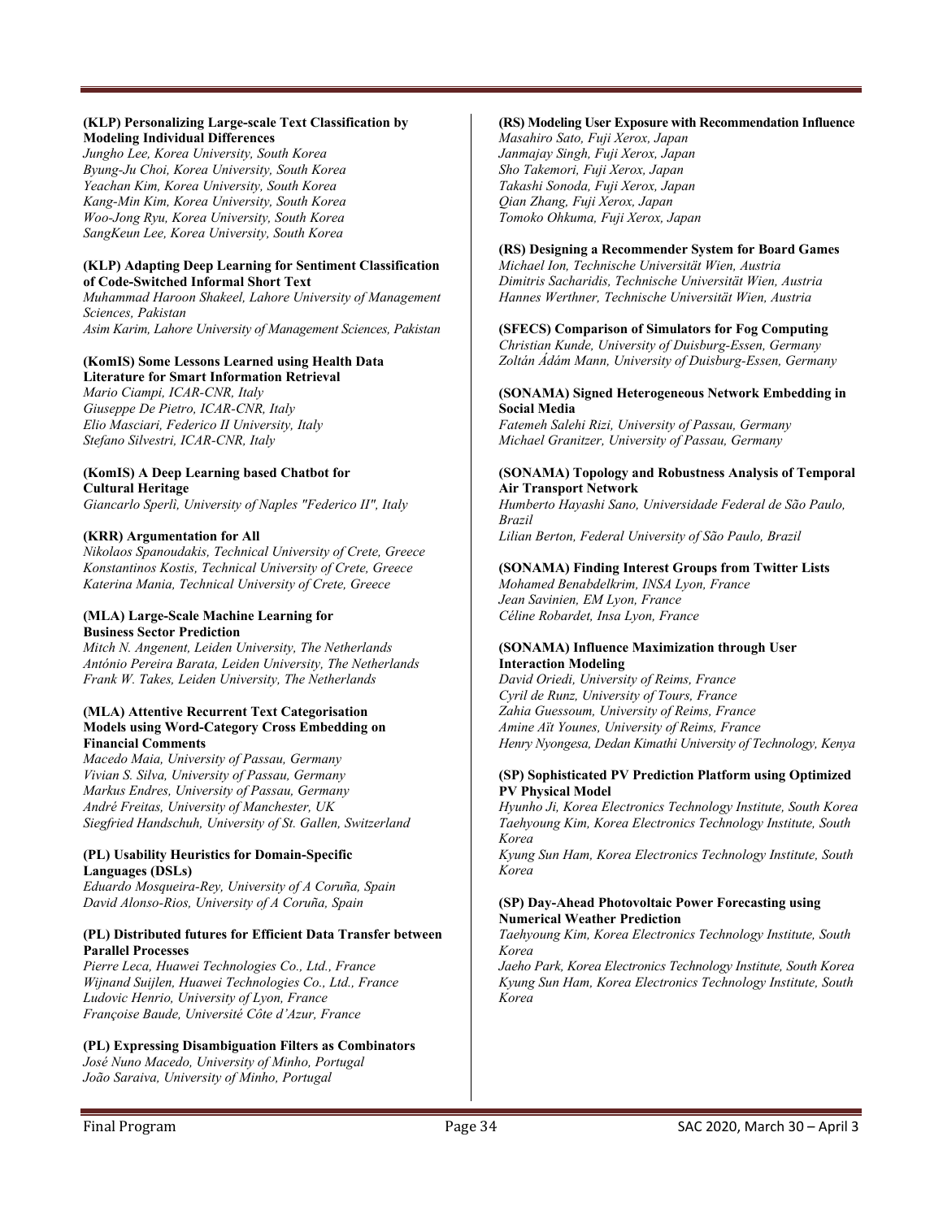**(KLP) Personalizing Large-scale Text Classification by Modeling Individual Differences**
*Jungho Lee, Korea University, South Korea*
*Byung-Ju Choi, Korea University, South Korea*
*Yeachan Kim, Korea University, South Korea*
*Kang-Min Kim, Korea University, South Korea*
*Woo-Jong Ryu, Korea University, South Korea*
*SangKeun Lee, Korea University, South Korea*

**(KLP) Adapting Deep Learning for Sentiment Classification of Code-Switched Informal Short Text**
*Muhammad Haroon Shakeel, Lahore University of Management Sciences, Pakistan*
*Asim Karim, Lahore University of Management Sciences, Pakistan*

**(KomIS) Some Lessons Learned using Health Data Literature for Smart Information Retrieval**
*Mario Ciampi, ICAR-CNR, Italy*
*Giuseppe De Pietro, ICAR-CNR, Italy*
*Elio Masciari, Federico II University, Italy*
*Stefano Silvestri, ICAR-CNR, Italy*

**(KomIS) A Deep Learning based Chatbot for Cultural Heritage**
*Giancarlo Sperlì, University of Naples "Federico II", Italy*

**(KRR) Argumentation for All**
*Nikolaos Spanoudakis, Technical University of Crete, Greece*
*Konstantinos Kostis, Technical University of Crete, Greece*
*Katerina Mania, Technical University of Crete, Greece*

**(MLA) Large-Scale Machine Learning for Business Sector Prediction**
*Mitch N. Angenent, Leiden University, The Netherlands*
*António Pereira Barata, Leiden University, The Netherlands*
*Frank W. Takes, Leiden University, The Netherlands*

**(MLA) Attentive Recurrent Text Categorisation Models using Word-Category Cross Embedding on Financial Comments**
*Macedo Maia, University of Passau, Germany*
*Vivian S. Silva, University of Passau, Germany*
*Markus Endres, University of Passau, Germany*
*André Freitas, University of Manchester, UK*
*Siegfried Handschuh, University of St. Gallen, Switzerland*

**(PL) Usability Heuristics for Domain-Specific Languages (DSLs)**
*Eduardo Mosqueira-Rey, University of A Coruña, Spain*
*David Alonso-Rios, University of A Coruña, Spain*

**(PL) Distributed futures for Efficient Data Transfer between Parallel Processes**
*Pierre Leca, Huawei Technologies Co., Ltd., France*
*Wijnand Suijlen, Huawei Technologies Co., Ltd., France*
*Ludovic Henrio, University of Lyon, France*
*Françoise Baude, Université Côte d'Azur, France*

**(PL) Expressing Disambiguation Filters as Combinators**
*José Nuno Macedo, University of Minho, Portugal*
*João Saraiva, University of Minho, Portugal*

**(RS) Modeling User Exposure with Recommendation Influence**
*Masahiro Sato, Fuji Xerox, Japan*
*Janmajay Singh, Fuji Xerox, Japan*
*Sho Takemori, Fuji Xerox, Japan*
*Takashi Sonoda, Fuji Xerox, Japan*
*Qian Zhang, Fuji Xerox, Japan*
*Tomoko Ohkuma, Fuji Xerox, Japan*

**(RS) Designing a Recommender System for Board Games**
*Michael Ion, Technische Universität Wien, Austria*
*Dimitris Sacharidis, Technische Universität Wien, Austria*
*Hannes Werthner, Technische Universität Wien, Austria*

**(SFECS) Comparison of Simulators for Fog Computing**
*Christian Kunde, University of Duisburg-Essen, Germany*
*Zoltán Ádám Mann, University of Duisburg-Essen, Germany*

**(SONAMA) Signed Heterogeneous Network Embedding in Social Media**
*Fatemeh Salehi Rizi, University of Passau, Germany*
*Michael Granitzer, University of Passau, Germany*

**(SONAMA) Topology and Robustness Analysis of Temporal Air Transport Network**
*Humberto Hayashi Sano, Universidade Federal de São Paulo, Brazil*
*Lilian Berton, Federal University of São Paulo, Brazil*

**(SONAMA) Finding Interest Groups from Twitter Lists**
*Mohamed Benabdelkrim, INSA Lyon, France*
*Jean Savinien, EM Lyon, France*
*Céline Robardet, Insa Lyon, France*

**(SONAMA) Influence Maximization through User Interaction Modeling**
*David Oriedi, University of Reims, France*
*Cyril de Runz, University of Tours, France*
*Zahia Guessoum, University of Reims, France*
*Amine Aït Younes, University of Reims, France*
*Henry Nyongesa, Dedan Kimathi University of Technology, Kenya*

**(SP) Sophisticated PV Prediction Platform using Optimized PV Physical Model**
*Hyunho Ji, Korea Electronics Technology Institute, South Korea*
*Taehyoung Kim, Korea Electronics Technology Institute, South Korea*
*Kyung Sun Ham, Korea Electronics Technology Institute, South Korea*

**(SP) Day-Ahead Photovoltaic Power Forecasting using Numerical Weather Prediction**
*Taehyoung Kim, Korea Electronics Technology Institute, South Korea*
*Jaeho Park, Korea Electronics Technology Institute, South Korea*
*Kyung Sun Ham, Korea Electronics Technology Institute, South Korea*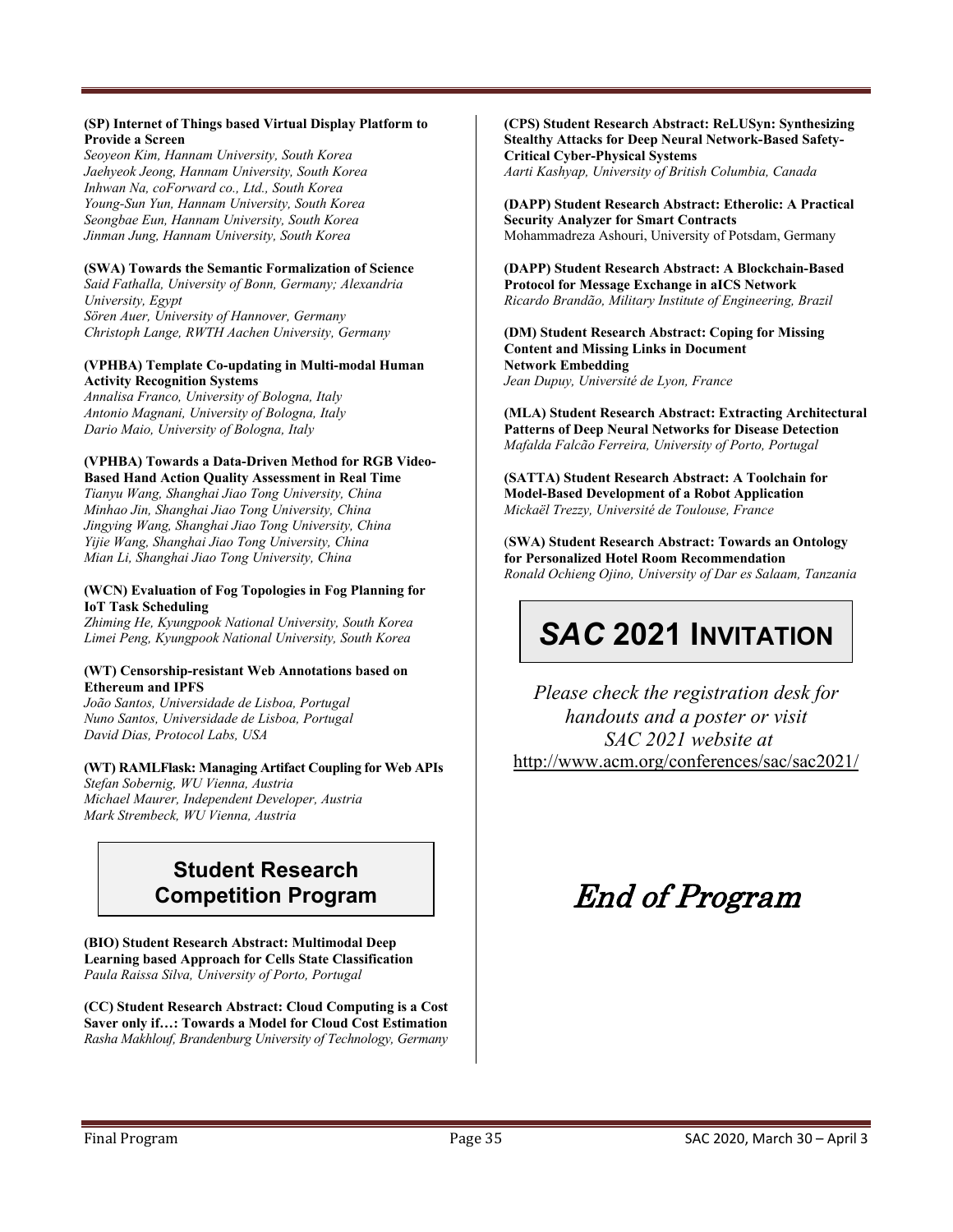**(SP) Internet of Things based Virtual Display Platform to Provide a Screen**
*Seoyeon Kim, Hannam University, South Korea*
*Jaehyeok Jeong, Hannam University, South Korea*
*Inhwan Na, coForward co., Ltd., South Korea*
*Young-Sun Yun, Hannam University, South Korea*
*Seongbae Eun, Hannam University, South Korea*
*Jinman Jung, Hannam University, South Korea*

**(SWA) Towards the Semantic Formalization of Science**
*Said Fathalla, University of Bonn, Germany; Alexandria University, Egypt*
*Sören Auer, University of Hannover, Germany*
*Christoph Lange, RWTH Aachen University, Germany*

**(VPHBA) Template Co-updating in Multi-modal Human Activity Recognition Systems**
*Annalisa Franco, University of Bologna, Italy*
*Antonio Magnani, University of Bologna, Italy*
*Dario Maio, University of Bologna, Italy*

**(VPHBA) Towards a Data-Driven Method for RGB Video-Based Hand Action Quality Assessment in Real Time**
*Tianyu Wang, Shanghai Jiao Tong University, China*
*Minhao Jin, Shanghai Jiao Tong University, China*
*Jingying Wang, Shanghai Jiao Tong University, China*
*Yijie Wang, Shanghai Jiao Tong University, China*
*Mian Li, Shanghai Jiao Tong University, China*

**(WCN) Evaluation of Fog Topologies in Fog Planning for IoT Task Scheduling**
*Zhiming He, Kyungpook National University, South Korea*
*Limei Peng, Kyungpook National University, South Korea*

**(WT) Censorship-resistant Web Annotations based on Ethereum and IPFS**
*João Santos, Universidade de Lisboa, Portugal*
*Nuno Santos, Universidade de Lisboa, Portugal*
*David Dias, Protocol Labs, USA*

**(WT) RAMLFlask: Managing Artifact Coupling for Web APIs**
*Stefan Sobernig, WU Vienna, Austria*
*Michael Maurer, Independent Developer, Austria*
*Mark Strembeck, WU Vienna, Austria*

## Student Research Competition Program

**(BIO) Student Research Abstract: Multimodal Deep Learning based Approach for Cells State Classification**
*Paula Raissa Silva, University of Porto, Portugal*

**(CC) Student Research Abstract: Cloud Computing is a Cost Saver only if…: Towards a Model for Cloud Cost Estimation**
*Rasha Makhlouf, Brandenburg University of Technology, Germany*

**(CPS) Student Research Abstract: ReLUSyn: Synthesizing Stealthy Attacks for Deep Neural Network-Based Safety-Critical Cyber-Physical Systems**
*Aarti Kashyap, University of British Columbia, Canada*

**(DAPP) Student Research Abstract: Etherolic: A Practical Security Analyzer for Smart Contracts**
Mohammadreza Ashouri, University of Potsdam, Germany

**(DAPP) Student Research Abstract: A Blockchain-Based Protocol for Message Exchange in aICS Network**
*Ricardo Brandão, Military Institute of Engineering, Brazil*

**(DM) Student Research Abstract: Coping for Missing Content and Missing Links in Document Network Embedding**
*Jean Dupuy, Université de Lyon, France*

**(MLA) Student Research Abstract: Extracting Architectural Patterns of Deep Neural Networks for Disease Detection**
*Mafalda Falcão Ferreira, University of Porto, Portugal*

**(SATTA) Student Research Abstract: A Toolchain for Model-Based Development of a Robot Application**
*Mickaël Trezzy, Université de Toulouse, France*

**(SWA) Student Research Abstract: Towards an Ontology for Personalized Hotel Room Recommendation**
*Ronald Ochieng Ojino, University of Dar es Salaam, Tanzania*

## *SAC* 2021 INVITATION

*Please check the registration desk for handouts and a poster or visit SAC 2021 website at*
http://www.acm.org/conferences/sac/sac2021/

# *End of Program*